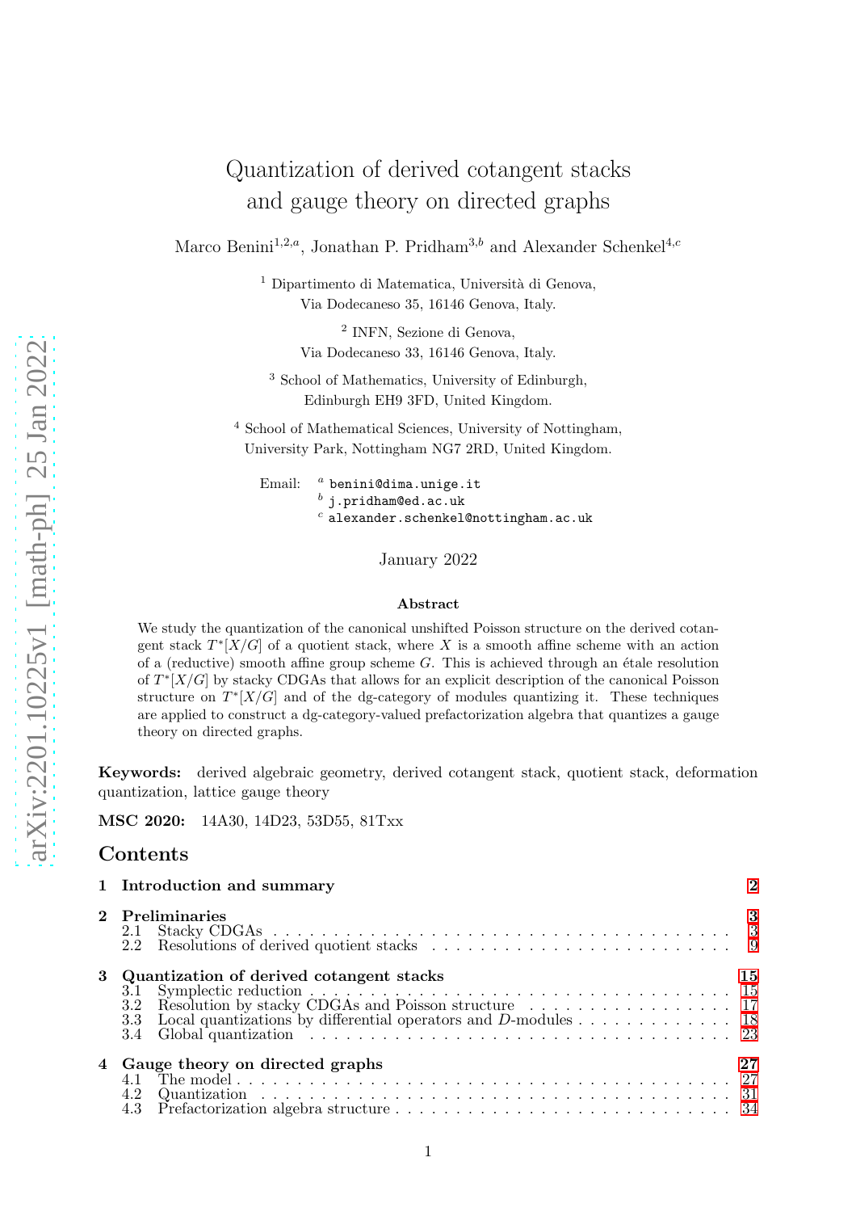# Quantization of derived cotangent stacks and gauge theory on directed graphs

Marco Benini[1,2,a], Jonathan P. Pridham[3,b] and Alexander Schenkel[4,c]

[1] Dipartimento di Matematica, Università di Genova,
Via Dodecaneso 35, 16146 Genova, Italy.

[2] INFN, Sezione di Genova,
Via Dodecaneso 33, 16146 Genova, Italy.

[3] School of Mathematics, University of Edinburgh,
Edinburgh EH9 3FD, United Kingdom.

[4] School of Mathematical Sciences, University of Nottingham,
University Park, Nottingham NG7 2RD, United Kingdom.

Email: [a] benini@dima.unige.it
[b] j.pridham@ed.ac.uk
[c] alexander.schenkel@nottingham.ac.uk

January 2022

**Abstract**

We study the quantization of the canonical unshifted Poisson structure on the derived cotangent stack $T^*[X/G]$ of a quotient stack, where $X$ is a smooth affine scheme with an action of a (reductive) smooth affine group scheme $G$. This is achieved through an étale resolution of $T^*[X/G]$ by stacky CDGAs that allows for an explicit description of the canonical Poisson structure on $T^*[X/G]$ and of the dg-category of modules quantizing it. These techniques are applied to construct a dg-category-valued prefactorization algebra that quantizes a gauge theory on directed graphs.

**Keywords:** derived algebraic geometry, derived cotangent stack, quotient stack, deformation quantization, lattice gauge theory

**MSC 2020:** 14A30, 14D23, 53D55, 81Txx

## Contents

- **1 Introduction and summary** — 2
- **2 Preliminaries** — 3
  - 2.1 Stacky CDGAs — 3
  - 2.2 Resolutions of derived quotient stacks — 9
- **3 Quantization of derived cotangent stacks** — 15
  - 3.1 Symplectic reduction — 15
  - 3.2 Resolution by stacky CDGAs and Poisson structure — 17
  - 3.3 Local quantizations by differential operators and $D$-modules — 18
  - 3.4 Global quantization — 23
- **4 Gauge theory on directed graphs** — 27
  - 4.1 The model — 27
  - 4.2 Quantization — 31
  - 4.3 Prefactorization algebra structure — 34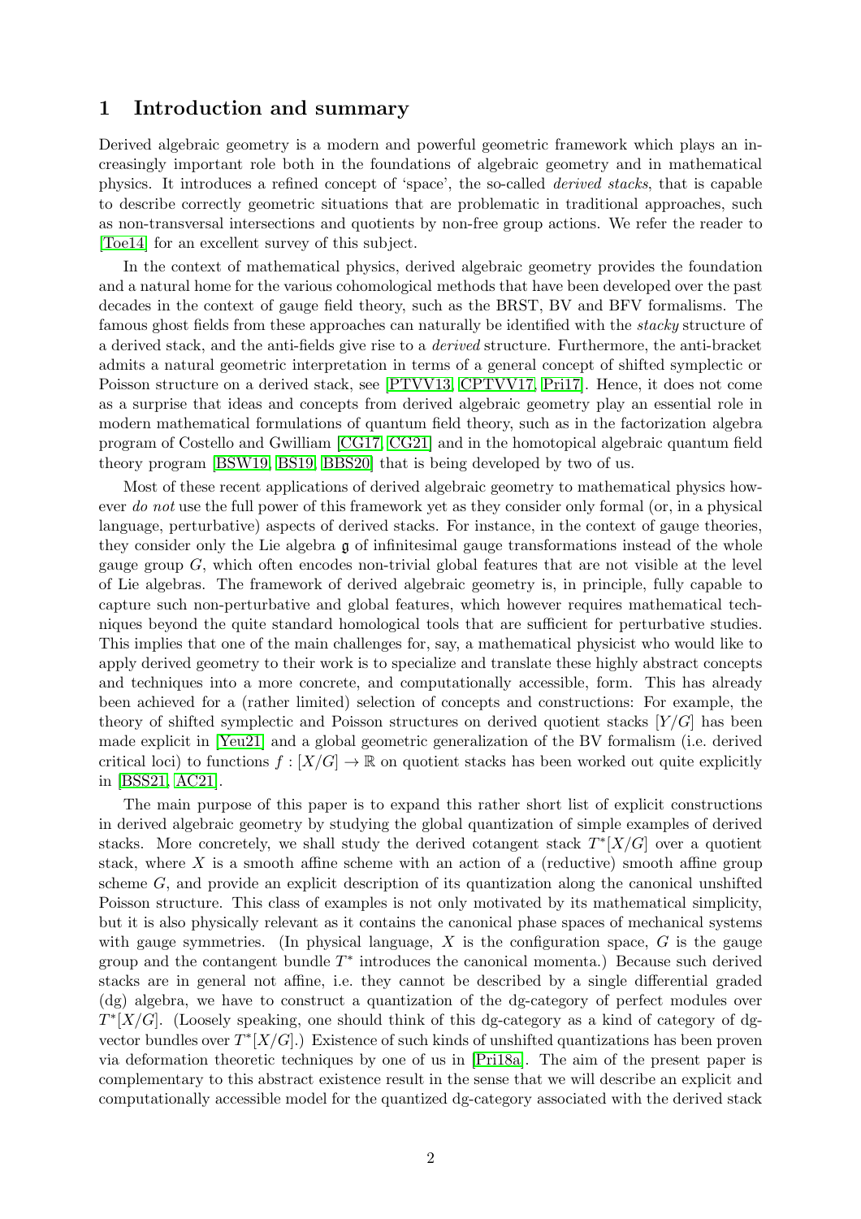## 1 Introduction and summary

Derived algebraic geometry is a modern and powerful geometric framework which plays an increasingly important role both in the foundations of algebraic geometry and in mathematical physics. It introduces a refined concept of 'space', the so-called *derived stacks*, that is capable to describe correctly geometric situations that are problematic in traditional approaches, such as non-transversal intersections and quotients by non-free group actions. We refer the reader to [Toe14] for an excellent survey of this subject.

In the context of mathematical physics, derived algebraic geometry provides the foundation and a natural home for the various cohomological methods that have been developed over the past decades in the context of gauge field theory, such as the BRST, BV and BFV formalisms. The famous ghost fields from these approaches can naturally be identified with the *stacky* structure of a derived stack, and the anti-fields give rise to a *derived* structure. Furthermore, the anti-bracket admits a natural geometric interpretation in terms of a general concept of shifted symplectic or Poisson structure on a derived stack, see [PTVV13, CPTVV17, Pri17]. Hence, it does not come as a surprise that ideas and concepts from derived algebraic geometry play an essential role in modern mathematical formulations of quantum field theory, such as in the factorization algebra program of Costello and Gwilliam [CG17, CG21] and in the homotopical algebraic quantum field theory program [BSW19, BS19, BBS20] that is being developed by two of us.

Most of these recent applications of derived algebraic geometry to mathematical physics however *do not* use the full power of this framework yet as they consider only formal (or, in a physical language, perturbative) aspects of derived stacks. For instance, in the context of gauge theories, they consider only the Lie algebra $\mathfrak{g}$ of infinitesimal gauge transformations instead of the whole gauge group $G$, which often encodes non-trivial global features that are not visible at the level of Lie algebras. The framework of derived algebraic geometry is, in principle, fully capable to capture such non-perturbative and global features, which however requires mathematical techniques beyond the quite standard homological tools that are sufficient for perturbative studies. This implies that one of the main challenges for, say, a mathematical physicist who would like to apply derived geometry to their work is to specialize and translate these highly abstract concepts and techniques into a more concrete, and computationally accessible, form. This has already been achieved for a (rather limited) selection of concepts and constructions: For example, the theory of shifted symplectic and Poisson structures on derived quotient stacks $[Y/G]$ has been made explicit in [Yeu21] and a global geometric generalization of the BV formalism (i.e. derived critical loci) to functions $f : [X/G] \to \mathbb{R}$ on quotient stacks has been worked out quite explicitly in [BSS21, AC21].

The main purpose of this paper is to expand this rather short list of explicit constructions in derived algebraic geometry by studying the global quantization of simple examples of derived stacks. More concretely, we shall study the derived cotangent stack $T^*[X/G]$ over a quotient stack, where $X$ is a smooth affine scheme with an action of a (reductive) smooth affine group scheme $G$, and provide an explicit description of its quantization along the canonical unshifted Poisson structure. This class of examples is not only motivated by its mathematical simplicity, but it is also physically relevant as it contains the canonical phase spaces of mechanical systems with gauge symmetries. (In physical language, $X$ is the configuration space, $G$ is the gauge group and the contangent bundle $T^*$ introduces the canonical momenta.) Because such derived stacks are in general not affine, i.e. they cannot be described by a single differential graded (dg) algebra, we have to construct a quantization of the dg-category of perfect modules over $T^*[X/G]$. (Loosely speaking, one should think of this dg-category as a kind of category of dg-vector bundles over $T^*[X/G]$.) Existence of such kinds of unshifted quantizations has been proven via deformation theoretic techniques by one of us in [Pri18a]. The aim of the present paper is complementary to this abstract existence result in the sense that we will describe an explicit and computationally accessible model for the quantized dg-category associated with the derived stack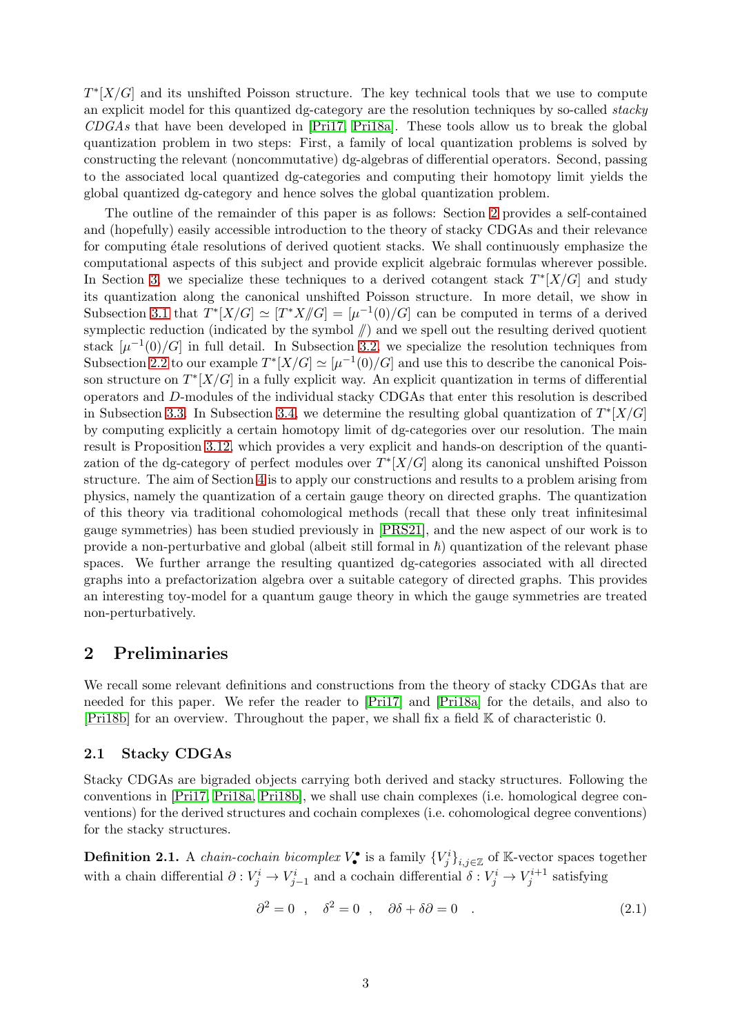$T^*[X/G]$ and its unshifted Poisson structure. The key technical tools that we use to compute an explicit model for this quantized dg-category are the resolution techniques by so-called *stacky CDGAs* that have been developed in [Pri17, Pri18a]. These tools allow us to break the global quantization problem in two steps: First, a family of local quantization problems is solved by constructing the relevant (noncommutative) dg-algebras of differential operators. Second, passing to the associated local quantized dg-categories and computing their homotopy limit yields the global quantized dg-category and hence solves the global quantization problem.

The outline of the remainder of this paper is as follows: Section 2 provides a self-contained and (hopefully) easily accessible introduction to the theory of stacky CDGAs and their relevance for computing étale resolutions of derived quotient stacks. We shall continuously emphasize the computational aspects of this subject and provide explicit algebraic formulas wherever possible. In Section 3, we specialize these techniques to a derived cotangent stack $T^*[X/G]$ and study its quantization along the canonical unshifted Poisson structure. In more detail, we show in Subsection 3.1 that $T^*[X/G] \simeq [T^*X/\!\!/G] = [\mu^{-1}(0)/G]$ can be computed in terms of a derived symplectic reduction (indicated by the symbol $/\!\!/$) and we spell out the resulting derived quotient stack $[\mu^{-1}(0)/G]$ in full detail. In Subsection 3.2, we specialize the resolution techniques from Subsection 2.2 to our example $T^*[X/G] \simeq [\mu^{-1}(0)/G]$ and use this to describe the canonical Poisson structure on $T^*[X/G]$ in a fully explicit way. An explicit quantization in terms of differential operators and $D$-modules of the individual stacky CDGAs that enter this resolution is described in Subsection 3.3. In Subsection 3.4, we determine the resulting global quantization of $T^*[X/G]$ by computing explicitly a certain homotopy limit of dg-categories over our resolution. The main result is Proposition 3.12, which provides a very explicit and hands-on description of the quantization of the dg-category of perfect modules over $T^*[X/G]$ along its canonical unshifted Poisson structure. The aim of Section 4 is to apply our constructions and results to a problem arising from physics, namely the quantization of a certain gauge theory on directed graphs. The quantization of this theory via traditional cohomological methods (recall that these only treat infinitesimal gauge symmetries) has been studied previously in [PRS21], and the new aspect of our work is to provide a non-perturbative and global (albeit still formal in $\hbar$) quantization of the relevant phase spaces. We further arrange the resulting quantized dg-categories associated with all directed graphs into a prefactorization algebra over a suitable category of directed graphs. This provides an interesting toy-model for a quantum gauge theory in which the gauge symmetries are treated non-perturbatively.

## 2 Preliminaries

We recall some relevant definitions and constructions from the theory of stacky CDGAs that are needed for this paper. We refer the reader to [Pri17] and [Pri18a] for the details, and also to [Pri18b] for an overview. Throughout the paper, we shall fix a field $\mathbb{K}$ of characteristic 0.

### 2.1 Stacky CDGAs

Stacky CDGAs are bigraded objects carrying both derived and stacky structures. Following the conventions in [Pri17, Pri18a, Pri18b], we shall use chain complexes (i.e. homological degree conventions) for the derived structures and cochain complexes (i.e. cohomological degree conventions) for the stacky structures.

**Definition 2.1.** A *chain-cochain bicomplex* $V^\bullet_\bullet$ is a family $\{V^i_j\}_{i,j\in\mathbb{Z}}$ of $\mathbb{K}$-vector spaces together with a chain differential $\partial : V^i_j \to V^i_{j-1}$ and a cochain differential $\delta : V^i_j \to V^{i+1}_j$ satisfying

$$\partial^2 = 0 \quad , \quad \delta^2 = 0 \quad , \quad \partial\delta + \delta\partial = 0 \quad . \tag{2.1}$$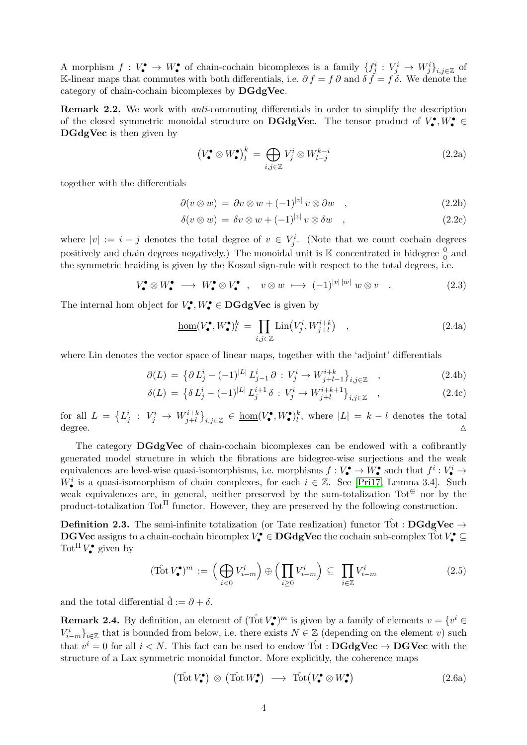A morphism $f : V^\bullet_\bullet \to W^\bullet_\bullet$ of chain-cochain bicomplexes is a family $\{f^i_j : V^i_j \to W^i_j\}_{i,j\in\mathbb{Z}}$ of $\mathbb{K}$-linear maps that commutes with both differentials, i.e. $\partial\, f = f\,\partial$ and $\delta\, f = f\,\delta$. We denote the category of chain-cochain bicomplexes by **DGdgVec**.

**Remark 2.2.** We work with *anti*-commuting differentials in order to simplify the description of the closed symmetric monoidal structure on **DGdgVec**. The tensor product of $V^\bullet_\bullet, W^\bullet_\bullet \in$ **DGdgVec** is then given by

$$\big(V^\bullet_\bullet \otimes W^\bullet_\bullet\big)^k_l \,=\, \bigoplus_{i,j\in\mathbb{Z}} V^i_j \otimes W^{k-i}_{l-j} \tag{2.2a}$$

together with the differentials

$$\partial(v\otimes w) \,=\, \partial v \otimes w + (-1)^{|v|}\, v\otimes \partial w \quad , \tag{2.2b}$$

$$\delta(v\otimes w) \,=\, \delta v \otimes w + (-1)^{|v|}\, v\otimes \delta w \quad , \tag{2.2c}$$

where $|v| := i-j$ denotes the total degree of $v\in V^i_j$. (Note that we count cochain degrees positively and chain degrees negatively.) The monoidal unit is $\mathbb{K}$ concentrated in bidegree ${}^0_0$ and the symmetric braiding is given by the Koszul sign-rule with respect to the total degrees, i.e.

$$V^\bullet_\bullet \otimes W^\bullet_\bullet \,\longrightarrow\, W^\bullet_\bullet \otimes V^\bullet_\bullet \quad , \quad v\otimes w \,\longmapsto\, (-1)^{|v|\,|w|}\, w\otimes v \quad . \tag{2.3}$$

The internal hom object for $V^\bullet_\bullet, W^\bullet_\bullet \in$ **DGdgVec** is given by

$$\underline{\mathrm{hom}}(V^\bullet_\bullet, W^\bullet_\bullet)^k_l \,=\, \prod_{i,j\in\mathbb{Z}} \mathrm{Lin}\big(V^i_j, W^{i+k}_{j+l}\big) \quad , \tag{2.4a}$$

where Lin denotes the vector space of linear maps, together with the 'adjoint' differentials

$$\partial(L) \,=\, \big\{\partial\, L^i_j - (-1)^{|L|}\, L^i_{j-1}\,\partial \,:\, V^i_j \to W^{i+k}_{j+l-1}\big\}_{i,j\in\mathbb{Z}} \quad , \tag{2.4b}$$

$$\delta(L) \,=\, \big\{\delta\, L^i_j - (-1)^{|L|}\, L^{i+1}_j\,\delta \,:\, V^i_j \to W^{i+k+1}_{j+l}\big\}_{i,j\in\mathbb{Z}} \quad , \tag{2.4c}$$

for all $L = \big\{L^i_j \,:\, V^i_j \to W^{i+k}_{j+l}\big\}_{i,j\in\mathbb{Z}} \in \underline{\mathrm{hom}}(V^\bullet_\bullet, W^\bullet_\bullet)^k_l$, where $|L| = k-l$ denotes the total degree. △

The category **DGdgVec** of chain-cochain bicomplexes can be endowed with a cofibrantly generated model structure in which the fibrations are bidegree-wise surjections and the weak equivalences are level-wise quasi-isomorphisms, i.e. morphisms $f : V^\bullet_\bullet \to W^\bullet_\bullet$ such that $f^i : V^i_\bullet \to W^i_\bullet$ is a quasi-isomorphism of chain complexes, for each $i\in\mathbb{Z}$. See [Pri17, Lemma 3.4]. Such weak equivalences are, in general, neither preserved by the sum-totalization $\mathrm{Tot}^\oplus$ nor by the product-totalization $\mathrm{Tot}^\Pi$ functor. However, they are preserved by the following construction.

**Definition 2.3.** The semi-infinite totalization (or Tate realization) functor $\hat{\mathrm{Tot}} :$ **DGdgVec** $\to$ **DGVec** assigns to a chain-cochain bicomplex $V^\bullet_\bullet \in$ **DGdgVec** the cochain sub-complex $\hat{\mathrm{Tot}}\, V^\bullet_\bullet \subseteq \mathrm{Tot}^\Pi\, V^\bullet_\bullet$ given by

$$(\hat{\mathrm{Tot}}\, V^\bullet_\bullet)^m \,:=\, \Big(\bigoplus_{i<0} V^i_{i-m}\Big) \oplus \Big(\prod_{i\geq 0} V^i_{i-m}\Big) \,\subseteq\, \prod_{i\in\mathbb{Z}} V^i_{i-m} \tag{2.5}$$

and the total differential $\hat{\mathrm{d}} := \partial + \delta$.

**Remark 2.4.** By definition, an element of $(\hat{\mathrm{Tot}}\, V^\bullet_\bullet)^m$ is given by a family of elements $v = \{v^i \in V^i_{i-m}\}_{i\in\mathbb{Z}}$ that is bounded from below, i.e. there exists $N\in\mathbb{Z}$ (depending on the element $v$) such that $v^i = 0$ for all $i<N$. This fact can be used to endow $\hat{\mathrm{Tot}} :$ **DGdgVec** $\to$ **DGVec** with the structure of a Lax symmetric monoidal functor. More explicitly, the coherence maps

$$\big(\hat{\mathrm{Tot}}\, V^\bullet_\bullet\big) \,\otimes\, \big(\hat{\mathrm{Tot}}\, W^\bullet_\bullet\big) \,\longrightarrow\, \hat{\mathrm{Tot}}\big(V^\bullet_\bullet \otimes W^\bullet_\bullet\big) \tag{2.6a}$$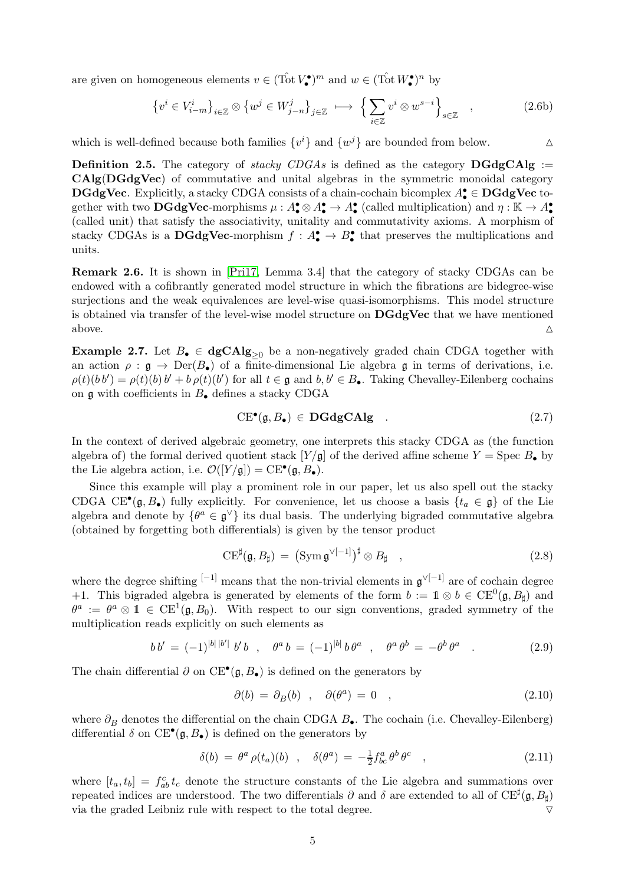are given on homogeneous elements $v \in (\hat{\operatorname{Tot}} V_\bullet^\bullet)^m$ and $w \in (\hat{\operatorname{Tot}} W_\bullet^\bullet)^n$ by

$$\big\{v^i \in V^i_{i-m}\big\}_{i\in\mathbb{Z}} \otimes \big\{w^j \in W^j_{j-n}\big\}_{j\in\mathbb{Z}} \;\longmapsto\; \Big\{\sum_{i\in\mathbb{Z}} v^i \otimes w^{s-i}\Big\}_{s\in\mathbb{Z}} \quad , \tag{2.6b}$$

which is well-defined because both families $\{v^i\}$ and $\{w^j\}$ are bounded from below. △

**Definition 2.5.** The category of *stacky CDGAs* is defined as the category $\mathbf{DGdgCAlg} := \mathbf{CAlg}(\mathbf{DGdgVec})$ of commutative and unital algebras in the symmetric monoidal category $\mathbf{DGdgVec}$. Explicitly, a stacky CDGA consists of a chain-cochain bicomplex $A_\bullet^\bullet \in \mathbf{DGdgVec}$ together with two $\mathbf{DGdgVec}$-morphisms $\mu : A_\bullet^\bullet \otimes A_\bullet^\bullet \to A_\bullet^\bullet$ (called multiplication) and $\eta : \mathbb{K} \to A_\bullet^\bullet$ (called unit) that satisfy the associativity, unitality and commutativity axioms. A morphism of stacky CDGAs is a $\mathbf{DGdgVec}$-morphism $f : A_\bullet^\bullet \to B_\bullet^\bullet$ that preserves the multiplications and units.

**Remark 2.6.** It is shown in [Pri17, Lemma 3.4] that the category of stacky CDGAs can be endowed with a cofibrantly generated model structure in which the fibrations are bidegree-wise surjections and the weak equivalences are level-wise quasi-isomorphisms. This model structure is obtained via transfer of the level-wise model structure on $\mathbf{DGdgVec}$ that we have mentioned above. △

**Example 2.7.** Let $B_\bullet \in \mathbf{dgCAlg}_{\geq 0}$ be a non-negatively graded chain CDGA together with an action $\rho : \mathfrak{g} \to \operatorname{Der}(B_\bullet)$ of a finite-dimensional Lie algebra $\mathfrak{g}$ in terms of derivations, i.e. $\rho(t)(b\,b') = \rho(t)(b)\,b' + b\,\rho(t)(b')$ for all $t \in \mathfrak{g}$ and $b, b' \in B_\bullet$. Taking Chevalley-Eilenberg cochains on $\mathfrak{g}$ with coefficients in $B_\bullet$ defines a stacky CDGA

$$\operatorname{CE}^\bullet(\mathfrak{g}, B_\bullet) \in \mathbf{DGdgCAlg} \quad . \tag{2.7}$$

In the context of derived algebraic geometry, one interprets this stacky CDGA as (the function algebra of) the formal derived quotient stack $[Y/\mathfrak{g}]$ of the derived affine scheme $Y = \operatorname{Spec} B_\bullet$ by the Lie algebra action, i.e. $\mathcal{O}([Y/\mathfrak{g}]) = \operatorname{CE}^\bullet(\mathfrak{g}, B_\bullet)$.

Since this example will play a prominent role in our paper, let us also spell out the stacky CDGA $\operatorname{CE}^\bullet(\mathfrak{g}, B_\bullet)$ fully explicitly. For convenience, let us choose a basis $\{t_a \in \mathfrak{g}\}$ of the Lie algebra and denote by $\{\theta^a \in \mathfrak{g}^\vee\}$ its dual basis. The underlying bigraded commutative algebra (obtained by forgetting both differentials) is given by the tensor product

$$\operatorname{CE}^\sharp(\mathfrak{g}, B_\sharp) \,=\, \big(\operatorname{Sym} \mathfrak{g}^{\vee[-1]}\big)^\sharp \otimes B_\sharp \quad , \tag{2.8}$$

where the degree shifting $^{[-1]}$ means that the non-trivial elements in $\mathfrak{g}^{\vee[-1]}$ are of cochain degree $+1$. This bigraded algebra is generated by elements of the form $b := \mathbb{1} \otimes b \in \operatorname{CE}^0(\mathfrak{g}, B_\sharp)$ and $\theta^a := \theta^a \otimes \mathbb{1} \in \operatorname{CE}^1(\mathfrak{g}, B_0)$. With respect to our sign conventions, graded symmetry of the multiplication reads explicitly on such elements as

$$b\,b' \,=\, (-1)^{|b|\,|b'|}\, b'\,b \quad , \quad \theta^a\, b \,=\, (-1)^{|b|}\, b\,\theta^a \quad , \quad \theta^a\,\theta^b \,=\, -\theta^b\,\theta^a \quad . \tag{2.9}$$

The chain differential $\partial$ on $\operatorname{CE}^\bullet(\mathfrak{g}, B_\bullet)$ is defined on the generators by

$$\partial(b) \,=\, \partial_B(b) \quad , \quad \partial(\theta^a) \,=\, 0 \quad , \tag{2.10}$$

where $\partial_B$ denotes the differential on the chain CDGA $B_\bullet$. The cochain (i.e. Chevalley-Eilenberg) differential $\delta$ on $\operatorname{CE}^\bullet(\mathfrak{g}, B_\bullet)$ is defined on the generators by

$$\delta(b) \,=\, \theta^a\,\rho(t_a)(b) \quad , \quad \delta(\theta^a) \,=\, -\tfrac{1}{2} f^a_{bc}\,\theta^b\,\theta^c \quad , \tag{2.11}$$

where $[t_a, t_b] = f^c_{ab}\, t_c$ denote the structure constants of the Lie algebra and summations over repeated indices are understood. The two differentials $\partial$ and $\delta$ are extended to all of $\operatorname{CE}^\sharp(\mathfrak{g}, B_\sharp)$ via the graded Leibniz rule with respect to the total degree. ▽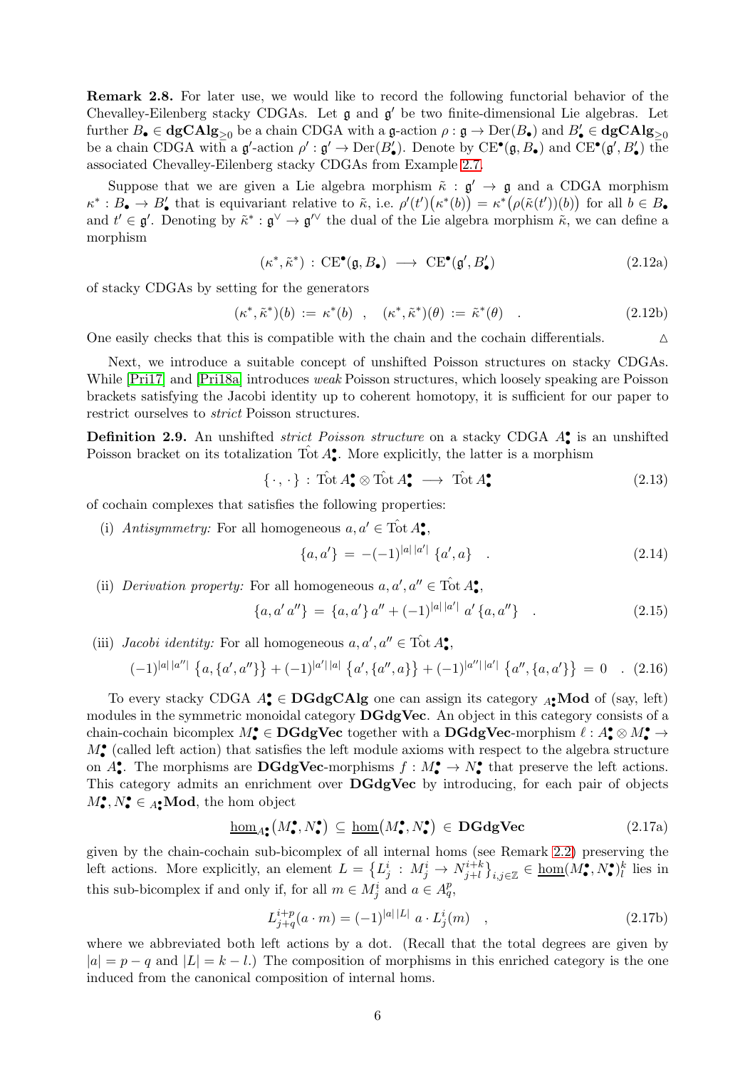**Remark 2.8.** For later use, we would like to record the following functorial behavior of the Chevalley-Eilenberg stacky CDGAs. Let $\mathfrak{g}$ and $\mathfrak{g}'$ be two finite-dimensional Lie algebras. Let further $B_\bullet \in \mathbf{dgCAlg}_{\geq 0}$ be a chain CDGA with a $\mathfrak{g}$-action $\rho : \mathfrak{g} \to \mathrm{Der}(B_\bullet)$ and $B'_\bullet \in \mathbf{dgCAlg}_{\geq 0}$ be a chain CDGA with a $\mathfrak{g}'$-action $\rho' : \mathfrak{g}' \to \mathrm{Der}(B'_\bullet)$. Denote by $\mathrm{CE}^\bullet(\mathfrak{g}, B_\bullet)$ and $\mathrm{CE}^\bullet(\mathfrak{g}', B'_\bullet)$ the associated Chevalley-Eilenberg stacky CDGAs from Example 2.7.

Suppose that we are given a Lie algebra morphism $\tilde{\kappa} : \mathfrak{g}' \to \mathfrak{g}$ and a CDGA morphism $\kappa^* : B_\bullet \to B'_\bullet$ that is equivariant relative to $\tilde{\kappa}$, i.e. $\rho'(t')\big(\kappa^*(b)\big) = \kappa^*\big(\rho(\tilde{\kappa}(t'))(b)\big)$ for all $b \in B_\bullet$ and $t' \in \mathfrak{g}'$. Denoting by $\tilde{\kappa}^* : \mathfrak{g}^\vee \to \mathfrak{g}'^\vee$ the dual of the Lie algebra morphism $\tilde{\kappa}$, we can define a morphism

$$(\kappa^*, \tilde{\kappa}^*) \,:\, \mathrm{CE}^\bullet(\mathfrak{g}, B_\bullet) \;\longrightarrow\; \mathrm{CE}^\bullet(\mathfrak{g}', B'_\bullet) \tag{2.12a}$$

of stacky CDGAs by setting for the generators

$$(\kappa^*, \tilde{\kappa}^*)(b) \,:=\, \kappa^*(b) \quad , \quad (\kappa^*, \tilde{\kappa}^*)(\theta) \,:=\, \tilde{\kappa}^*(\theta) \quad . \tag{2.12b}$$

One easily checks that this is compatible with the chain and the cochain differentials. △

Next, we introduce a suitable concept of unshifted Poisson structures on stacky CDGAs. While [Pri17] and [Pri18a] introduces *weak* Poisson structures, which loosely speaking are Poisson brackets satisfying the Jacobi identity up to coherent homotopy, it is sufficient for our paper to restrict ourselves to *strict* Poisson structures.

**Definition 2.9.** An unshifted *strict Poisson structure* on a stacky CDGA $A^\bullet_\bullet$ is an unshifted Poisson bracket on its totalization $\hat{\mathrm{Tot}}\, A^\bullet_\bullet$. More explicitly, the latter is a morphism

$$\{\,\cdot\,,\,\cdot\,\} \,:\, \hat{\mathrm{Tot}}\, A^\bullet_\bullet \otimes \hat{\mathrm{Tot}}\, A^\bullet_\bullet \;\longrightarrow\; \hat{\mathrm{Tot}}\, A^\bullet_\bullet \tag{2.13}$$

of cochain complexes that satisfies the following properties:

(i) *Antisymmetry:* For all homogeneous $a, a' \in \hat{\mathrm{Tot}}\, A^\bullet_\bullet$,

$$\{a, a'\} \,=\, -(-1)^{|a|\,|a'|}\, \{a', a\} \quad . \tag{2.14}$$

(ii) *Derivation property:* For all homogeneous $a, a', a'' \in \hat{\mathrm{Tot}}\, A^\bullet_\bullet$,

$$\{a, a'\,a''\} \,=\, \{a, a'\}\, a'' + (-1)^{|a|\,|a'|}\, a'\, \{a, a''\} \quad . \tag{2.15}$$

(iii) *Jacobi identity:* For all homogeneous $a, a', a'' \in \hat{\mathrm{Tot}}\, A^\bullet_\bullet$,

$$(-1)^{|a|\,|a''|}\, \big\{a, \{a', a''\}\big\} + (-1)^{|a'|\,|a|}\, \big\{a', \{a'', a\}\big\} + (-1)^{|a''|\,|a'|}\, \big\{a'', \{a, a'\}\big\} \,=\, 0 \quad . \tag{2.16}$$

To every stacky CDGA $A^\bullet_\bullet \in \mathbf{DGdgCAlg}$ one can assign its category ${}_{A^\bullet_\bullet}\mathbf{Mod}$ of (say, left) modules in the symmetric monoidal category $\mathbf{DGdgVec}$. An object in this category consists of a chain-cochain bicomplex $M^\bullet_\bullet \in \mathbf{DGdgVec}$ together with a $\mathbf{DGdgVec}$-morphism $\ell : A^\bullet_\bullet \otimes M^\bullet_\bullet \to M^\bullet_\bullet$ (called left action) that satisfies the left module axioms with respect to the algebra structure on $A^\bullet_\bullet$. The morphisms are $\mathbf{DGdgVec}$-morphisms $f : M^\bullet_\bullet \to N^\bullet_\bullet$ that preserve the left actions. This category admits an enrichment over $\mathbf{DGdgVec}$ by introducing, for each pair of objects $M^\bullet_\bullet, N^\bullet_\bullet \in {}_{A^\bullet_\bullet}\mathbf{Mod}$, the hom object

$$\underline{\mathrm{hom}}_{A^\bullet_\bullet}\big(M^\bullet_\bullet, N^\bullet_\bullet\big) \,\subseteq\, \underline{\mathrm{hom}}\big(M^\bullet_\bullet, N^\bullet_\bullet\big) \,\in\, \mathbf{DGdgVec} \tag{2.17a}$$

given by the chain-cochain sub-bicomplex of all internal homs (see Remark 2.2) preserving the left actions. More explicitly, an element $L = \big\{L^i_j \,:\, M^i_j \to N^{i+k}_{j+l}\big\}_{i,j \in \mathbb{Z}} \in \underline{\mathrm{hom}}(M^\bullet_\bullet, N^\bullet_\bullet)^k_l$ lies in this sub-bicomplex if and only if, for all $m \in M^i_j$ and $a \in A^p_q$,

$$L^{i+p}_{j+q}(a \cdot m) = (-1)^{|a|\,|L|}\; a \cdot L^i_j(m) \quad , \tag{2.17b}$$

where we abbreviated both left actions by a dot. (Recall that the total degrees are given by $|a| = p - q$ and $|L| = k - l$.) The composition of morphisms in this enriched category is the one induced from the canonical composition of internal homs.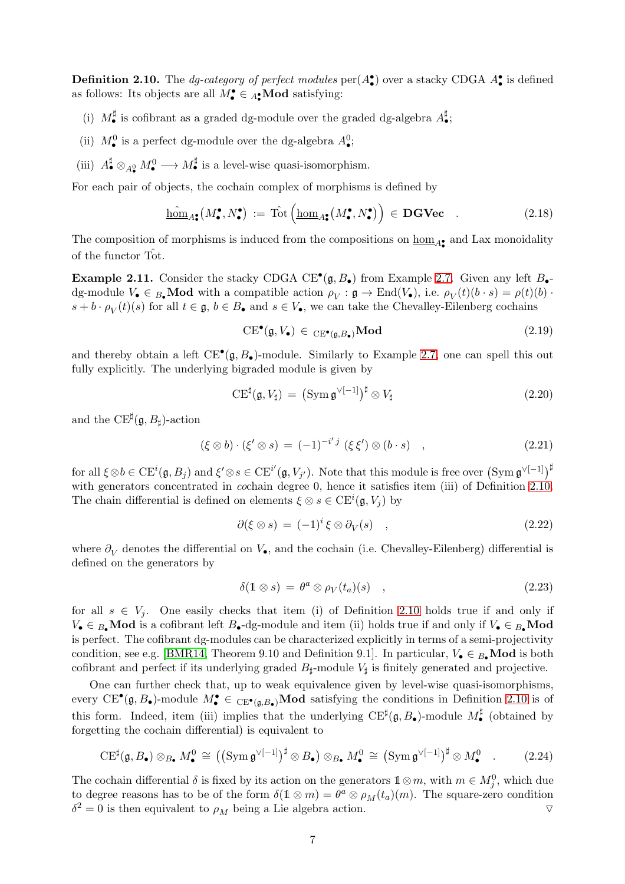**Definition 2.10.** The *dg-category of perfect modules* $\mathrm{per}(A^\bullet_\bullet)$ over a stacky CDGA $A^\bullet_\bullet$ is defined as follows: Its objects are all $M^\bullet_\bullet \in {}_{A^\bullet_\bullet}\mathbf{Mod}$ satisfying:

(i) $M^\sharp_\bullet$ is cofibrant as a graded dg-module over the graded dg-algebra $A^\sharp_\bullet$;

(ii) $M^0_\bullet$ is a perfect dg-module over the dg-algebra $A^0_\bullet$;

(iii) $A^\sharp_\bullet \otimes_{A^0_\bullet} M^0_\bullet \longrightarrow M^\sharp_\bullet$ is a level-wise quasi-isomorphism.

For each pair of objects, the cochain complex of morphisms is defined by

$$\underline{\hat{\mathrm{hom}}}_{A^\bullet_\bullet}(M^\bullet_\bullet, N^\bullet_\bullet) \,:=\, \hat{\mathrm{Tot}}\Big(\underline{\mathrm{hom}}_{A^\bullet_\bullet}(M^\bullet_\bullet, N^\bullet_\bullet)\Big) \,\in\, \mathbf{DGVec} \quad . \tag{2.18}$$

The composition of morphisms is induced from the compositions on $\underline{\mathrm{hom}}_{A^\bullet_\bullet}$ and Lax monoidality of the functor $\hat{\mathrm{Tot}}$.

**Example 2.11.** Consider the stacky CDGA $\mathrm{CE}^\bullet(\mathfrak{g}, B_\bullet)$ from Example 2.7. Given any left $B_\bullet$-dg-module $V_\bullet \in {}_{B_\bullet}\mathbf{Mod}$ with a compatible action $\rho_V : \mathfrak{g} \to \mathrm{End}(V_\bullet)$, i.e. $\rho_V(t)(b \cdot s) = \rho(t)(b) \cdot s + b \cdot \rho_V(t)(s)$ for all $t \in \mathfrak{g}$, $b \in B_\bullet$ and $s \in V_\bullet$, we can take the Chevalley-Eilenberg cochains

$$\mathrm{CE}^\bullet(\mathfrak{g}, V_\bullet) \,\in\, {}_{\mathrm{CE}^\bullet(\mathfrak{g},B_\bullet)}\mathbf{Mod} \tag{2.19}$$

and thereby obtain a left $\mathrm{CE}^\bullet(\mathfrak{g}, B_\bullet)$-module. Similarly to Example 2.7, one can spell this out fully explicitly. The underlying bigraded module is given by

$$\mathrm{CE}^\sharp(\mathfrak{g}, V_\sharp) \,=\, \big(\mathrm{Sym}\,\mathfrak{g}^{\vee[-1]}\big)^\sharp \otimes V_\sharp \tag{2.20}$$

and the $\mathrm{CE}^\sharp(\mathfrak{g}, B_\sharp)$-action

$$(\xi \otimes b) \cdot (\xi' \otimes s) \,=\, (-1)^{-i'\,j}\,(\xi\,\xi') \otimes (b \cdot s) \quad , \tag{2.21}$$

for all $\xi \otimes b \in \mathrm{CE}^i(\mathfrak{g}, B_j)$ and $\xi' \otimes s \in \mathrm{CE}^{i'}(\mathfrak{g}, V_{j'})$. Note that this module is free over $\big(\mathrm{Sym}\,\mathfrak{g}^{\vee[-1]}\big)^\sharp$ with generators concentrated in *co*chain degree 0, hence it satisfies item (iii) of Definition 2.10. The chain differential is defined on elements $\xi \otimes s \in \mathrm{CE}^i(\mathfrak{g}, V_j)$ by

$$\partial(\xi \otimes s) \,=\, (-1)^i\,\xi \otimes \partial_V(s) \quad , \tag{2.22}$$

where $\partial_V$ denotes the differential on $V_\bullet$, and the cochain (i.e. Chevalley-Eilenberg) differential is defined on the generators by

$$\delta(\mathbb{1} \otimes s) \,=\, \theta^a \otimes \rho_V(t_a)(s) \quad , \tag{2.23}$$

for all $s \in V_j$. One easily checks that item (i) of Definition 2.10 holds true if and only if $V_\bullet \in {}_{B_\bullet}\mathbf{Mod}$ is a cofibrant left $B_\bullet$-dg-module and item (ii) holds true if and only if $V_\bullet \in {}_{B_\bullet}\mathbf{Mod}$ is perfect. The cofibrant dg-modules can be characterized explicitly in terms of a semi-projectivity condition, see e.g. [BMR14, Theorem 9.10 and Definition 9.1]. In particular, $V_\bullet \in {}_{B_\bullet}\mathbf{Mod}$ is both cofibrant and perfect if its underlying graded $B_\sharp$-module $V_\sharp$ is finitely generated and projective.

One can further check that, up to weak equivalence given by level-wise quasi-isomorphisms, every $\mathrm{CE}^\bullet(\mathfrak{g}, B_\bullet)$-module $M^\bullet_\bullet \in {}_{\mathrm{CE}^\bullet(\mathfrak{g},B_\bullet)}\mathbf{Mod}$ satisfying the conditions in Definition 2.10 is of this form. Indeed, item (iii) implies that the underlying $\mathrm{CE}^\sharp(\mathfrak{g}, B_\bullet)$-module $M^\sharp_\bullet$ (obtained by forgetting the cochain differential) is equivalent to

$$\mathrm{CE}^\sharp(\mathfrak{g}, B_\bullet) \otimes_{B_\bullet} M^0_\bullet \,\cong\, \big(\big(\mathrm{Sym}\,\mathfrak{g}^{\vee[-1]}\big)^\sharp \otimes B_\bullet\big) \otimes_{B_\bullet} M^0_\bullet \,\cong\, \big(\mathrm{Sym}\,\mathfrak{g}^{\vee[-1]}\big)^\sharp \otimes M^0_\bullet \quad . \tag{2.24}$$

The cochain differential $\delta$ is fixed by its action on the generators $\mathbb{1} \otimes m$, with $m \in M^0_j$, which due to degree reasons has to be of the form $\delta(\mathbb{1} \otimes m) = \theta^a \otimes \rho_M(t_a)(m)$. The square-zero condition $\delta^2 = 0$ is then equivalent to $\rho_M$ being a Lie algebra action. ▽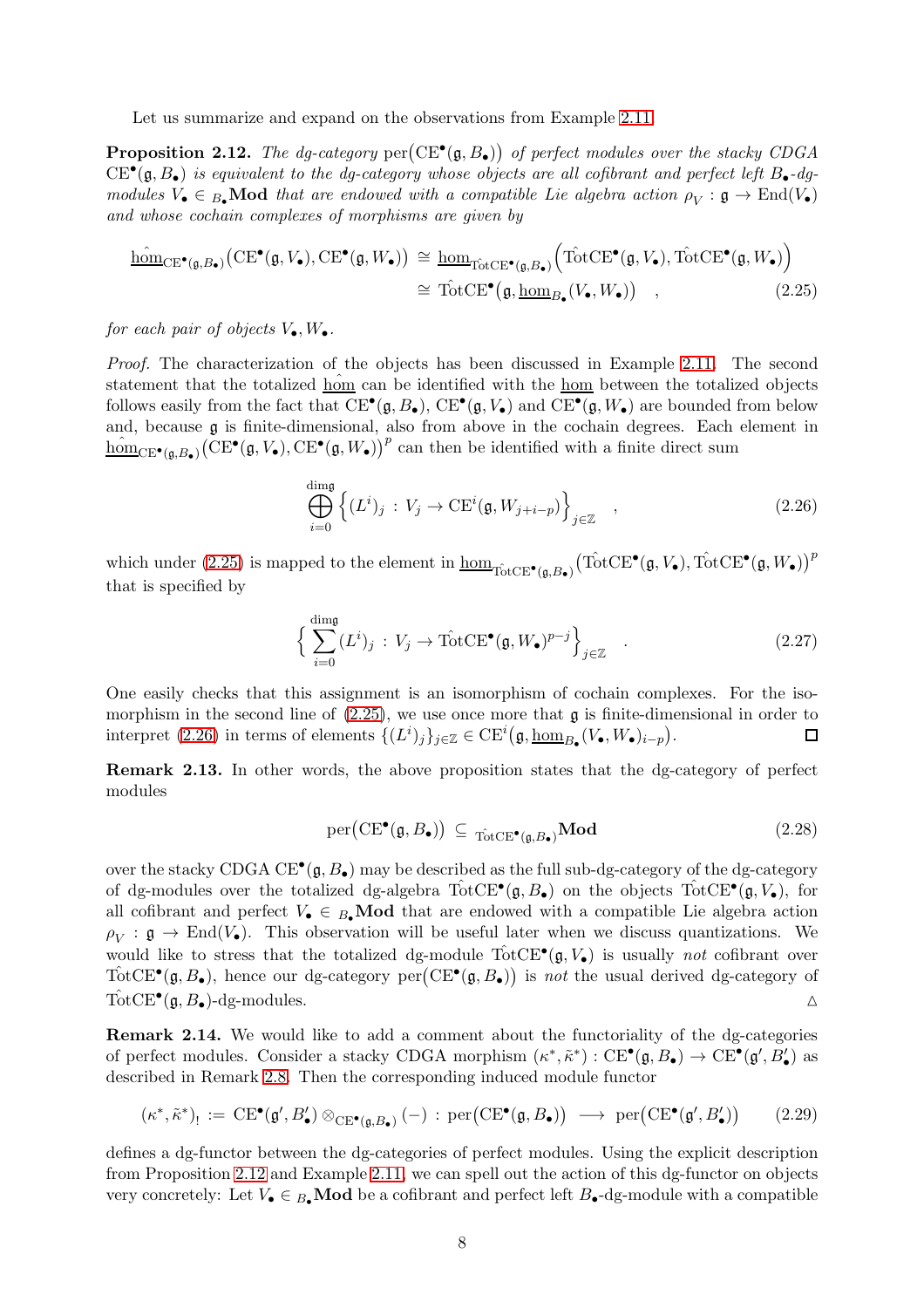Let us summarize and expand on the observations from Example 2.11.

**Proposition 2.12.** *The dg-category* $\mathrm{per}\big(\mathrm{CE}^\bullet(\mathfrak{g},B_\bullet)\big)$ *of perfect modules over the stacky CDGA* $\mathrm{CE}^\bullet(\mathfrak{g},B_\bullet)$ *is equivalent to the dg-category whose objects are all cofibrant and perfect left* $B_\bullet$*-dg-modules* $V_\bullet \in {}_{B_\bullet}\mathbf{Mod}$ *that are endowed with a compatible Lie algebra action* $\rho_V : \mathfrak{g} \to \mathrm{End}(V_\bullet)$ *and whose cochain complexes of morphisms are given by*

$$
\begin{aligned}
\underline{\hat{\mathrm{hom}}}_{\mathrm{CE}^\bullet(\mathfrak{g},B_\bullet)}\big(\mathrm{CE}^\bullet(\mathfrak{g},V_\bullet),\mathrm{CE}^\bullet(\mathfrak{g},W_\bullet)\big) &\cong \underline{\mathrm{hom}}_{\hat{\mathrm{Tot}}\mathrm{CE}^\bullet(\mathfrak{g},B_\bullet)}\Big(\hat{\mathrm{Tot}}\mathrm{CE}^\bullet(\mathfrak{g},V_\bullet),\hat{\mathrm{Tot}}\mathrm{CE}^\bullet(\mathfrak{g},W_\bullet)\Big)\\
&\cong \hat{\mathrm{Tot}}\mathrm{CE}^\bullet\big(\mathfrak{g},\underline{\mathrm{hom}}_{B_\bullet}(V_\bullet,W_\bullet)\big) \quad , \qquad (2.25)
\end{aligned}
$$

*for each pair of objects* $V_\bullet, W_\bullet$.

*Proof.* The characterization of the objects has been discussed in Example 2.11. The second statement that the totalized $\hat{\mathrm{hom}}$ can be identified with the $\underline{\mathrm{hom}}$ between the totalized objects follows easily from the fact that $\mathrm{CE}^\bullet(\mathfrak{g},B_\bullet)$, $\mathrm{CE}^\bullet(\mathfrak{g},V_\bullet)$ and $\mathrm{CE}^\bullet(\mathfrak{g},W_\bullet)$ are bounded from below and, because $\mathfrak{g}$ is finite-dimensional, also from above in the cochain degrees. Each element in $\underline{\hat{\mathrm{hom}}}_{\mathrm{CE}^\bullet(\mathfrak{g},B_\bullet)}\big(\mathrm{CE}^\bullet(\mathfrak{g},V_\bullet),\mathrm{CE}^\bullet(\mathfrak{g},W_\bullet)\big)^p$ can then be identified with a finite direct sum

$$
\bigoplus_{i=0}^{\dim\mathfrak{g}} \Big\{(L^i)_j \,:\, V_j \to \mathrm{CE}^i(\mathfrak{g},W_{j+i-p})\Big\}_{j\in\mathbb{Z}} \quad , \qquad (2.26)
$$

which under (2.25) is mapped to the element in $\underline{\mathrm{hom}}_{\hat{\mathrm{Tot}}\mathrm{CE}^\bullet(\mathfrak{g},B_\bullet)}\big(\hat{\mathrm{Tot}}\mathrm{CE}^\bullet(\mathfrak{g},V_\bullet),\hat{\mathrm{Tot}}\mathrm{CE}^\bullet(\mathfrak{g},W_\bullet)\big)^p$ that is specified by

$$
\Big\{\sum_{i=0}^{\dim\mathfrak{g}} (L^i)_j \,:\, V_j \to \hat{\mathrm{Tot}}\mathrm{CE}^\bullet(\mathfrak{g},W_\bullet)^{p-j}\Big\}_{j\in\mathbb{Z}} \quad . \qquad (2.27)
$$

One easily checks that this assignment is an isomorphism of cochain complexes. For the isomorphism in the second line of (2.25), we use once more that $\mathfrak{g}$ is finite-dimensional in order to interpret (2.26) in terms of elements $\{(L^i)_j\}_{j\in\mathbb{Z}} \in \mathrm{CE}^i\big(\mathfrak{g},\underline{\mathrm{hom}}_{B_\bullet}(V_\bullet,W_\bullet)_{i-p}\big)$. □

**Remark 2.13.** In other words, the above proposition states that the dg-category of perfect modules

$$
\mathrm{per}\big(\mathrm{CE}^\bullet(\mathfrak{g},B_\bullet)\big) \subseteq {}_{\hat{\mathrm{Tot}}\mathrm{CE}^\bullet(\mathfrak{g},B_\bullet)}\mathbf{Mod} \qquad (2.28)
$$

over the stacky CDGA $\mathrm{CE}^\bullet(\mathfrak{g},B_\bullet)$ may be described as the full sub-dg-category of the dg-category of dg-modules over the totalized dg-algebra $\hat{\mathrm{Tot}}\mathrm{CE}^\bullet(\mathfrak{g},B_\bullet)$ on the objects $\hat{\mathrm{Tot}}\mathrm{CE}^\bullet(\mathfrak{g},V_\bullet)$, for all cofibrant and perfect $V_\bullet \in {}_{B_\bullet}\mathbf{Mod}$ that are endowed with a compatible Lie algebra action $\rho_V : \mathfrak{g} \to \mathrm{End}(V_\bullet)$. This observation will be useful later when we discuss quantizations. We would like to stress that the totalized dg-module $\hat{\mathrm{Tot}}\mathrm{CE}^\bullet(\mathfrak{g},V_\bullet)$ is usually *not* cofibrant over $\hat{\mathrm{Tot}}\mathrm{CE}^\bullet(\mathfrak{g},B_\bullet)$, hence our dg-category $\mathrm{per}\big(\mathrm{CE}^\bullet(\mathfrak{g},B_\bullet)\big)$ is *not* the usual derived dg-category of $\hat{\mathrm{Tot}}\mathrm{CE}^\bullet(\mathfrak{g},B_\bullet)$-dg-modules. △

**Remark 2.14.** We would like to add a comment about the functoriality of the dg-categories of perfect modules. Consider a stacky CDGA morphism $(\kappa^*,\tilde{\kappa}^*) : \mathrm{CE}^\bullet(\mathfrak{g},B_\bullet) \to \mathrm{CE}^\bullet(\mathfrak{g}',B'_\bullet)$ as described in Remark 2.8. Then the corresponding induced module functor

$$
(\kappa^*,\tilde{\kappa}^*)_! := \mathrm{CE}^\bullet(\mathfrak{g}',B'_\bullet) \otimes_{\mathrm{CE}^\bullet(\mathfrak{g},B_\bullet)} (-) \,:\, \mathrm{per}\big(\mathrm{CE}^\bullet(\mathfrak{g},B_\bullet)\big) \longrightarrow \mathrm{per}\big(\mathrm{CE}^\bullet(\mathfrak{g}',B'_\bullet)\big) \qquad (2.29)
$$

defines a dg-functor between the dg-categories of perfect modules. Using the explicit description from Proposition 2.12 and Example 2.11, we can spell out the action of this dg-functor on objects very concretely: Let $V_\bullet \in {}_{B_\bullet}\mathbf{Mod}$ be a cofibrant and perfect left $B_\bullet$-dg-module with a compatible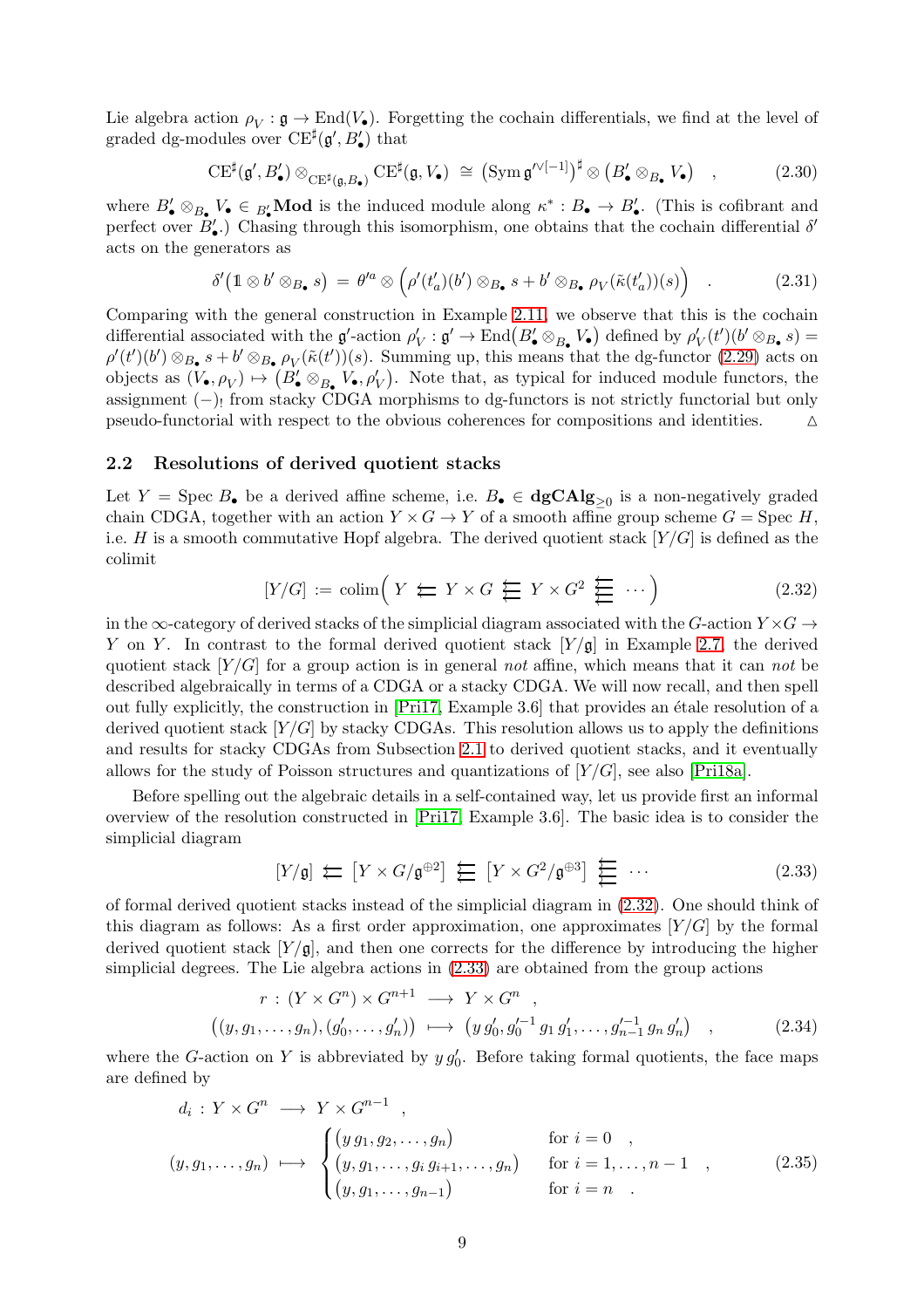Lie algebra action $\rho_V : \mathfrak{g} \to \mathrm{End}(V_\bullet)$. Forgetting the cochain differentials, we find at the level of graded dg-modules over $\mathrm{CE}^\sharp(\mathfrak{g}', B'_\bullet)$ that

$$\mathrm{CE}^\sharp(\mathfrak{g}', B'_\bullet) \otimes_{\mathrm{CE}^\sharp(\mathfrak{g}, B_\bullet)} \mathrm{CE}^\sharp(\mathfrak{g}, V_\bullet) \;\cong\; \big(\mathrm{Sym}\, \mathfrak{g}'^{\vee[-1]}\big)^\sharp \otimes \big(B'_\bullet \otimes_{B_\bullet} V_\bullet\big) \quad , \tag{2.30}$$

where $B'_\bullet \otimes_{B_\bullet} V_\bullet \in {}_{B'_\bullet}\mathbf{Mod}$ is the induced module along $\kappa^* : B_\bullet \to B'_\bullet$. (This is cofibrant and perfect over $B'_\bullet$.) Chasing through this isomorphism, one obtains that the cochain differential $\delta'$ acts on the generators as

$$\delta'\big(\mathbb{1} \otimes b' \otimes_{B_\bullet} s\big) \;=\; \theta'^a \otimes \Big(\rho'(t'_a)(b') \otimes_{B_\bullet} s + b' \otimes_{B_\bullet} \rho_V(\tilde{\kappa}(t'_a))(s)\Big) \quad . \tag{2.31}$$

Comparing with the general construction in Example 2.11, we observe that this is the cochain differential associated with the $\mathfrak{g}'$-action $\rho'_V : \mathfrak{g}' \to \mathrm{End}\big(B'_\bullet \otimes_{B_\bullet} V_\bullet\big)$ defined by $\rho'_V(t')(b' \otimes_{B_\bullet} s) = \rho'(t')(b') \otimes_{B_\bullet} s + b' \otimes_{B_\bullet} \rho_V(\tilde{\kappa}(t'))(s)$. Summing up, this means that the dg-functor (2.29) acts on objects as $(V_\bullet, \rho_V) \mapsto \big(B'_\bullet \otimes_{B_\bullet} V_\bullet, \rho'_V\big)$. Note that, as typical for induced module functors, the assignment $(-)_!$ from stacky CDGA morphisms to dg-functors is not strictly functorial but only pseudo-functorial with respect to the obvious coherences for compositions and identities. $\triangle$

### 2.2 Resolutions of derived quotient stacks

Let $Y = \mathrm{Spec}\, B_\bullet$ be a derived affine scheme, i.e. $B_\bullet \in \mathbf{dgCAlg}_{\geq 0}$ is a non-negatively graded chain CDGA, together with an action $Y \times G \to Y$ of a smooth affine group scheme $G = \mathrm{Spec}\, H$, i.e. $H$ is a smooth commutative Hopf algebra. The derived quotient stack $[Y/G]$ is defined as the colimit

$$[Y/G] \;:=\; \mathrm{colim}\Big(\; Y \;\leftleftarrows\; Y \times G \;\overleftarrow{\underleftarrow{\leftarrow}}\; Y \times G^2 \;\overleftarrow{\underleftarrow{\leftleftarrows}}\; \cdots \Big) \tag{2.32}$$

in the $\infty$-category of derived stacks of the simplicial diagram associated with the $G$-action $Y \times G \to Y$ on $Y$. In contrast to the formal derived quotient stack $[Y/\mathfrak{g}]$ in Example 2.7, the derived quotient stack $[Y/G]$ for a group action is in general *not* affine, which means that it can *not* be described algebraically in terms of a CDGA or a stacky CDGA. We will now recall, and then spell out fully explicitly, the construction in [Pri17, Example 3.6] that provides an étale resolution of a derived quotient stack $[Y/G]$ by stacky CDGAs. This resolution allows us to apply the definitions and results for stacky CDGAs from Subsection 2.1 to derived quotient stacks, and it eventually allows for the study of Poisson structures and quantizations of $[Y/G]$, see also [Pri18a].

Before spelling out the algebraic details in a self-contained way, let us provide first an informal overview of the resolution constructed in [Pri17, Example 3.6]. The basic idea is to consider the simplicial diagram

$$[Y/\mathfrak{g}] \;\leftleftarrows\; \big[Y \times G/\mathfrak{g}^{\oplus 2}\big] \;\overleftarrow{\underleftarrow{\leftarrow}}\; \big[Y \times G^2/\mathfrak{g}^{\oplus 3}\big] \;\overleftarrow{\underleftarrow{\leftleftarrows}}\; \cdots \tag{2.33}$$

of formal derived quotient stacks instead of the simplicial diagram in (2.32). One should think of this diagram as follows: As a first order approximation, one approximates $[Y/G]$ by the formal derived quotient stack $[Y/\mathfrak{g}]$, and then one corrects for the difference by introducing the higher simplicial degrees. The Lie algebra actions in (2.33) are obtained from the group actions

$$\begin{aligned} r \,:\, (Y \times G^n) \times G^{n+1} \;&\longrightarrow\; Y \times G^n \quad , \\ \big((y, g_1, \dots, g_n), (g'_0, \dots, g'_n)\big) \;&\longmapsto\; \big(y\, g'_0, g'^{-1}_0\, g_1\, g'_1, \dots, g'^{-1}_{n-1}\, g_n\, g'_n\big) \quad , \end{aligned} \tag{2.34}$$

where the $G$-action on $Y$ is abbreviated by $y\, g'_0$. Before taking formal quotients, the face maps are defined by

$$\begin{aligned} d_i \,:\, Y \times G^n \;&\longrightarrow\; Y \times G^{n-1} \quad , \\ (y, g_1, \dots, g_n) \;&\longmapsto\; \begin{cases} \big(y\, g_1, g_2, \dots, g_n\big) & \text{for } i = 0 \quad , \\ \big(y, g_1, \dots, g_i\, g_{i+1}, \dots, g_n\big) & \text{for } i = 1, \dots, n-1 \quad , \\ \big(y, g_1, \dots, g_{n-1}\big) & \text{for } i = n \quad . \end{cases} \end{aligned} \tag{2.35}$$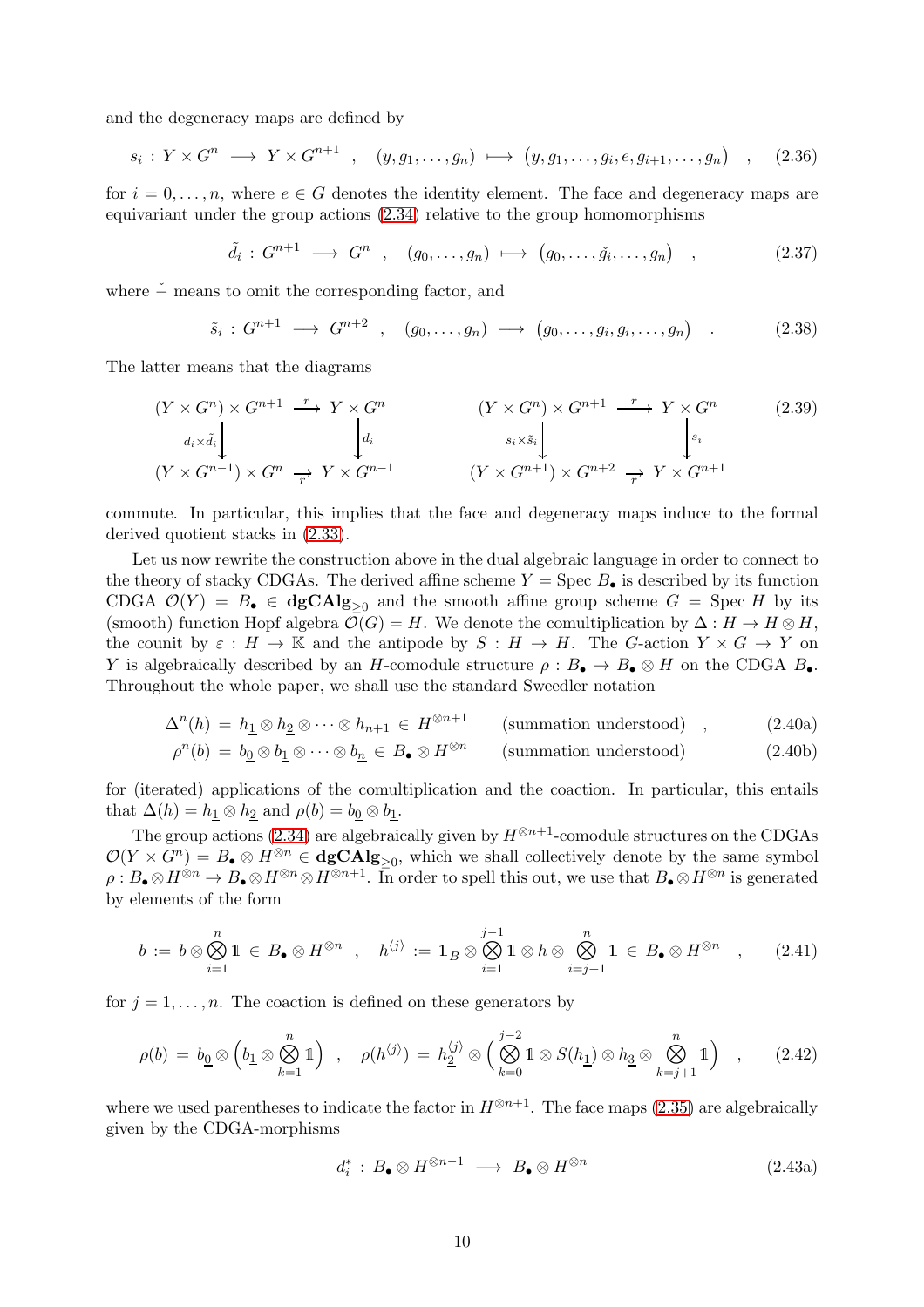and the degeneracy maps are defined by

$$s_i \,:\, Y\times G^n \longrightarrow Y\times G^{n+1}\quad,\quad (y,g_1,\dots,g_n)\longmapsto \big(y,g_1,\dots,g_i,e,g_{i+1},\dots,g_n\big)\quad, \tag{2.36}$$

for $i=0,\dots,n$, where $e\in G$ denotes the identity element. The face and degeneracy maps are equivariant under the group actions (2.34) relative to the group homomorphisms

$$\tilde{d}_i \,:\, G^{n+1}\longrightarrow G^n\quad,\quad (g_0,\dots,g_n)\longmapsto \big(g_0,\dots,\check{g}_i,\dots,g_n\big)\quad, \tag{2.37}$$

where $\check{-}$ means to omit the corresponding factor, and

$$\tilde{s}_i \,:\, G^{n+1}\longrightarrow G^{n+2}\quad,\quad (g_0,\dots,g_n)\longmapsto \big(g_0,\dots,g_i,g_i,\dots,g_n\big)\quad. \tag{2.38}$$

The latter means that the diagrams

$$\begin{array}{ccc} (Y\times G^n)\times G^{n+1} & \xrightarrow{\;r\;} & Y\times G^n \\ {\scriptstyle d_i\times\tilde{d}_i}\big\downarrow & & \big\downarrow{\scriptstyle d_i} \\ (Y\times G^{n-1})\times G^n & \xrightarrow[\;r\;]{} & Y\times G^{n-1} \end{array} \qquad\qquad \begin{array}{ccc} (Y\times G^n)\times G^{n+1} & \xrightarrow{\;r\;} & Y\times G^n \\ {\scriptstyle s_i\times\tilde{s}_i}\big\downarrow & & \big\downarrow{\scriptstyle s_i} \\ (Y\times G^{n+1})\times G^{n+2} & \xrightarrow[\;r\;]{} & Y\times G^{n+1} \end{array} \tag{2.39}$$

commute. In particular, this implies that the face and degeneracy maps induce to the formal derived quotient stacks in (2.33).

Let us now rewrite the construction above in the dual algebraic language in order to connect to the theory of stacky CDGAs. The derived affine scheme $Y=\mathrm{Spec}\,B_\bullet$ is described by its function CDGA $\mathcal{O}(Y)=B_\bullet\in\mathbf{dgCAlg}_{\geq 0}$ and the smooth affine group scheme $G=\mathrm{Spec}\,H$ by its (smooth) function Hopf algebra $\mathcal{O}(G)=H$. We denote the comultiplication by $\Delta : H\to H\otimes H$, the counit by $\varepsilon : H\to\mathbb{K}$ and the antipode by $S: H\to H$. The $G$-action $Y\times G\to Y$ on $Y$ is algebraically described by an $H$-comodule structure $\rho: B_\bullet\to B_\bullet\otimes H$ on the CDGA $B_\bullet$. Throughout the whole paper, we shall use the standard Sweedler notation

$$\Delta^n(h) \,=\, h_{\underline{1}}\otimes h_{\underline{2}}\otimes\cdots\otimes h_{\underline{n+1}}\,\in\, H^{\otimes n+1}\qquad \text{(summation understood)}\quad, \tag{2.40a}$$

$$\rho^n(b)\,=\, b_{\underline{0}}\otimes b_{\underline{1}}\otimes\cdots\otimes b_{\underline{n}}\,\in\, B_\bullet\otimes H^{\otimes n}\qquad \text{(summation understood)} \tag{2.40b}$$

for (iterated) applications of the comultiplication and the coaction. In particular, this entails that $\Delta(h)=h_{\underline{1}}\otimes h_{\underline{2}}$ and $\rho(b)=b_{\underline{0}}\otimes b_{\underline{1}}$.

The group actions (2.34) are algebraically given by $H^{\otimes n+1}$-comodule structures on the CDGAs $\mathcal{O}(Y\times G^n)=B_\bullet\otimes H^{\otimes n}\in\mathbf{dgCAlg}_{\geq 0}$, which we shall collectively denote by the same symbol $\rho: B_\bullet\otimes H^{\otimes n}\to B_\bullet\otimes H^{\otimes n}\otimes H^{\otimes n+1}$. In order to spell this out, we use that $B_\bullet\otimes H^{\otimes n}$ is generated by elements of the form

$$b\,:=\, b\otimes \bigotimes_{i=1}^{n}\mathbb{1}\,\in\, B_\bullet\otimes H^{\otimes n}\quad,\quad h^{\langle j\rangle}\,:=\,\mathbb{1}_B\otimes\bigotimes_{i=1}^{j-1}\mathbb{1}\otimes h\otimes\bigotimes_{i=j+1}^{n}\mathbb{1}\,\in\, B_\bullet\otimes H^{\otimes n}\quad, \tag{2.41}$$

for $j=1,\dots,n$. The coaction is defined on these generators by

$$\rho(b)\,=\, b_{\underline{0}}\otimes\Big(b_{\underline{1}}\otimes\bigotimes_{k=1}^{n}\mathbb{1}\Big)\quad,\quad \rho(h^{\langle j\rangle})\,=\, h_{\underline{2}}^{\langle j\rangle}\otimes\Big(\bigotimes_{k=0}^{j-2}\mathbb{1}\otimes S(h_{\underline{1}})\otimes h_{\underline{3}}\otimes\bigotimes_{k=j+1}^{n}\mathbb{1}\Big)\quad, \tag{2.42}$$

where we used parentheses to indicate the factor in $H^{\otimes n+1}$. The face maps (2.35) are algebraically given by the CDGA-morphisms

$$d_i^\ast \,:\, B_\bullet\otimes H^{\otimes n-1}\longrightarrow B_\bullet\otimes H^{\otimes n} \tag{2.43a}$$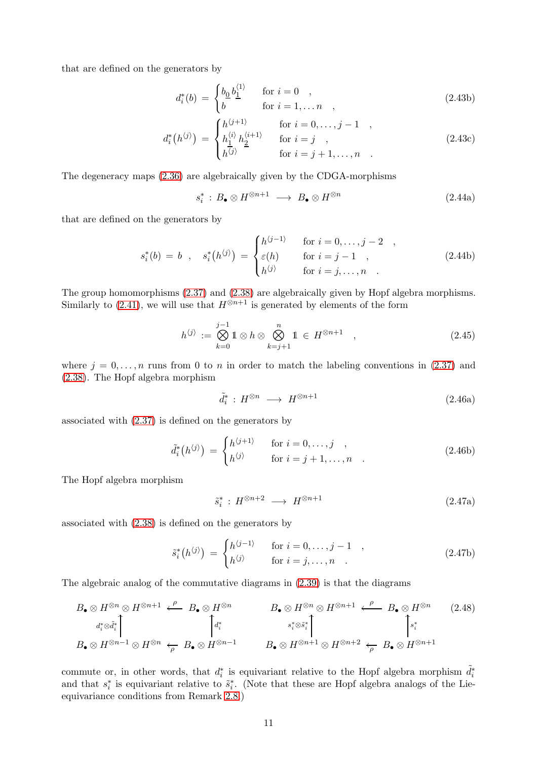that are defined on the generators by

$$
d_i^*(b) \;=\; \begin{cases} b_{\underline{0}}\, b_{\underline{1}}^{\langle 1\rangle} & \text{for } i=0 \quad , \\ b & \text{for } i=1,\dots n \quad , \end{cases} \tag{2.43b}
$$

$$
d_i^*\big(h^{\langle j\rangle}\big) \;=\; \begin{cases} h^{\langle j+1\rangle} & \text{for } i=0,\dots,j-1 \quad , \\ h_{\underline{1}}^{\langle i\rangle}\, h_{\underline{2}}^{\langle i+1\rangle} & \text{for } i=j \quad , \\ h^{\langle j\rangle} & \text{for } i=j+1,\dots,n \quad . \end{cases} \tag{2.43c}
$$

The degeneracy maps (2.36) are algebraically given by the CDGA-morphisms

$$
s_i^* \,:\, B_\bullet\otimes H^{\otimes n+1} \;\longrightarrow\; B_\bullet\otimes H^{\otimes n} \tag{2.44a}
$$

that are defined on the generators by

$$
s_i^*(b) \;=\; b \quad , \quad s_i^*\big(h^{\langle j\rangle}\big) \;=\; \begin{cases} h^{\langle j-1\rangle} & \text{for } i=0,\dots,j-2 \quad , \\ \varepsilon(h) & \text{for } i=j-1 \quad , \\ h^{\langle j\rangle} & \text{for } i=j,\dots,n \quad . \end{cases} \tag{2.44b}
$$

The group homomorphisms (2.37) and (2.38) are algebraically given by Hopf algebra morphisms. Similarly to (2.41), we will use that $H^{\otimes n+1}$ is generated by elements of the form

$$
h^{\langle j\rangle} \;:=\; \bigotimes_{k=0}^{j-1}\mathbb{1}\otimes h\otimes \bigotimes_{k=j+1}^{n}\mathbb{1} \,\in\, H^{\otimes n+1} \quad , \tag{2.45}
$$

where $j=0,\dots,n$ runs from 0 to $n$ in order to match the labeling conventions in (2.37) and (2.38). The Hopf algebra morphism

$$
\tilde{d}_i^* \,:\, H^{\otimes n} \;\longrightarrow\; H^{\otimes n+1} \tag{2.46a}
$$

associated with (2.37) is defined on the generators by

$$
\tilde{d}_i^*\big(h^{\langle j\rangle}\big) \;=\; \begin{cases} h^{\langle j+1\rangle} & \text{for } i=0,\dots,j \quad , \\ h^{\langle j\rangle} & \text{for } i=j+1,\dots,n \quad . \end{cases} \tag{2.46b}
$$

The Hopf algebra morphism

$$
\tilde{s}_i^* \,:\, H^{\otimes n+2} \;\longrightarrow\; H^{\otimes n+1} \tag{2.47a}
$$

associated with (2.38) is defined on the generators by

$$
\tilde{s}_i^*\big(h^{\langle j\rangle}\big) \;=\; \begin{cases} h^{\langle j-1\rangle} & \text{for } i=0,\dots,j-1 \quad , \\ h^{\langle j\rangle} & \text{for } i=j,\dots,n \quad . \end{cases} \tag{2.47b}
$$

The algebraic analog of the commutative diagrams in (2.39) is that the diagrams

$$
\begin{array}{ccc}
B_\bullet\otimes H^{\otimes n}\otimes H^{\otimes n+1} & \xleftarrow{\;\rho\;} & B_\bullet\otimes H^{\otimes n} \\
\Big\uparrow{\scriptstyle d_i^*\otimes\tilde{d}_i^*} & & \Big\uparrow{\scriptstyle d_i^*} \\
B_\bullet\otimes H^{\otimes n-1}\otimes H^{\otimes n} & \xleftarrow[\;\rho\;]{} & B_\bullet\otimes H^{\otimes n-1}
\end{array}
\qquad
\begin{array}{ccc}
B_\bullet\otimes H^{\otimes n}\otimes H^{\otimes n+1} & \xleftarrow{\;\rho\;} & B_\bullet\otimes H^{\otimes n} \\
\Big\uparrow{\scriptstyle s_i^*\otimes\tilde{s}_i^*} & & \Big\uparrow{\scriptstyle s_i^*} \\
B_\bullet\otimes H^{\otimes n+1}\otimes H^{\otimes n+2} & \xleftarrow[\;\rho\;]{} & B_\bullet\otimes H^{\otimes n+1}
\end{array}
\tag{2.48}
$$

commute or, in other words, that $d_i^*$ is equivariant relative to the Hopf algebra morphism $\tilde{d}_i^*$ and that $s_i^*$ is equivariant relative to $\tilde{s}_i^*$. (Note that these are Hopf algebra analogs of the Lie-equivariance conditions from Remark 2.8.)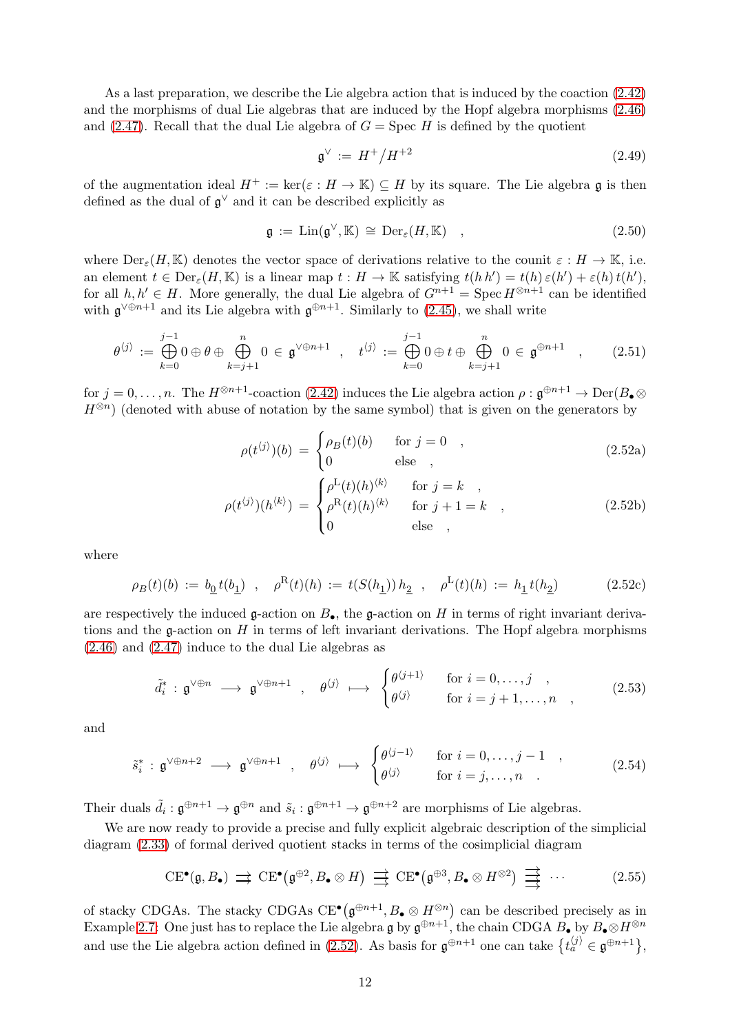As a last preparation, we describe the Lie algebra action that is induced by the coaction (2.42) and the morphisms of dual Lie algebras that are induced by the Hopf algebra morphisms (2.46) and (2.47). Recall that the dual Lie algebra of $G = \mathrm{Spec}\, H$ is defined by the quotient

$$\mathfrak{g}^\vee := H^+ / H^{+2} \tag{2.49}$$

of the augmentation ideal $H^+ := \ker(\varepsilon : H \to \mathbb{K}) \subseteq H$ by its square. The Lie algebra $\mathfrak{g}$ is then defined as the dual of $\mathfrak{g}^\vee$ and it can be described explicitly as

$$\mathfrak{g} := \mathrm{Lin}(\mathfrak{g}^\vee, \mathbb{K}) \cong \mathrm{Der}_\varepsilon(H, \mathbb{K}) \quad , \tag{2.50}$$

where $\mathrm{Der}_\varepsilon(H, \mathbb{K})$ denotes the vector space of derivations relative to the counit $\varepsilon : H \to \mathbb{K}$, i.e. an element $t \in \mathrm{Der}_\varepsilon(H, \mathbb{K})$ is a linear map $t : H \to \mathbb{K}$ satisfying $t(h\,h') = t(h)\,\varepsilon(h') + \varepsilon(h)\,t(h')$, for all $h, h' \in H$. More generally, the dual Lie algebra of $G^{n+1} = \mathrm{Spec}\, H^{\otimes n+1}$ can be identified with $\mathfrak{g}^{\vee \oplus n+1}$ and its Lie algebra with $\mathfrak{g}^{\oplus n+1}$. Similarly to (2.45), we shall write

$$\theta^{\langle j \rangle} := \bigoplus_{k=0}^{j-1} 0 \oplus \theta \oplus \bigoplus_{k=j+1}^{n} 0 \in \mathfrak{g}^{\vee \oplus n+1} \quad , \quad t^{\langle j \rangle} := \bigoplus_{k=0}^{j-1} 0 \oplus t \oplus \bigoplus_{k=j+1}^{n} 0 \in \mathfrak{g}^{\oplus n+1} \quad , \tag{2.51}$$

for $j = 0, \dots, n$. The $H^{\otimes n+1}$-coaction (2.42) induces the Lie algebra action $\rho : \mathfrak{g}^{\oplus n+1} \to \mathrm{Der}(B_\bullet \otimes H^{\otimes n})$ (denoted with abuse of notation by the same symbol) that is given on the generators by

$$\rho(t^{\langle j \rangle})(b) = \begin{cases} \rho_B(t)(b) & \text{for } j = 0 \quad , \\ 0 & \text{else} \quad , \end{cases} \tag{2.52a}$$

$$\rho(t^{\langle j \rangle})(h^{\langle k \rangle}) = \begin{cases} \rho^{\mathrm{L}}(t)(h)^{\langle k \rangle} & \text{for } j = k \quad , \\ \rho^{\mathrm{R}}(t)(h)^{\langle k \rangle} & \text{for } j+1 = k \quad , \\ 0 & \text{else} \quad , \end{cases} \tag{2.52b}$$

where

$$\rho_B(t)(b) := b_{\underline{0}}\, t(b_{\underline{1}}) \quad , \quad \rho^{\mathrm{R}}(t)(h) := t(S(h_{\underline{1}}))\, h_{\underline{2}} \quad , \quad \rho^{\mathrm{L}}(t)(h) := h_{\underline{1}}\, t(h_{\underline{2}}) \tag{2.52c}$$

are respectively the induced $\mathfrak{g}$-action on $B_\bullet$, the $\mathfrak{g}$-action on $H$ in terms of right invariant derivations and the $\mathfrak{g}$-action on $H$ in terms of left invariant derivations. The Hopf algebra morphisms (2.46) and (2.47) induce to the dual Lie algebras as

$$\tilde{d}_i^* : \mathfrak{g}^{\vee \oplus n} \longrightarrow \mathfrak{g}^{\vee \oplus n+1} \quad , \quad \theta^{\langle j \rangle} \longmapsto \begin{cases} \theta^{\langle j+1 \rangle} & \text{for } i = 0, \dots, j \quad , \\ \theta^{\langle j \rangle} & \text{for } i = j+1, \dots, n \quad , \end{cases} \tag{2.53}$$

and

$$\tilde{s}_i^* : \mathfrak{g}^{\vee \oplus n+2} \longrightarrow \mathfrak{g}^{\vee \oplus n+1} \quad , \quad \theta^{\langle j \rangle} \longmapsto \begin{cases} \theta^{\langle j-1 \rangle} & \text{for } i = 0, \dots, j-1 \quad , \\ \theta^{\langle j \rangle} & \text{for } i = j, \dots, n \quad . \end{cases} \tag{2.54}$$

Their duals $\tilde{d}_i : \mathfrak{g}^{\oplus n+1} \to \mathfrak{g}^{\oplus n}$ and $\tilde{s}_i : \mathfrak{g}^{\oplus n+1} \to \mathfrak{g}^{\oplus n+2}$ are morphisms of Lie algebras.

We are now ready to provide a precise and fully explicit algebraic description of the simplicial diagram (2.33) of formal derived quotient stacks in terms of the cosimplicial diagram

$$\mathrm{CE}^\bullet(\mathfrak{g}, B_\bullet) \rightrightarrows \mathrm{CE}^\bullet\big(\mathfrak{g}^{\oplus 2}, B_\bullet \otimes H\big) \;\substack{\longrightarrow\\[-1ex]\longrightarrow\\[-1ex]\longrightarrow}\; \mathrm{CE}^\bullet\big(\mathfrak{g}^{\oplus 3}, B_\bullet \otimes H^{\otimes 2}\big) \;\substack{\longrightarrow\\[-1ex]\longrightarrow\\[-1ex]\longrightarrow\\[-1ex]\longrightarrow}\; \cdots \tag{2.55}$$

of stacky CDGAs. The stacky CDGAs $\mathrm{CE}^\bullet\big(\mathfrak{g}^{\oplus n+1}, B_\bullet \otimes H^{\otimes n}\big)$ can be described precisely as in Example 2.7: One just has to replace the Lie algebra $\mathfrak{g}$ by $\mathfrak{g}^{\oplus n+1}$, the chain CDGA $B_\bullet$ by $B_\bullet \otimes H^{\otimes n}$ and use the Lie algebra action defined in (2.52). As basis for $\mathfrak{g}^{\oplus n+1}$ one can take $\big\{t_a^{\langle j \rangle} \in \mathfrak{g}^{\oplus n+1}\big\}$,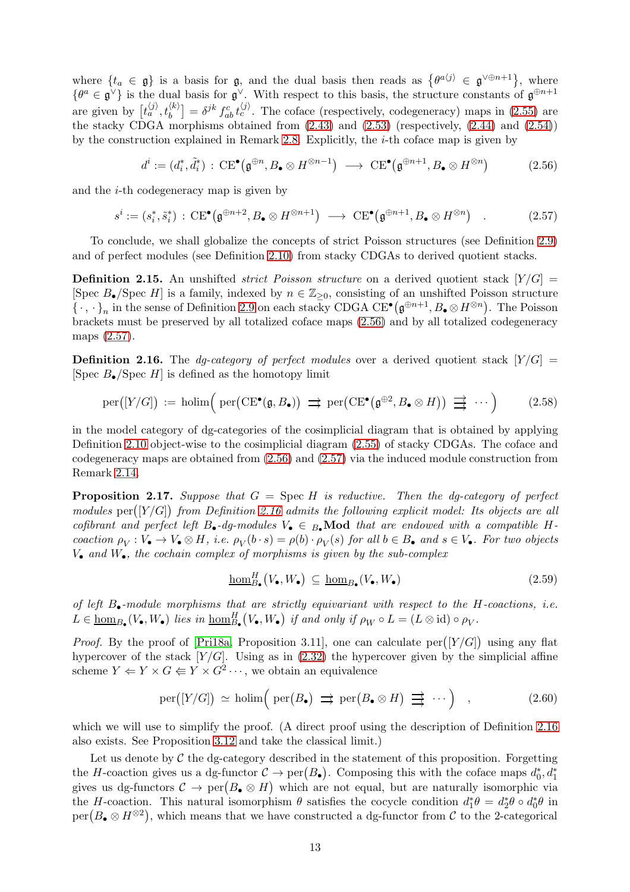where $\{t_a \in \mathfrak{g}\}$ is a basis for $\mathfrak{g}$, and the dual basis then reads as $\{\theta^{a\langle j\rangle} \in \mathfrak{g}^{\vee\oplus n+1}\}$, where $\{\theta^a \in \mathfrak{g}^\vee\}$ is the dual basis for $\mathfrak{g}^\vee$. With respect to this basis, the structure constants of $\mathfrak{g}^{\oplus n+1}$ are given by $\big[t_a^{\langle j\rangle}, t_b^{\langle k\rangle}\big] = \delta^{jk}\, f_{ab}^{c}\, t_c^{\langle j\rangle}$. The coface (respectively, codegeneracy) maps in (2.55) are the stacky CDGA morphisms obtained from (2.43) and (2.53) (respectively, (2.44) and (2.54)) by the construction explained in Remark 2.8. Explicitly, the $i$-th coface map is given by

$$d^i := (d_i^*, \tilde{d}_i^*) \,:\, \mathrm{CE}^\bullet\big(\mathfrak{g}^{\oplus n}, B_\bullet \otimes H^{\otimes n-1}\big) \,\longrightarrow\, \mathrm{CE}^\bullet\big(\mathfrak{g}^{\oplus n+1}, B_\bullet \otimes H^{\otimes n}\big) \tag{2.56}$$

and the $i$-th codegeneracy map is given by

$$s^i := (s_i^*, \tilde{s}_i^*) \,:\, \mathrm{CE}^\bullet\big(\mathfrak{g}^{\oplus n+2}, B_\bullet \otimes H^{\otimes n+1}\big) \,\longrightarrow\, \mathrm{CE}^\bullet\big(\mathfrak{g}^{\oplus n+1}, B_\bullet \otimes H^{\otimes n}\big) \quad . \tag{2.57}$$

To conclude, we shall globalize the concepts of strict Poisson structures (see Definition 2.9) and of perfect modules (see Definition 2.10) from stacky CDGAs to derived quotient stacks.

**Definition 2.15.** An unshifted *strict Poisson structure* on a derived quotient stack $[Y/G] = [\mathrm{Spec}\, B_\bullet/\mathrm{Spec}\, H]$ is a family, indexed by $n \in \mathbb{Z}_{\geq 0}$, consisting of an unshifted Poisson structure $\{\,\cdot\,,\,\cdot\,\}_n$ in the sense of Definition 2.9 on each stacky CDGA $\mathrm{CE}^\bullet\big(\mathfrak{g}^{\oplus n+1}, B_\bullet \otimes H^{\otimes n}\big)$. The Poisson brackets must be preserved by all totalized coface maps (2.56) and by all totalized codegeneracy maps (2.57).

**Definition 2.16.** The *dg-category of perfect modules* over a derived quotient stack $[Y/G] = [\mathrm{Spec}\, B_\bullet/\mathrm{Spec}\, H]$ is defined as the homotopy limit

$$\mathrm{per}\big([Y/G]\big) := \mathrm{holim}\Big(\, \mathrm{per}\big(\mathrm{CE}^\bullet(\mathfrak{g}, B_\bullet)\big) \rightrightarrows \mathrm{per}\big(\mathrm{CE}^\bullet\big(\mathfrak{g}^{\oplus 2}, B_\bullet \otimes H\big)\big) \;\substack{\longrightarrow\\[-1ex]\longrightarrow\\[-1ex]\longrightarrow}\; \cdots \Big) \tag{2.58}$$

in the model category of dg-categories of the cosimplicial diagram that is obtained by applying Definition 2.10 object-wise to the cosimplicial diagram (2.55) of stacky CDGAs. The coface and codegeneracy maps are obtained from (2.56) and (2.57) via the induced module construction from Remark 2.14.

**Proposition 2.17.** *Suppose that $G = \mathrm{Spec}\, H$ is reductive. Then the dg-category of perfect modules $\mathrm{per}\big([Y/G]\big)$ from Definition 2.16 admits the following explicit model: Its objects are all cofibrant and perfect left $B_\bullet$-dg-modules $V_\bullet \in {}_{B_\bullet}\mathbf{Mod}$ that are endowed with a compatible $H$-coaction $\rho_V : V_\bullet \to V_\bullet \otimes H$, i.e. $\rho_V(b \cdot s) = \rho(b) \cdot \rho_V(s)$ for all $b \in B_\bullet$ and $s \in V_\bullet$. For two objects $V_\bullet$ and $W_\bullet$, the cochain complex of morphisms is given by the sub-complex*

$$\underline{\mathrm{hom}}^H_{B_\bullet}\big(V_\bullet, W_\bullet\big) \,\subseteq\, \underline{\mathrm{hom}}_{B_\bullet}\big(V_\bullet, W_\bullet\big) \tag{2.59}$$

*of left $B_\bullet$-module morphisms that are strictly equivariant with respect to the $H$-coactions, i.e. $L \in \underline{\mathrm{hom}}_{B_\bullet}\big(V_\bullet, W_\bullet\big)$ lies in $\underline{\mathrm{hom}}^H_{B_\bullet}\big(V_\bullet, W_\bullet\big)$ if and only if $\rho_W \circ L = (L \otimes \mathrm{id}) \circ \rho_V$.*

*Proof.* By the proof of [Pri18a, Proposition 3.11], one can calculate $\mathrm{per}\big([Y/G]\big)$ using any flat hypercover of the stack $[Y/G]$. Using as in (2.32) the hypercover given by the simplicial affine scheme $Y \Leftarrow Y \times G \Lleftarrow Y \times G^2 \cdots$, we obtain an equivalence

$$\mathrm{per}\big([Y/G]\big) \,\simeq\, \mathrm{holim}\Big(\, \mathrm{per}\big(B_\bullet\big) \rightrightarrows \mathrm{per}\big(B_\bullet \otimes H\big) \;\substack{\longrightarrow\\[-1ex]\longrightarrow\\[-1ex]\longrightarrow}\; \cdots \Big) \quad , \tag{2.60}$$

which we will use to simplify the proof. (A direct proof using the description of Definition 2.16 also exists. See Proposition 3.12 and take the classical limit.)

Let us denote by $\mathcal{C}$ the dg-category described in the statement of this proposition. Forgetting the $H$-coaction gives us a dg-functor $\mathcal{C} \to \mathrm{per}\big(B_\bullet\big)$. Composing this with the coface maps $d_0^*, d_1^*$ gives us dg-functors $\mathcal{C} \to \mathrm{per}\big(B_\bullet \otimes H\big)$ which are not equal, but are naturally isomorphic via the $H$-coaction. This natural isomorphism $\theta$ satisfies the cocycle condition $d_1^*\theta = d_2^*\theta \circ d_0^*\theta$ in $\mathrm{per}\big(B_\bullet \otimes H^{\otimes 2}\big)$, which means that we have constructed a dg-functor from $\mathcal{C}$ to the 2-categorical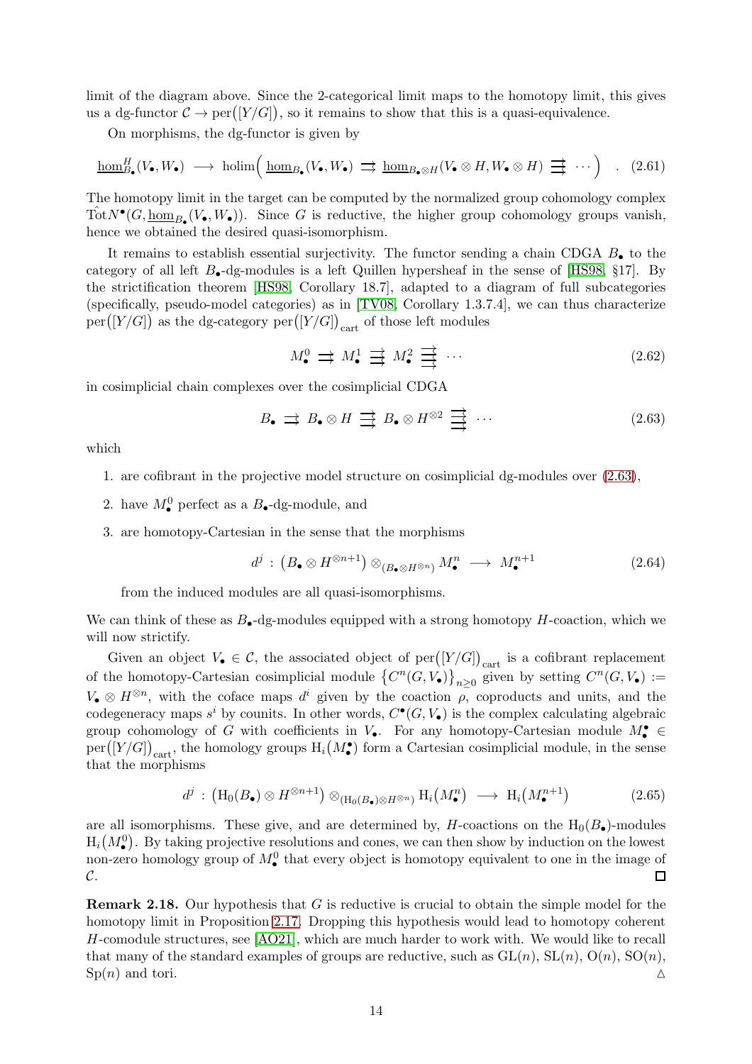limit of the diagram above. Since the 2-categorical limit maps to the homotopy limit, this gives us a dg-functor $\mathcal{C} \to \mathrm{per}([Y/G])$, so it remains to show that this is a quasi-equivalence.

On morphisms, the dg-functor is given by

$$\underline{\mathrm{hom}}^H_{B_\bullet}(V_\bullet, W_\bullet) \longrightarrow \mathrm{holim}\Big( \underline{\mathrm{hom}}_{B_\bullet}(V_\bullet, W_\bullet) \rightrightarrows \underline{\mathrm{hom}}_{B_\bullet \otimes H}(V_\bullet \otimes H, W_\bullet \otimes H) \overset{\rightarrow}{\underset{\rightarrow}{\rightrightarrows}} \cdots \Big) \quad . \tag{2.61}$$

The homotopy limit in the target can be computed by the normalized group cohomology complex $\hat{\mathrm{Tot}} N^\bullet(G, \underline{\mathrm{hom}}_{B_\bullet}(V_\bullet, W_\bullet))$. Since $G$ is reductive, the higher group cohomology groups vanish, hence we obtained the desired quasi-isomorphism.

It remains to establish essential surjectivity. The functor sending a chain CDGA $B_\bullet$ to the category of all left $B_\bullet$-dg-modules is a left Quillen hypersheaf in the sense of [HS98, §17]. By the strictification theorem [HS98, Corollary 18.7], adapted to a diagram of full subcategories (specifically, pseudo-model categories) as in [TV08, Corollary 1.3.7.4], we can thus characterize $\mathrm{per}([Y/G])$ as the dg-category $\mathrm{per}([Y/G])_{\mathrm{cart}}$ of those left modules

$$M^0_\bullet \rightrightarrows M^1_\bullet \overset{\rightarrow}{\underset{\rightarrow}{\rightarrow}} M^2_\bullet \overset{\rightarrow}{\underset{\rightarrow}{\rightrightarrows}} \cdots \tag{2.62}$$

in cosimplicial chain complexes over the cosimplicial CDGA

$$B_\bullet \rightrightarrows B_\bullet \otimes H \overset{\rightarrow}{\underset{\rightarrow}{\rightarrow}} B_\bullet \otimes H^{\otimes 2} \overset{\rightarrow}{\underset{\rightarrow}{\rightrightarrows}} \cdots \tag{2.63}$$

which

1. are cofibrant in the projective model structure on cosimplicial dg-modules over (2.63),
2. have $M^0_\bullet$ perfect as a $B_\bullet$-dg-module, and
3. are homotopy-Cartesian in the sense that the morphisms

$$d^j \,:\, \big(B_\bullet \otimes H^{\otimes n+1}\big) \otimes_{(B_\bullet \otimes H^{\otimes n})} M^n_\bullet \longrightarrow M^{n+1}_\bullet \tag{2.64}$$

   from the induced modules are all quasi-isomorphisms.

We can think of these as $B_\bullet$-dg-modules equipped with a strong homotopy $H$-coaction, which we will now strictify.

Given an object $V_\bullet \in \mathcal{C}$, the associated object of $\mathrm{per}([Y/G])_{\mathrm{cart}}$ is a cofibrant replacement of the homotopy-Cartesian cosimplicial module $\big\{C^n(G, V_\bullet)\big\}_{n\geq 0}$ given by setting $C^n(G, V_\bullet) := V_\bullet \otimes H^{\otimes n}$, with the coface maps $d^i$ given by the coaction $\rho$, coproducts and units, and the codegeneracy maps $s^i$ by counits. In other words, $C^\bullet(G, V_\bullet)$ is the complex calculating algebraic group cohomology of $G$ with coefficients in $V_\bullet$. For any homotopy-Cartesian module $M^\bullet_\bullet \in \mathrm{per}([Y/G])_{\mathrm{cart}}$, the homology groups $\mathrm{H}_i(M^\bullet_\bullet)$ form a Cartesian cosimplicial module, in the sense that the morphisms

$$d^j \,:\, \big(\mathrm{H}_0(B_\bullet) \otimes H^{\otimes n+1}\big) \otimes_{(\mathrm{H}_0(B_\bullet) \otimes H^{\otimes n})} \mathrm{H}_i\big(M^n_\bullet\big) \longrightarrow \mathrm{H}_i\big(M^{n+1}_\bullet\big) \tag{2.65}$$

are all isomorphisms. These give, and are determined by, $H$-coactions on the $\mathrm{H}_0(B_\bullet)$-modules $\mathrm{H}_i\big(M^0_\bullet\big)$. By taking projective resolutions and cones, we can then show by induction on the lowest non-zero homology group of $M^0_\bullet$ that every object is homotopy equivalent to one in the image of $\mathcal{C}$. □

**Remark 2.18.** Our hypothesis that $G$ is reductive is crucial to obtain the simple model for the homotopy limit in Proposition 2.17. Dropping this hypothesis would lead to homotopy coherent $H$-comodule structures, see [AO21], which are much harder to work with. We would like to recall that many of the standard examples of groups are reductive, such as $\mathrm{GL}(n)$, $\mathrm{SL}(n)$, $\mathrm{O}(n)$, $\mathrm{SO}(n)$, $\mathrm{Sp}(n)$ and tori. △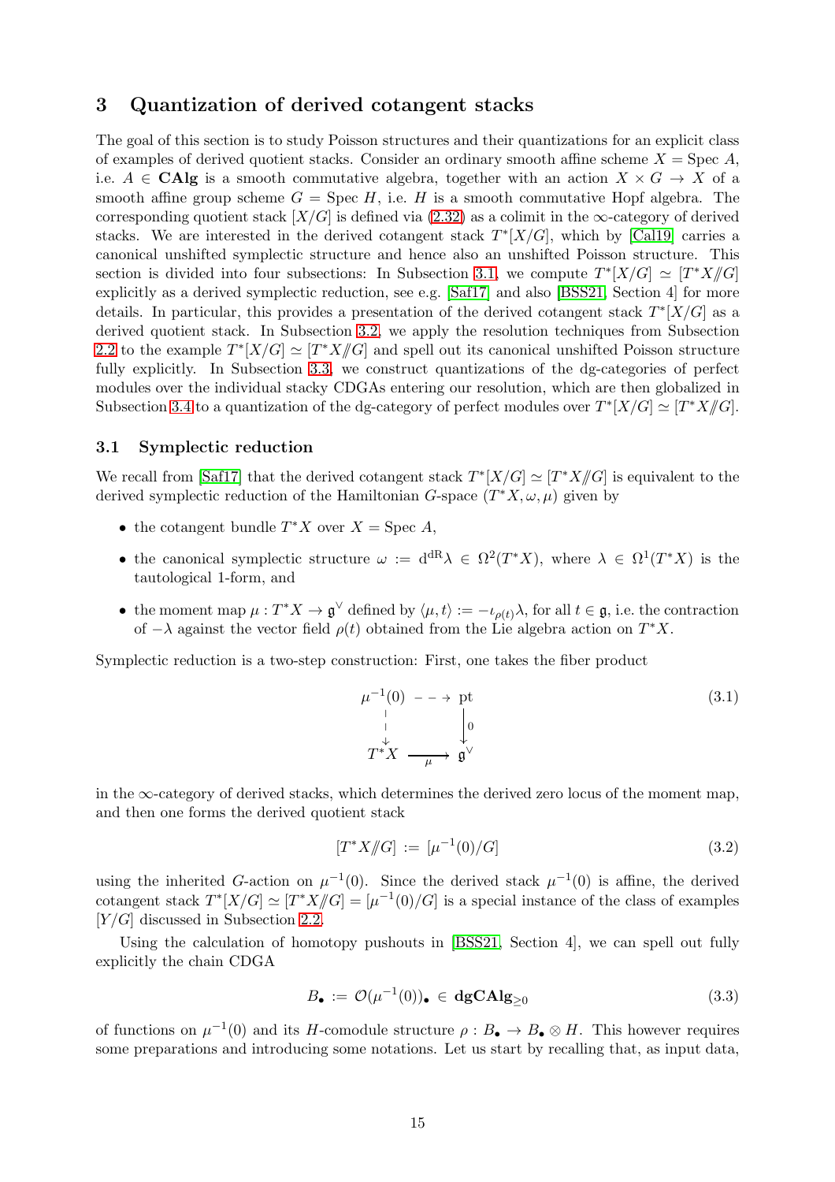## 3 Quantization of derived cotangent stacks

The goal of this section is to study Poisson structures and their quantizations for an explicit class of examples of derived quotient stacks. Consider an ordinary smooth affine scheme $X = \mathrm{Spec}\, A$, i.e. $A \in \mathbf{CAlg}$ is a smooth commutative algebra, together with an action $X \times G \to X$ of a smooth affine group scheme $G = \mathrm{Spec}\, H$, i.e. $H$ is a smooth commutative Hopf algebra. The corresponding quotient stack $[X/G]$ is defined via (2.32) as a colimit in the $\infty$-category of derived stacks. We are interested in the derived cotangent stack $T^*[X/G]$, which by [Cal19] carries a canonical unshifted symplectic structure and hence also an unshifted Poisson structure. This section is divided into four subsections: In Subsection 3.1, we compute $T^*[X/G] \simeq [T^*X/\!\!/G]$ explicitly as a derived symplectic reduction, see e.g. [Saf17] and also [BSS21, Section 4] for more details. In particular, this provides a presentation of the derived cotangent stack $T^*[X/G]$ as a derived quotient stack. In Subsection 3.2, we apply the resolution techniques from Subsection 2.2 to the example $T^*[X/G] \simeq [T^*X/\!\!/G]$ and spell out its canonical unshifted Poisson structure fully explicitly. In Subsection 3.3, we construct quantizations of the dg-categories of perfect modules over the individual stacky CDGAs entering our resolution, which are then globalized in Subsection 3.4 to a quantization of the dg-category of perfect modules over $T^*[X/G] \simeq [T^*X/\!\!/G]$.

### 3.1 Symplectic reduction

We recall from [Saf17] that the derived cotangent stack $T^*[X/G] \simeq [T^*X/\!\!/G]$ is equivalent to the derived symplectic reduction of the Hamiltonian $G$-space $(T^*X, \omega, \mu)$ given by

- the cotangent bundle $T^*X$ over $X = \mathrm{Spec}\, A$,
- the canonical symplectic structure $\omega := \mathrm{d}^{\mathrm{dR}}\lambda \in \Omega^2(T^*X)$, where $\lambda \in \Omega^1(T^*X)$ is the tautological 1-form, and
- the moment map $\mu : T^*X \to \mathfrak{g}^\vee$ defined by $\langle \mu, t\rangle := -\iota_{\rho(t)}\lambda$, for all $t \in \mathfrak{g}$, i.e. the contraction of $-\lambda$ against the vector field $\rho(t)$ obtained from the Lie algebra action on $T^*X$.

Symplectic reduction is a two-step construction: First, one takes the fiber product

$$\begin{array}{ccc} \mu^{-1}(0) & \dashrightarrow & \mathrm{pt} \\ \downarrow & & \downarrow{\scriptstyle 0} \\ T^*X & \xrightarrow{\ \mu\ } & \mathfrak{g}^\vee \end{array} \tag{3.1}$$

in the $\infty$-category of derived stacks, which determines the derived zero locus of the moment map, and then one forms the derived quotient stack

$$[T^*X/\!\!/G] := [\mu^{-1}(0)/G] \tag{3.2}$$

using the inherited $G$-action on $\mu^{-1}(0)$. Since the derived stack $\mu^{-1}(0)$ is affine, the derived cotangent stack $T^*[X/G] \simeq [T^*X/\!\!/G] = [\mu^{-1}(0)/G]$ is a special instance of the class of examples $[Y/G]$ discussed in Subsection 2.2.

Using the calculation of homotopy pushouts in [BSS21, Section 4], we can spell out fully explicitly the chain CDGA

$$B_\bullet := \mathcal{O}(\mu^{-1}(0))_\bullet \in \mathbf{dgCAlg}_{\geq 0} \tag{3.3}$$

of functions on $\mu^{-1}(0)$ and its $H$-comodule structure $\rho : B_\bullet \to B_\bullet \otimes H$. This however requires some preparations and introducing some notations. Let us start by recalling that, as input data,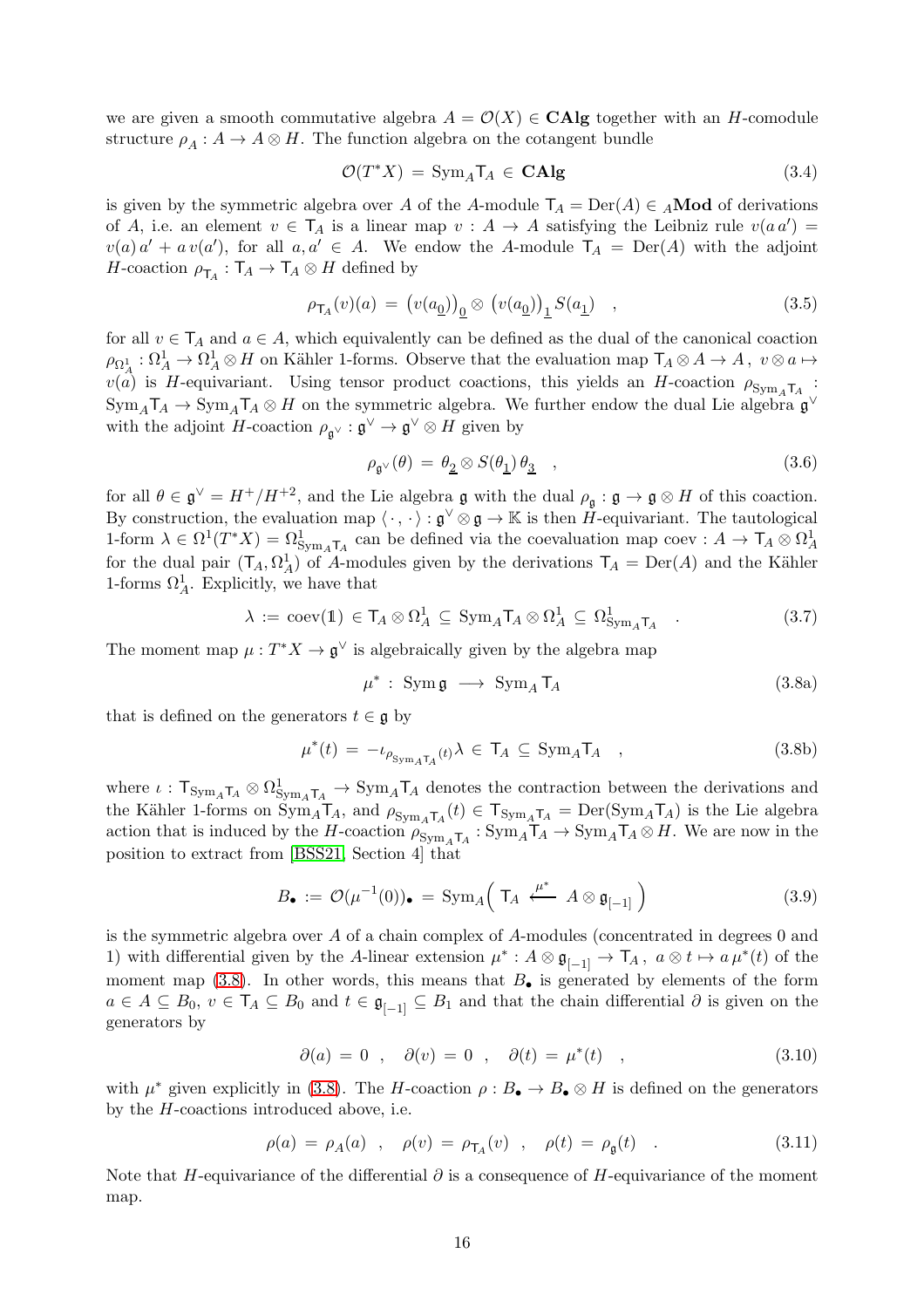we are given a smooth commutative algebra $A = \mathcal{O}(X) \in \mathbf{CAlg}$ together with an $H$-comodule structure $\rho_A : A \to A \otimes H$. The function algebra on the cotangent bundle

$$\mathcal{O}(T^*X) \,=\, \mathrm{Sym}_A \mathsf{T}_A \,\in\, \mathbf{CAlg} \tag{3.4}$$

is given by the symmetric algebra over $A$ of the $A$-module $\mathsf{T}_A = \mathrm{Der}(A) \in {}_A\mathbf{Mod}$ of derivations of $A$, i.e. an element $v \in \mathsf{T}_A$ is a linear map $v : A \to A$ satisfying the Leibniz rule $v(a\,a') = v(a)\,a' + a\,v(a')$, for all $a, a' \in A$. We endow the $A$-module $\mathsf{T}_A = \mathrm{Der}(A)$ with the adjoint $H$-coaction $\rho_{\mathsf{T}_A} : \mathsf{T}_A \to \mathsf{T}_A \otimes H$ defined by

$$\rho_{\mathsf{T}_A}(v)(a) \,=\, \big(v(a_{\underline{0}})\big)_{\underline{0}} \otimes \big(v(a_{\underline{0}})\big)_{\underline{1}}\, S(a_{\underline{1}}) \quad , \tag{3.5}$$

for all $v \in \mathsf{T}_A$ and $a \in A$, which equivalently can be defined as the dual of the canonical coaction $\rho_{\Omega^1_A} : \Omega^1_A \to \Omega^1_A \otimes H$ on Kähler 1-forms. Observe that the evaluation map $\mathsf{T}_A \otimes A \to A\,,~ v \otimes a \mapsto v(a)$ is $H$-equivariant. Using tensor product coactions, this yields an $H$-coaction $\rho_{\mathrm{Sym}_A \mathsf{T}_A} : \mathrm{Sym}_A \mathsf{T}_A \to \mathrm{Sym}_A \mathsf{T}_A \otimes H$ on the symmetric algebra. We further endow the dual Lie algebra $\mathfrak{g}^\vee$ with the adjoint $H$-coaction $\rho_{\mathfrak{g}^\vee} : \mathfrak{g}^\vee \to \mathfrak{g}^\vee \otimes H$ given by

$$\rho_{\mathfrak{g}^\vee}(\theta) \,=\, \theta_{\underline{2}} \otimes S(\theta_{\underline{1}})\, \theta_{\underline{3}} \quad , \tag{3.6}$$

for all $\theta \in \mathfrak{g}^\vee = H^+/H^{+2}$, and the Lie algebra $\mathfrak{g}$ with the dual $\rho_{\mathfrak{g}} : \mathfrak{g} \to \mathfrak{g} \otimes H$ of this coaction. By construction, the evaluation map $\langle\,\cdot\,,\,\cdot\,\rangle : \mathfrak{g}^\vee \otimes \mathfrak{g} \to \mathbb{K}$ is then $H$-equivariant. The tautological 1-form $\lambda \in \Omega^1(T^*X) = \Omega^1_{\mathrm{Sym}_A \mathsf{T}_A}$ can be defined via the coevaluation map $\mathrm{coev} : A \to \mathsf{T}_A \otimes \Omega^1_A$ for the dual pair $(\mathsf{T}_A, \Omega^1_A)$ of $A$-modules given by the derivations $\mathsf{T}_A = \mathrm{Der}(A)$ and the Kähler 1-forms $\Omega^1_A$. Explicitly, we have that

$$\lambda \,:=\, \mathrm{coev}(\mathbb{1}) \,\in\, \mathsf{T}_A \otimes \Omega^1_A \,\subseteq\, \mathrm{Sym}_A \mathsf{T}_A \otimes \Omega^1_A \,\subseteq\, \Omega^1_{\mathrm{Sym}_A \mathsf{T}_A} \quad . \tag{3.7}$$

The moment map $\mu : T^*X \to \mathfrak{g}^\vee$ is algebraically given by the algebra map

$$\mu^* \,:\, \mathrm{Sym}\,\mathfrak{g} \,\longrightarrow\, \mathrm{Sym}_A\,\mathsf{T}_A \tag{3.8a}$$

that is defined on the generators $t \in \mathfrak{g}$ by

$$\mu^*(t) \,=\, -\iota_{\rho_{\mathrm{Sym}_A \mathsf{T}_A}(t)} \lambda \,\in\, \mathsf{T}_A \,\subseteq\, \mathrm{Sym}_A \mathsf{T}_A \quad , \tag{3.8b}$$

where $\iota : \mathsf{T}_{\mathrm{Sym}_A \mathsf{T}_A} \otimes \Omega^1_{\mathrm{Sym}_A \mathsf{T}_A} \to \mathrm{Sym}_A \mathsf{T}_A$ denotes the contraction between the derivations and the Kähler 1-forms on $\mathrm{Sym}_A \mathsf{T}_A$, and $\rho_{\mathrm{Sym}_A \mathsf{T}_A}(t) \in \mathsf{T}_{\mathrm{Sym}_A \mathsf{T}_A} = \mathrm{Der}(\mathrm{Sym}_A \mathsf{T}_A)$ is the Lie algebra action that is induced by the $H$-coaction $\rho_{\mathrm{Sym}_A \mathsf{T}_A} : \mathrm{Sym}_A \mathsf{T}_A \to \mathrm{Sym}_A \mathsf{T}_A \otimes H$. We are now in the position to extract from [BSS21, Section 4] that

$$B_\bullet \,:=\, \mathcal{O}(\mu^{-1}(0))_\bullet \,=\, \mathrm{Sym}_A\Big(\; \mathsf{T}_A \xleftarrow{~\mu^*~} A \otimes \mathfrak{g}_{[-1]} \;\Big) \tag{3.9}$$

is the symmetric algebra over $A$ of a chain complex of $A$-modules (concentrated in degrees 0 and 1) with differential given by the $A$-linear extension $\mu^* : A \otimes \mathfrak{g}_{[-1]} \to \mathsf{T}_A\,,~ a \otimes t \mapsto a\,\mu^*(t)$ of the moment map (3.8). In other words, this means that $B_\bullet$ is generated by elements of the form $a \in A \subseteq B_0$, $v \in \mathsf{T}_A \subseteq B_0$ and $t \in \mathfrak{g}_{[-1]} \subseteq B_1$ and that the chain differential $\partial$ is given on the generators by

$$\partial(a) \,=\, 0 \quad,\quad \partial(v) \,=\, 0 \quad,\quad \partial(t) \,=\, \mu^*(t) \quad , \tag{3.10}$$

with $\mu^*$ given explicitly in (3.8). The $H$-coaction $\rho : B_\bullet \to B_\bullet \otimes H$ is defined on the generators by the $H$-coactions introduced above, i.e.

$$\rho(a) \,=\, \rho_A(a) \quad,\quad \rho(v) \,=\, \rho_{\mathsf{T}_A}(v) \quad,\quad \rho(t) \,=\, \rho_{\mathfrak{g}}(t) \quad . \tag{3.11}$$

Note that $H$-equivariance of the differential $\partial$ is a consequence of $H$-equivariance of the moment map.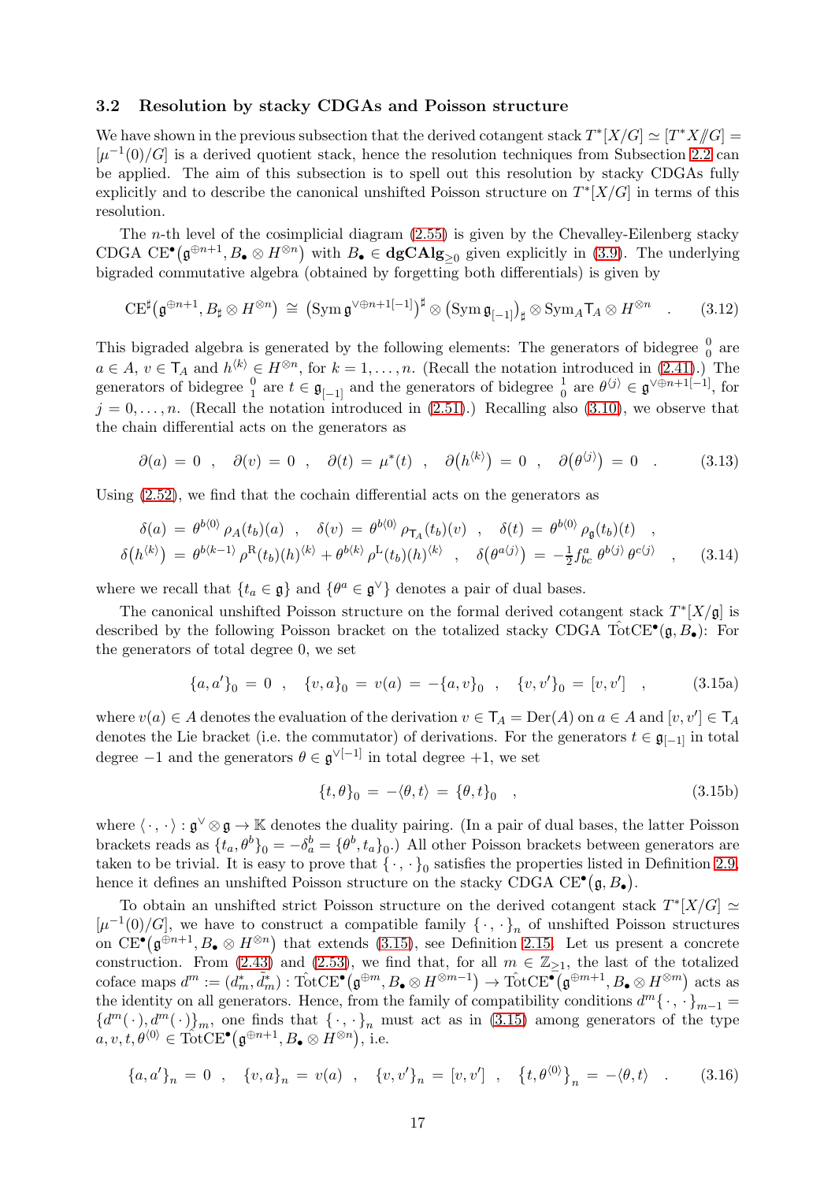### 3.2 Resolution by stacky CDGAs and Poisson structure

We have shown in the previous subsection that the derived cotangent stack $T^*[X/G] \simeq [T^*X/\!\!/G] = [\mu^{-1}(0)/G]$ is a derived quotient stack, hence the resolution techniques from Subsection 2.2 can be applied. The aim of this subsection is to spell out this resolution by stacky CDGAs fully explicitly and to describe the canonical unshifted Poisson structure on $T^*[X/G]$ in terms of this resolution.

The $n$-th level of the cosimplicial diagram (2.55) is given by the Chevalley-Eilenberg stacky CDGA $\mathrm{CE}^\bullet\big(\mathfrak{g}^{\oplus n+1}, B_\bullet \otimes H^{\otimes n}\big)$ with $B_\bullet \in \mathbf{dgCAlg}_{\geq 0}$ given explicitly in (3.9). The underlying bigraded commutative algebra (obtained by forgetting both differentials) is given by

$$\mathrm{CE}^\sharp\big(\mathfrak{g}^{\oplus n+1}, B_\sharp \otimes H^{\otimes n}\big) \,\cong\, \big(\mathrm{Sym}\,\mathfrak{g}^{\vee \oplus n+1[-1]}\big)^\sharp \otimes \big(\mathrm{Sym}\,\mathfrak{g}_{[-1]}\big)_\sharp \otimes \mathrm{Sym}_A \mathsf{T}_A \otimes H^{\otimes n} \quad . \tag{3.12}$$

This bigraded algebra is generated by the following elements: The generators of bidegree $\substack{0\\0}$ are $a \in A$, $v \in \mathsf{T}_A$ and $h^{\langle k\rangle} \in H^{\otimes n}$, for $k = 1, \dots, n$. (Recall the notation introduced in (2.41).) The generators of bidegree $\substack{0\\1}$ are $t \in \mathfrak{g}_{[-1]}$ and the generators of bidegree $\substack{1\\0}$ are $\theta^{\langle j\rangle} \in \mathfrak{g}^{\vee \oplus n+1[-1]}$, for $j = 0, \dots, n$. (Recall the notation introduced in (2.51).) Recalling also (3.10), we observe that the chain differential acts on the generators as

$$\partial(a) \,=\, 0 \quad , \quad \partial(v) \,=\, 0 \quad , \quad \partial(t) \,=\, \mu^*(t) \quad , \quad \partial\big(h^{\langle k\rangle}\big) \,=\, 0 \quad , \quad \partial\big(\theta^{\langle j\rangle}\big) \,=\, 0 \quad . \tag{3.13}$$

Using (2.52), we find that the cochain differential acts on the generators as

$$\begin{aligned}
\delta(a) \,&=\, \theta^{b\langle 0\rangle}\,\rho_A(t_b)(a) \quad , \quad \delta(v) \,=\, \theta^{b\langle 0\rangle}\,\rho_{\mathsf{T}_A}(t_b)(v) \quad , \quad \delta(t) \,=\, \theta^{b\langle 0\rangle}\,\rho_{\mathfrak{g}}(t_b)(t) \quad ,\\
\delta\big(h^{\langle k\rangle}\big) \,&=\, \theta^{b\langle k-1\rangle}\,\rho^{\mathrm{R}}(t_b)(h)^{\langle k\rangle} + \theta^{b\langle k\rangle}\,\rho^{\mathrm{L}}(t_b)(h)^{\langle k\rangle} \quad , \quad \delta\big(\theta^{a\langle j\rangle}\big) \,=\, -\tfrac{1}{2} f^a_{bc}\,\theta^{b\langle j\rangle}\,\theta^{c\langle j\rangle} \quad ,
\end{aligned} \tag{3.14}$$

where we recall that $\{t_a \in \mathfrak{g}\}$ and $\{\theta^a \in \mathfrak{g}^\vee\}$ denotes a pair of dual bases.

The canonical unshifted Poisson structure on the formal derived cotangent stack $T^*[X/\mathfrak{g}]$ is described by the following Poisson bracket on the totalized stacky CDGA $\hat{\mathrm{Tot}}\mathrm{CE}^\bullet(\mathfrak{g}, B_\bullet)$: For the generators of total degree 0, we set

$$\{a, a'\}_0 \,=\, 0 \quad , \quad \{v, a\}_0 \,=\, v(a) \,=\, -\{a, v\}_0 \quad , \quad \{v, v'\}_0 \,=\, [v, v'] \quad , \tag{3.15a}$$

where $v(a) \in A$ denotes the evaluation of the derivation $v \in \mathsf{T}_A = \mathrm{Der}(A)$ on $a \in A$ and $[v, v'] \in \mathsf{T}_A$ denotes the Lie bracket (i.e. the commutator) of derivations. For the generators $t \in \mathfrak{g}_{[-1]}$ in total degree $-1$ and the generators $\theta \in \mathfrak{g}^{\vee[-1]}$ in total degree $+1$, we set

$$\{t, \theta\}_0 \,=\, -\langle \theta, t\rangle \,=\, \{\theta, t\}_0 \quad , \tag{3.15b}$$

where $\langle\,\cdot\,,\,\cdot\,\rangle : \mathfrak{g}^\vee \otimes \mathfrak{g} \to \mathbb{K}$ denotes the duality pairing. (In a pair of dual bases, the latter Poisson brackets reads as $\{t_a, \theta^b\}_0 = -\delta^b_a = \{\theta^b, t_a\}_0$.) All other Poisson brackets between generators are taken to be trivial. It is easy to prove that $\{\,\cdot\,,\,\cdot\,\}_0$ satisfies the properties listed in Definition 2.9, hence it defines an unshifted Poisson structure on the stacky CDGA $\mathrm{CE}^\bullet\big(\mathfrak{g}, B_\bullet\big)$.

To obtain an unshifted strict Poisson structure on the derived cotangent stack $T^*[X/G] \simeq [\mu^{-1}(0)/G]$, we have to construct a compatible family $\{\,\cdot\,,\,\cdot\,\}_n$ of unshifted Poisson structures on $\mathrm{CE}^\bullet\big(\mathfrak{g}^{\oplus n+1}, B_\bullet \otimes H^{\otimes n}\big)$ that extends (3.15), see Definition 2.15. Let us present a concrete construction. From (2.43) and (2.53), we find that, for all $m \in \mathbb{Z}_{\geq 1}$, the last of the totalized coface maps $d^m := (d^*_m, \tilde{d}^*_m) : \hat{\mathrm{Tot}}\mathrm{CE}^\bullet\big(\mathfrak{g}^{\oplus m}, B_\bullet \otimes H^{\otimes m-1}\big) \to \hat{\mathrm{Tot}}\mathrm{CE}^\bullet\big(\mathfrak{g}^{\oplus m+1}, B_\bullet \otimes H^{\otimes m}\big)$ acts as the identity on all generators. Hence, from the family of compatibility conditions $d^m\{\,\cdot\,,\,\cdot\,\}_{m-1} = \{d^m(\,\cdot\,), d^m(\,\cdot\,)\}_m$, one finds that $\{\,\cdot\,,\,\cdot\,\}_n$ must act as in (3.15) among generators of the type $a, v, t, \theta^{\langle 0\rangle} \in \hat{\mathrm{Tot}}\mathrm{CE}^\bullet\big(\mathfrak{g}^{\oplus n+1}, B_\bullet \otimes H^{\otimes n}\big)$, i.e.

$$\{a, a'\}_n \,=\, 0 \quad , \quad \{v, a\}_n \,=\, v(a) \quad , \quad \{v, v'\}_n \,=\, [v, v'] \quad , \quad \big\{t, \theta^{\langle 0\rangle}\big\}_n \,=\, -\langle \theta, t\rangle \quad . \tag{3.16}$$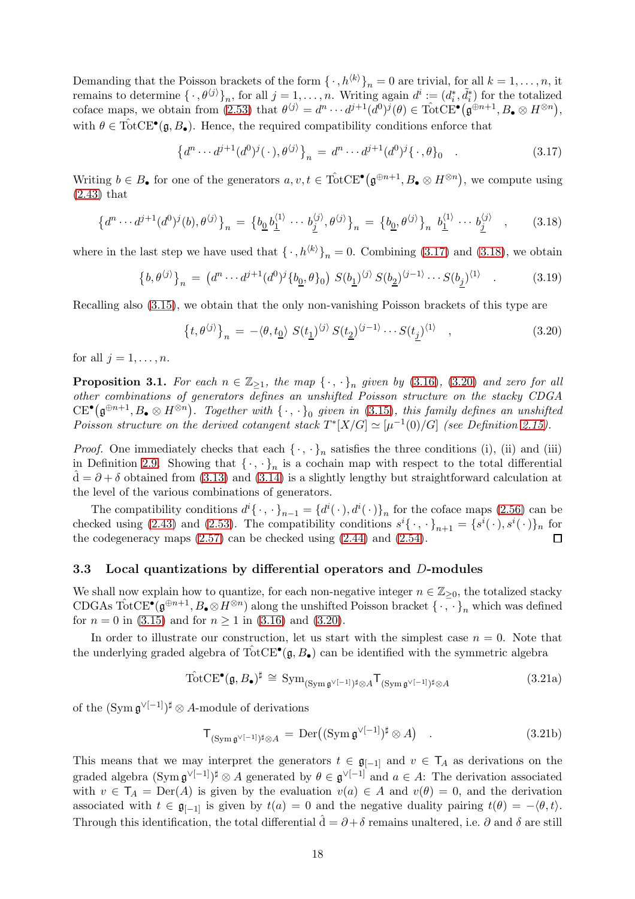Demanding that the Poisson brackets of the form $\{\,\cdot\,, h^{\langle k\rangle}\}_n = 0$ are trivial, for all $k = 1, \dots, n$, it remains to determine $\{\,\cdot\,, \theta^{\langle j\rangle}\}_n$, for all $j = 1, \dots, n$. Writing again $d^i := (d_i^*, \tilde{d}_i^*)$ for the totalized coface maps, we obtain from (2.53) that $\theta^{\langle j\rangle} = d^n \cdots d^{j+1}(d^0)^j(\theta) \in \hat{\mathrm{Tot}}\mathrm{CE}^\bullet\big(\mathfrak{g}^{\oplus n+1}, B_\bullet \otimes H^{\otimes n}\big)$, with $\theta \in \hat{\mathrm{Tot}}\mathrm{CE}^\bullet(\mathfrak{g}, B_\bullet)$. Hence, the required compatibility conditions enforce that

$$\big\{d^n \cdots d^{j+1}(d^0)^j(\,\cdot\,), \theta^{\langle j\rangle}\big\}_n = d^n \cdots d^{j+1}(d^0)^j\{\,\cdot\,,\theta\}_0 \quad . \tag{3.17}$$

Writing $b \in B_\bullet$ for one of the generators $a, v, t \in \hat{\mathrm{Tot}}\mathrm{CE}^\bullet\big(\mathfrak{g}^{\oplus n+1}, B_\bullet \otimes H^{\otimes n}\big)$, we compute using (2.43) that

$$\big\{d^n \cdots d^{j+1}(d^0)^j(b), \theta^{\langle j\rangle}\big\}_n = \big\{b_{\underline{0}}\, b_{\underline{1}}^{\langle 1\rangle} \cdots b_{\underline{j}}^{\langle j\rangle}, \theta^{\langle j\rangle}\big\}_n = \big\{b_{\underline{0}}, \theta^{\langle j\rangle}\big\}_n\, b_{\underline{1}}^{\langle 1\rangle} \cdots b_{\underline{j}}^{\langle j\rangle} \quad , \tag{3.18}$$

where in the last step we have used that $\{\,\cdot\,, h^{\langle k\rangle}\}_n = 0$. Combining (3.17) and (3.18), we obtain

$$\big\{b, \theta^{\langle j\rangle}\big\}_n = \big(d^n \cdots d^{j+1}(d^0)^j\{b_{\underline{0}}, \theta\}_0\big)\; S(b_{\underline{1}})^{\langle j\rangle}\, S(b_{\underline{2}})^{\langle j-1\rangle} \cdots S(b_{\underline{j}})^{\langle 1\rangle} \quad . \tag{3.19}$$

Recalling also (3.15), we obtain that the only non-vanishing Poisson brackets of this type are

$$\big\{t, \theta^{\langle j\rangle}\big\}_n = -\langle\theta, t_{\underline{0}}\rangle\; S(t_{\underline{1}})^{\langle j\rangle}\, S(t_{\underline{2}})^{\langle j-1\rangle} \cdots S(t_{\underline{j}})^{\langle 1\rangle} \quad , \tag{3.20}$$

for all $j = 1, \dots, n$.

**Proposition 3.1.** *For each $n \in \mathbb{Z}_{\geq 1}$, the map $\{\,\cdot\,,\,\cdot\,\}_n$ given by (3.16), (3.20) and zero for all other combinations of generators defines an unshifted Poisson structure on the stacky CDGA $\mathrm{CE}^\bullet\big(\mathfrak{g}^{\oplus n+1}, B_\bullet \otimes H^{\otimes n}\big)$. Together with $\{\,\cdot\,,\,\cdot\,\}_0$ given in (3.15), this family defines an unshifted Poisson structure on the derived cotangent stack $T^*[X/G] \simeq [\mu^{-1}(0)/G]$ (see Definition 2.15).*

*Proof.* One immediately checks that each $\{\,\cdot\,,\,\cdot\,\}_n$ satisfies the three conditions (i), (ii) and (iii) in Definition 2.9. Showing that $\{\,\cdot\,,\,\cdot\,\}_n$ is a cochain map with respect to the total differential $\hat{\mathrm{d}} = \partial + \delta$ obtained from (3.13) and (3.14) is a slightly lengthy but straightforward calculation at the level of the various combinations of generators.

The compatibility conditions $d^i\{\,\cdot\,,\,\cdot\,\}_{n-1} = \{d^i(\,\cdot\,), d^i(\,\cdot\,)\}_n$ for the coface maps (2.56) can be checked using (2.43) and (2.53). The compatibility conditions $s^i\{\,\cdot\,,\,\cdot\,\}_{n+1} = \{s^i(\,\cdot\,), s^i(\,\cdot\,)\}_n$ for the codegeneracy maps (2.57) can be checked using (2.44) and (2.54). □

### 3.3 Local quantizations by differential operators and $D$-modules

We shall now explain how to quantize, for each non-negative integer $n \in \mathbb{Z}_{\geq 0}$, the totalized stacky CDGAs $\hat{\mathrm{Tot}}\mathrm{CE}^\bullet(\mathfrak{g}^{\oplus n+1}, B_\bullet \otimes H^{\otimes n})$ along the unshifted Poisson bracket $\{\,\cdot\,,\,\cdot\,\}_n$ which was defined for $n = 0$ in (3.15) and for $n \geq 1$ in (3.16) and (3.20).

In order to illustrate our construction, let us start with the simplest case $n = 0$. Note that the underlying graded algebra of $\hat{\mathrm{Tot}}\mathrm{CE}^\bullet(\mathfrak{g}, B_\bullet)$ can be identified with the symmetric algebra

$$\hat{\mathrm{Tot}}\mathrm{CE}^\bullet(\mathfrak{g}, B_\bullet)^\sharp \cong \mathrm{Sym}_{(\mathrm{Sym}\,\mathfrak{g}^{\vee[-1]})^\sharp \otimes A}\mathsf{T}_{(\mathrm{Sym}\,\mathfrak{g}^{\vee[-1]})^\sharp \otimes A} \tag{3.21a}$$

of the $(\mathrm{Sym}\,\mathfrak{g}^{\vee[-1]})^\sharp \otimes A$-module of derivations

$$\mathsf{T}_{(\mathrm{Sym}\,\mathfrak{g}^{\vee[-1]})^\sharp \otimes A} = \mathrm{Der}\big((\mathrm{Sym}\,\mathfrak{g}^{\vee[-1]})^\sharp \otimes A\big) \quad . \tag{3.21b}$$

This means that we may interpret the generators $t \in \mathfrak{g}_{[-1]}$ and $v \in \mathsf{T}_A$ as derivations on the graded algebra $(\mathrm{Sym}\,\mathfrak{g}^{\vee[-1]})^\sharp \otimes A$ generated by $\theta \in \mathfrak{g}^{\vee[-1]}$ and $a \in A$: The derivation associated with $v \in \mathsf{T}_A = \mathrm{Der}(A)$ is given by the evaluation $v(a) \in A$ and $v(\theta) = 0$, and the derivation associated with $t \in \mathfrak{g}_{[-1]}$ is given by $t(a) = 0$ and the negative duality pairing $t(\theta) = -\langle\theta, t\rangle$. Through this identification, the total differential $\hat{\mathrm{d}} = \partial + \delta$ remains unaltered, i.e. $\partial$ and $\delta$ are still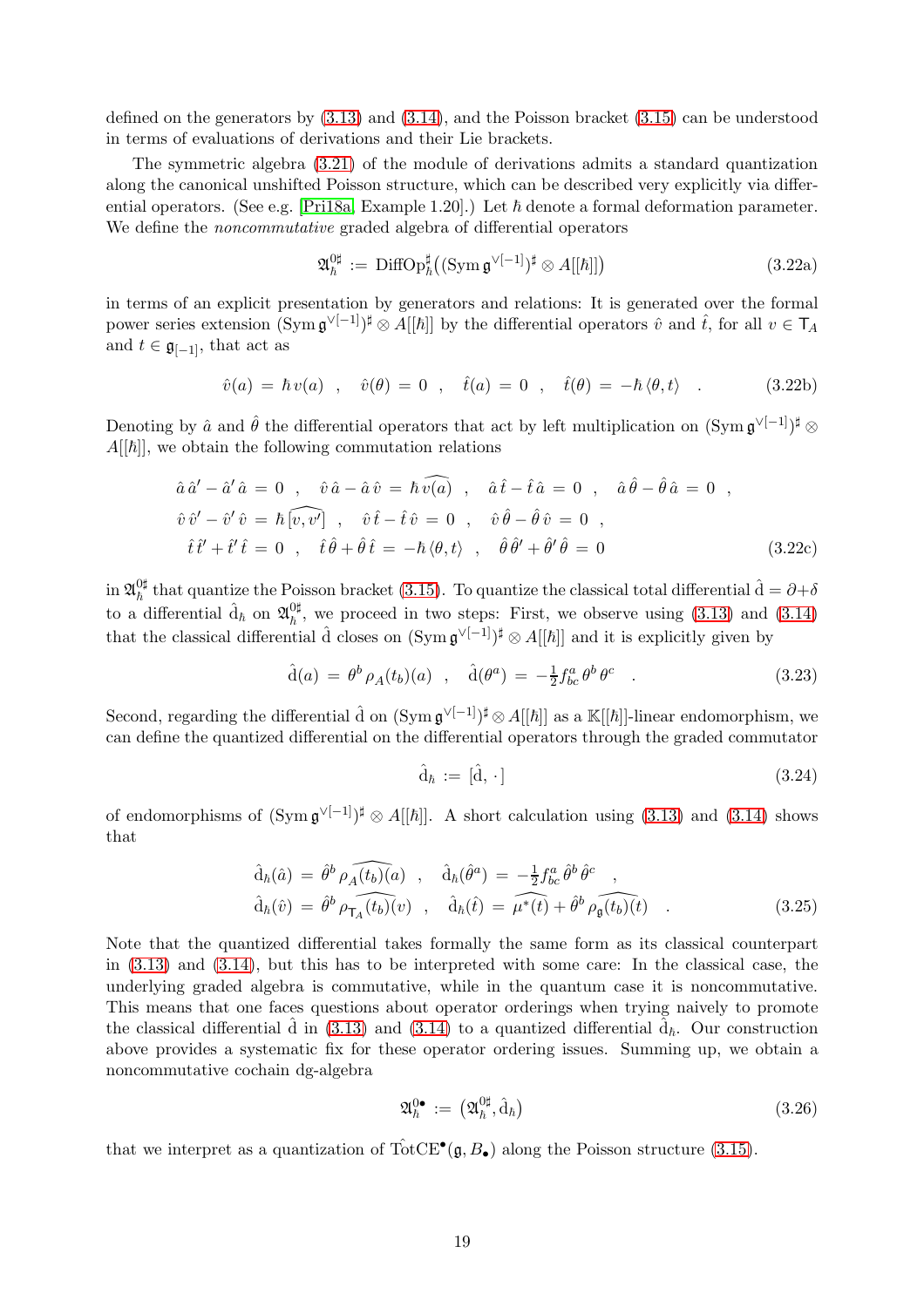defined on the generators by (3.13) and (3.14), and the Poisson bracket (3.15) can be understood in terms of evaluations of derivations and their Lie brackets.

The symmetric algebra (3.21) of the module of derivations admits a standard quantization along the canonical unshifted Poisson structure, which can be described very explicitly via differential operators. (See e.g. [Pri18a, Example 1.20].) Let $\hbar$ denote a formal deformation parameter. We define the *noncommutative* graded algebra of differential operators

$$\mathfrak{A}_\hbar^{0\sharp} := \mathrm{DiffOp}_\hbar^\sharp\big((\mathrm{Sym}\,\mathfrak{g}^{\vee[-1]})^\sharp \otimes A[[\hbar]]\big) \tag{3.22a}$$

in terms of an explicit presentation by generators and relations: It is generated over the formal power series extension $(\mathrm{Sym}\,\mathfrak{g}^{\vee[-1]})^\sharp \otimes A[[\hbar]]$ by the differential operators $\hat{v}$ and $\hat{t}$, for all $v \in \mathsf{T}_A$ and $t \in \mathfrak{g}_{[-1]}$, that act as

$$\hat{v}(a) = \hbar\, v(a) \quad , \quad \hat{v}(\theta) = 0 \quad , \quad \hat{t}(a) = 0 \quad , \quad \hat{t}(\theta) = -\hbar\,\langle \theta, t\rangle \quad . \tag{3.22b}$$

Denoting by $\hat{a}$ and $\hat{\theta}$ the differential operators that act by left multiplication on $(\mathrm{Sym}\,\mathfrak{g}^{\vee[-1]})^\sharp \otimes A[[\hbar]]$, we obtain the following commutation relations

$$\begin{aligned}
&\hat{a}\,\hat{a}' - \hat{a}'\,\hat{a} = 0 \quad , \quad \hat{v}\,\hat{a} - \hat{a}\,\hat{v} = \hbar\,\widehat{v(a)} \quad , \quad \hat{a}\,\hat{t} - \hat{t}\,\hat{a} = 0 \quad , \quad \hat{a}\,\hat{\theta} - \hat{\theta}\,\hat{a} = 0 \quad ,\\
&\hat{v}\,\hat{v}' - \hat{v}'\,\hat{v} = \hbar\,\widehat{[v,v']} \quad , \quad \hat{v}\,\hat{t} - \hat{t}\,\hat{v} = 0 \quad , \quad \hat{v}\,\hat{\theta} - \hat{\theta}\,\hat{v} = 0 \quad ,\\
&\hat{t}\,\hat{t}' + \hat{t}'\,\hat{t} = 0 \quad , \quad \hat{t}\,\hat{\theta} + \hat{\theta}\,\hat{t} = -\hbar\,\langle\theta,t\rangle \quad , \quad \hat{\theta}\,\hat{\theta}' + \hat{\theta}'\,\hat{\theta} = 0
\end{aligned} \tag{3.22c}$$

in $\mathfrak{A}_\hbar^{0\sharp}$ that quantize the Poisson bracket (3.15). To quantize the classical total differential $\hat{\mathrm{d}} = \partial + \delta$ to a differential $\hat{\mathrm{d}}_\hbar$ on $\mathfrak{A}_\hbar^{0\sharp}$, we proceed in two steps: First, we observe using (3.13) and (3.14) that the classical differential $\hat{\mathrm{d}}$ closes on $(\mathrm{Sym}\,\mathfrak{g}^{\vee[-1]})^\sharp \otimes A[[\hbar]]$ and it is explicitly given by

$$\hat{\mathrm{d}}(a) = \theta^b\,\rho_A(t_b)(a) \quad , \quad \hat{\mathrm{d}}(\theta^a) = -\tfrac{1}{2} f^a_{bc}\,\theta^b\,\theta^c \quad . \tag{3.23}$$

Second, regarding the differential $\hat{\mathrm{d}}$ on $(\mathrm{Sym}\,\mathfrak{g}^{\vee[-1]})^\sharp \otimes A[[\hbar]]$ as a $\mathbb{K}[[\hbar]]$-linear endomorphism, we can define the quantized differential on the differential operators through the graded commutator

$$\hat{\mathrm{d}}_\hbar := [\hat{\mathrm{d}}, \cdot\,] \tag{3.24}$$

of endomorphisms of $(\mathrm{Sym}\,\mathfrak{g}^{\vee[-1]})^\sharp \otimes A[[\hbar]]$. A short calculation using (3.13) and (3.14) shows that

$$\begin{aligned}
&\hat{\mathrm{d}}_\hbar(\hat{a}) = \hat{\theta}^b\,\widehat{\rho_A(t_b)(a)} \quad , \quad \hat{\mathrm{d}}_\hbar(\hat{\theta}^a) = -\tfrac{1}{2} f^a_{bc}\,\hat{\theta}^b\,\hat{\theta}^c \quad ,\\
&\hat{\mathrm{d}}_\hbar(\hat{v}) = \hat{\theta}^b\,\widehat{\rho_{\mathsf{T}_A}(t_b)(v)} \quad , \quad \hat{\mathrm{d}}_\hbar(\hat{t}) = \widehat{\mu^*(t)} + \hat{\theta}^b\,\widehat{\rho_{\mathfrak{g}}(t_b)(t)} \quad .
\end{aligned} \tag{3.25}$$

Note that the quantized differential takes formally the same form as its classical counterpart in (3.13) and (3.14), but this has to be interpreted with some care: In the classical case, the underlying graded algebra is commutative, while in the quantum case it is noncommutative. This means that one faces questions about operator orderings when trying naively to promote the classical differential $\hat{\mathrm{d}}$ in (3.13) and (3.14) to a quantized differential $\hat{\mathrm{d}}_\hbar$. Our construction above provides a systematic fix for these operator ordering issues. Summing up, we obtain a noncommutative cochain dg-algebra

$$\mathfrak{A}_\hbar^{0\bullet} := \big(\mathfrak{A}_\hbar^{0\sharp}, \hat{\mathrm{d}}_\hbar\big) \tag{3.26}$$

that we interpret as a quantization of $\widehat{\mathrm{Tot}}\mathrm{CE}^\bullet(\mathfrak{g}, B_\bullet)$ along the Poisson structure (3.15).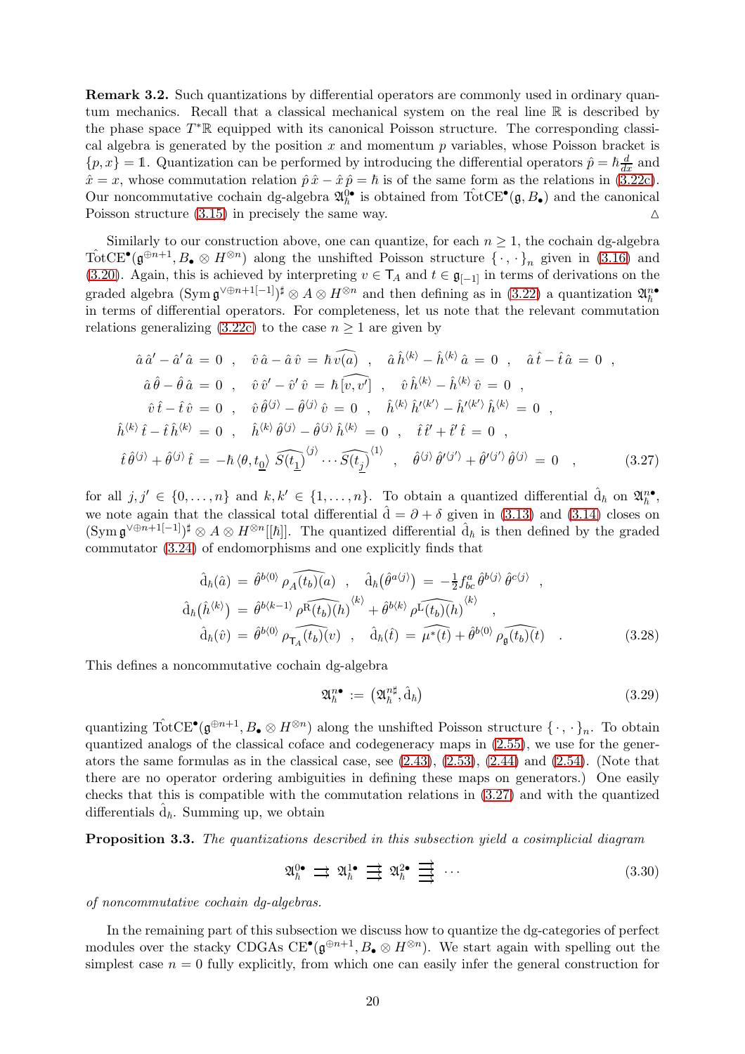**Remark 3.2.** Such quantizations by differential operators are commonly used in ordinary quantum mechanics. Recall that a classical mechanical system on the real line $\mathbb{R}$ is described by the phase space $T^*\mathbb{R}$ equipped with its canonical Poisson structure. The corresponding classical algebra is generated by the position $x$ and momentum $p$ variables, whose Poisson bracket is $\{p, x\} = \mathbb{1}$. Quantization can be performed by introducing the differential operators $\hat{p} = \hbar \frac{d}{dx}$ and $\hat{x} = x$, whose commutation relation $\hat{p}\,\hat{x} - \hat{x}\,\hat{p} = \hbar$ is of the same form as the relations in (3.22c). Our noncommutative cochain dg-algebra $\mathfrak{A}^{0\bullet}_\hbar$ is obtained from $\hat{\mathrm{Tot}}\mathrm{CE}^\bullet(\mathfrak{g}, B_\bullet)$ and the canonical Poisson structure (3.15) in precisely the same way. △

Similarly to our construction above, one can quantize, for each $n \geq 1$, the cochain dg-algebra $\hat{\mathrm{Tot}}\mathrm{CE}^\bullet(\mathfrak{g}^{\oplus n+1}, B_\bullet \otimes H^{\otimes n})$ along the unshifted Poisson structure $\{\,\cdot\,,\,\cdot\,\}_n$ given in (3.16) and (3.20). Again, this is achieved by interpreting $v \in \mathsf{T}_A$ and $t \in \mathfrak{g}_{[-1]}$ in terms of derivations on the graded algebra $(\mathrm{Sym}\,\mathfrak{g}^{\vee \oplus n+1}[-1])^\sharp \otimes A \otimes H^{\otimes n}$ and then defining as in (3.22) a quantization $\mathfrak{A}^{n\bullet}_\hbar$ in terms of differential operators. For completeness, let us note that the relevant commutation relations generalizing (3.22c) to the case $n \geq 1$ are given by

$$
\begin{gathered}
\hat{a}\,\hat{a}' - \hat{a}'\,\hat{a} \,=\, 0 \ , \quad \hat{v}\,\hat{a} - \hat{a}\,\hat{v} \,=\, \hbar\,\widehat{v(a)} \ , \quad \hat{a}\,\hat{h}^{\langle k\rangle} - \hat{h}^{\langle k\rangle}\,\hat{a} \,=\, 0 \ , \quad \hat{a}\,\hat{t} - \hat{t}\,\hat{a} \,=\, 0 \ , \\
\hat{a}\,\hat{\theta} - \hat{\theta}\,\hat{a} \,=\, 0 \ , \quad \hat{v}\,\hat{v}' - \hat{v}'\,\hat{v} \,=\, \hbar\,\widehat{[v,v']} \ , \quad \hat{v}\,\hat{h}^{\langle k\rangle} - \hat{h}^{\langle k\rangle}\,\hat{v} \,=\, 0 \ , \\
\hat{v}\,\hat{t} - \hat{t}\,\hat{v} \,=\, 0 \ , \quad \hat{v}\,\hat{\theta}^{\langle j\rangle} - \hat{\theta}^{\langle j\rangle}\,\hat{v} \,=\, 0 \ , \quad \hat{h}^{\langle k\rangle}\,\hat{h}'^{\langle k'\rangle} - \hat{h}'^{\langle k'\rangle}\,\hat{h}^{\langle k\rangle} \,=\, 0 \ , \\
\hat{h}^{\langle k\rangle}\,\hat{t} - \hat{t}\,\hat{h}^{\langle k\rangle} \,=\, 0 \ , \quad \hat{h}^{\langle k\rangle}\,\hat{\theta}^{\langle j\rangle} - \hat{\theta}^{\langle j\rangle}\,\hat{h}^{\langle k\rangle} \,=\, 0 \ , \quad \hat{t}\,\hat{t}' + \hat{t}'\,\hat{t} \,=\, 0 \ , \\
\hat{t}\,\hat{\theta}^{\langle j\rangle} + \hat{\theta}^{\langle j\rangle}\,\hat{t} \,=\, -\hbar\,\langle \theta, t_{\underline{0}}\rangle\,\widehat{S(t_{\underline{1}})}^{\langle j\rangle} \cdots \widehat{S(t_{\underline{j}})}^{\langle 1\rangle} \ , \quad \hat{\theta}^{\langle j\rangle}\,\hat{\theta}'^{\langle j'\rangle} + \hat{\theta}'^{\langle j'\rangle}\,\hat{\theta}^{\langle j\rangle} \,=\, 0 \ ,
\end{gathered}
\tag{3.27}
$$

for all $j, j' \in \{0, \dots, n\}$ and $k, k' \in \{1, \dots, n\}$. To obtain a quantized differential $\hat{\mathrm{d}}_\hbar$ on $\mathfrak{A}^{n\bullet}_\hbar$, we note again that the classical total differential $\hat{\mathrm{d}} = \partial + \delta$ given in (3.13) and (3.14) closes on $(\mathrm{Sym}\,\mathfrak{g}^{\vee \oplus n+1}[-1])^\sharp \otimes A \otimes H^{\otimes n}[[\hbar]]$. The quantized differential $\hat{\mathrm{d}}_\hbar$ is then defined by the graded commutator (3.24) of endomorphisms and one explicitly finds that

$$
\begin{gathered}
\hat{\mathrm{d}}_\hbar(\hat{a}) \,=\, \hat{\theta}^{b\langle 0\rangle}\,\widehat{\rho_A(t_b)(a)} \ , \quad \hat{\mathrm{d}}_\hbar\big(\hat{\theta}^{a\langle j\rangle}\big) \,=\, -\tfrac{1}{2} f^a_{bc}\,\hat{\theta}^{b\langle j\rangle}\,\hat{\theta}^{c\langle j\rangle} \ , \\
\hat{\mathrm{d}}_\hbar\big(\hat{h}^{\langle k\rangle}\big) \,=\, \hat{\theta}^{b\langle k-1\rangle}\,\widehat{\rho^{\mathrm{R}}(t_b)(h)}^{\langle k\rangle} + \hat{\theta}^{b\langle k\rangle}\,\widehat{\rho^{\mathrm{L}}(t_b)(h)}^{\langle k\rangle} \ , \\
\hat{\mathrm{d}}_\hbar(\hat{v}) \,=\, \hat{\theta}^{b\langle 0\rangle}\,\widehat{\rho_{\mathsf{T}_A}(t_b)(v)} \ , \quad \hat{\mathrm{d}}_\hbar(\hat{t}) \,=\, \widehat{\mu^*(t)} + \hat{\theta}^{b\langle 0\rangle}\,\widehat{\rho_{\mathfrak{g}}(t_b)(t)} \ .
\end{gathered}
\tag{3.28}
$$

This defines a noncommutative cochain dg-algebra

$$
\mathfrak{A}^{n\bullet}_\hbar \,:=\, \big(\mathfrak{A}^{n\sharp}_\hbar, \hat{\mathrm{d}}_\hbar\big) \tag{3.29}
$$

quantizing $\hat{\mathrm{Tot}}\mathrm{CE}^\bullet(\mathfrak{g}^{\oplus n+1}, B_\bullet \otimes H^{\otimes n})$ along the unshifted Poisson structure $\{\,\cdot\,,\,\cdot\,\}_n$. To obtain quantized analogs of the classical coface and codegeneracy maps in (2.55), we use for the generators the same formulas as in the classical case, see (2.43), (2.53), (2.44) and (2.54). (Note that there are no operator ordering ambiguities in defining these maps on generators.) One easily checks that this is compatible with the commutation relations in (3.27) and with the quantized differentials $\hat{\mathrm{d}}_\hbar$. Summing up, we obtain

**Proposition 3.3.** *The quantizations described in this subsection yield a cosimplicial diagram*

$$
\mathfrak{A}^{0\bullet}_\hbar \;\rightrightarrows\; \mathfrak{A}^{1\bullet}_\hbar \;\substack{\rightarrow\\[-1em]\rightarrow\\[-1em]\rightarrow}\; \mathfrak{A}^{2\bullet}_\hbar \;\substack{\rightarrow\\[-1em]\rightarrow\\[-1em]\rightarrow\\[-1em]\rightarrow}\; \cdots \tag{3.30}
$$

*of noncommutative cochain dg-algebras.*

In the remaining part of this subsection we discuss how to quantize the dg-categories of perfect modules over the stacky CDGAs $\mathrm{CE}^\bullet(\mathfrak{g}^{\oplus n+1}, B_\bullet \otimes H^{\otimes n})$. We start again with spelling out the simplest case $n = 0$ fully explicitly, from which one can easily infer the general construction for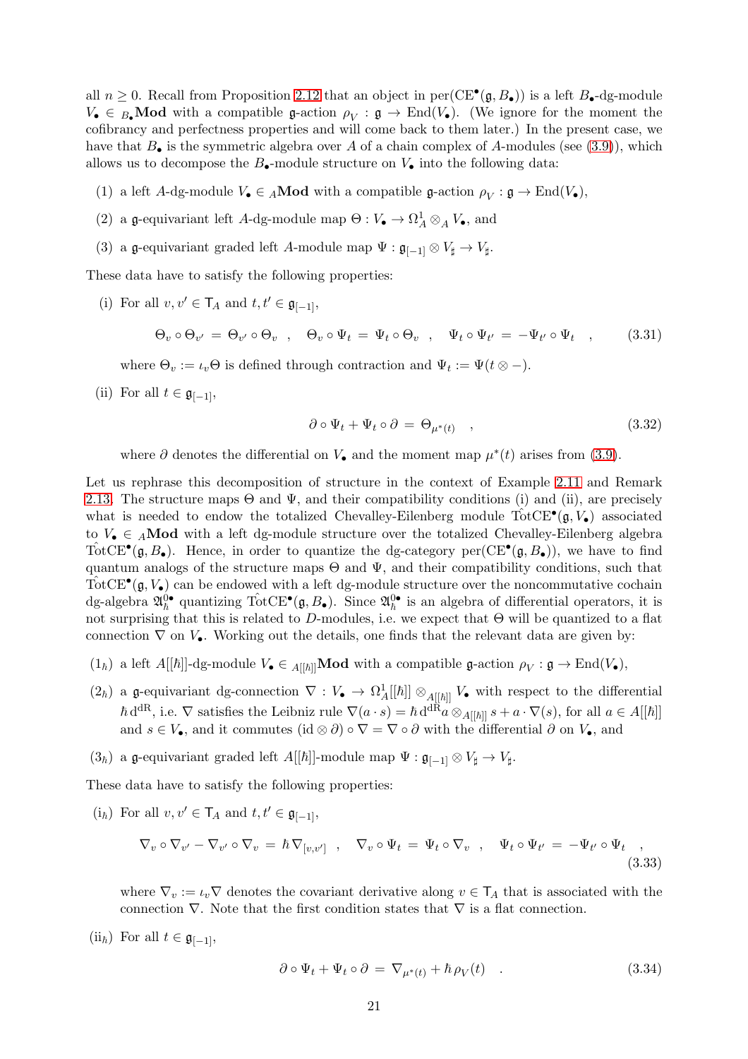all $n \geq 0$. Recall from Proposition 2.12 that an object in $\mathrm{per}(\mathrm{CE}^\bullet(\mathfrak{g}, B_\bullet))$ is a left $B_\bullet$-dg-module $V_\bullet \in {}_{B_\bullet}\mathbf{Mod}$ with a compatible $\mathfrak{g}$-action $\rho_V : \mathfrak{g} \to \mathrm{End}(V_\bullet)$. (We ignore for the moment the cofibrancy and perfectness properties and will come back to them later.) In the present case, we have that $B_\bullet$ is the symmetric algebra over $A$ of a chain complex of $A$-modules (see (3.9)), which allows us to decompose the $B_\bullet$-module structure on $V_\bullet$ into the following data:

(1) a left $A$-dg-module $V_\bullet \in {}_A\mathbf{Mod}$ with a compatible $\mathfrak{g}$-action $\rho_V : \mathfrak{g} \to \mathrm{End}(V_\bullet)$,

(2) a $\mathfrak{g}$-equivariant left $A$-dg-module map $\Theta : V_\bullet \to \Omega^1_A \otimes_A V_\bullet$, and

(3) a $\mathfrak{g}$-equivariant graded left $A$-module map $\Psi : \mathfrak{g}_{[-1]} \otimes V_\sharp \to V_\sharp$.

These data have to satisfy the following properties:

(i) For all $v, v' \in \mathsf{T}_A$ and $t, t' \in \mathfrak{g}_{[-1]}$,

$$\Theta_v \circ \Theta_{v'} \,=\, \Theta_{v'} \circ \Theta_v \quad , \quad \Theta_v \circ \Psi_t \,=\, \Psi_t \circ \Theta_v \quad , \quad \Psi_t \circ \Psi_{t'} \,=\, -\Psi_{t'} \circ \Psi_t \quad , \tag{3.31}$$

where $\Theta_v := \iota_v \Theta$ is defined through contraction and $\Psi_t := \Psi(t \otimes -)$.

(ii) For all $t \in \mathfrak{g}_{[-1]}$,

$$\partial \circ \Psi_t + \Psi_t \circ \partial \,=\, \Theta_{\mu^*(t)} \quad , \tag{3.32}$$

where $\partial$ denotes the differential on $V_\bullet$ and the moment map $\mu^*(t)$ arises from (3.9).

Let us rephrase this decomposition of structure in the context of Example 2.11 and Remark 2.13. The structure maps $\Theta$ and $\Psi$, and their compatibility conditions (i) and (ii), are precisely what is needed to endow the totalized Chevalley-Eilenberg module $\hat{\mathrm{Tot}}\mathrm{CE}^\bullet(\mathfrak{g}, V_\bullet)$ associated to $V_\bullet \in {}_A\mathbf{Mod}$ with a left dg-module structure over the totalized Chevalley-Eilenberg algebra $\hat{\mathrm{Tot}}\mathrm{CE}^\bullet(\mathfrak{g}, B_\bullet)$. Hence, in order to quantize the dg-category $\mathrm{per}(\mathrm{CE}^\bullet(\mathfrak{g}, B_\bullet))$, we have to find quantum analogs of the structure maps $\Theta$ and $\Psi$, and their compatibility conditions, such that $\hat{\mathrm{Tot}}\mathrm{CE}^\bullet(\mathfrak{g}, V_\bullet)$ can be endowed with a left dg-module structure over the noncommutative cochain dg-algebra $\mathfrak{A}^{0\bullet}_\hbar$ quantizing $\hat{\mathrm{Tot}}\mathrm{CE}^\bullet(\mathfrak{g}, B_\bullet)$. Since $\mathfrak{A}^{0\bullet}_\hbar$ is an algebra of differential operators, it is not surprising that this is related to $D$-modules, i.e. we expect that $\Theta$ will be quantized to a flat connection $\nabla$ on $V_\bullet$. Working out the details, one finds that the relevant data are given by:

($1_\hbar$) a left $A[[\hbar]]$-dg-module $V_\bullet \in {}_{A[[\hbar]]}\mathbf{Mod}$ with a compatible $\mathfrak{g}$-action $\rho_V : \mathfrak{g} \to \mathrm{End}(V_\bullet)$,

($2_\hbar$) a $\mathfrak{g}$-equivariant dg-connection $\nabla : V_\bullet \to \Omega^1_A[[\hbar]] \otimes_{A[[\hbar]]} V_\bullet$ with respect to the differential $\hbar\, \mathrm{d}^{\mathrm{dR}}$, i.e. $\nabla$ satisfies the Leibniz rule $\nabla(a \cdot s) = \hbar\, \mathrm{d}^{\mathrm{dR}} a \otimes_{A[[\hbar]]} s + a \cdot \nabla(s)$, for all $a \in A[[\hbar]]$ and $s \in V_\bullet$, and it commutes $(\mathrm{id} \otimes \partial) \circ \nabla = \nabla \circ \partial$ with the differential $\partial$ on $V_\bullet$, and

($3_\hbar$) a $\mathfrak{g}$-equivariant graded left $A[[\hbar]]$-module map $\Psi : \mathfrak{g}_{[-1]} \otimes V_\sharp \to V_\sharp$.

These data have to satisfy the following properties:

($\mathrm{i}_\hbar$) For all $v, v' \in \mathsf{T}_A$ and $t, t' \in \mathfrak{g}_{[-1]}$,

$$\nabla_v \circ \nabla_{v'} - \nabla_{v'} \circ \nabla_v \,=\, \hbar\, \nabla_{[v,v']} \quad , \quad \nabla_v \circ \Psi_t \,=\, \Psi_t \circ \nabla_v \quad , \quad \Psi_t \circ \Psi_{t'} \,=\, -\Psi_{t'} \circ \Psi_t \quad , \tag{3.33}$$

where $\nabla_v := \iota_v \nabla$ denotes the covariant derivative along $v \in \mathsf{T}_A$ that is associated with the connection $\nabla$. Note that the first condition states that $\nabla$ is a flat connection.

($\mathrm{ii}_\hbar$) For all $t \in \mathfrak{g}_{[-1]}$,

$$\partial \circ \Psi_t + \Psi_t \circ \partial \,=\, \nabla_{\mu^*(t)} + \hbar\, \rho_V(t) \quad . \tag{3.34}$$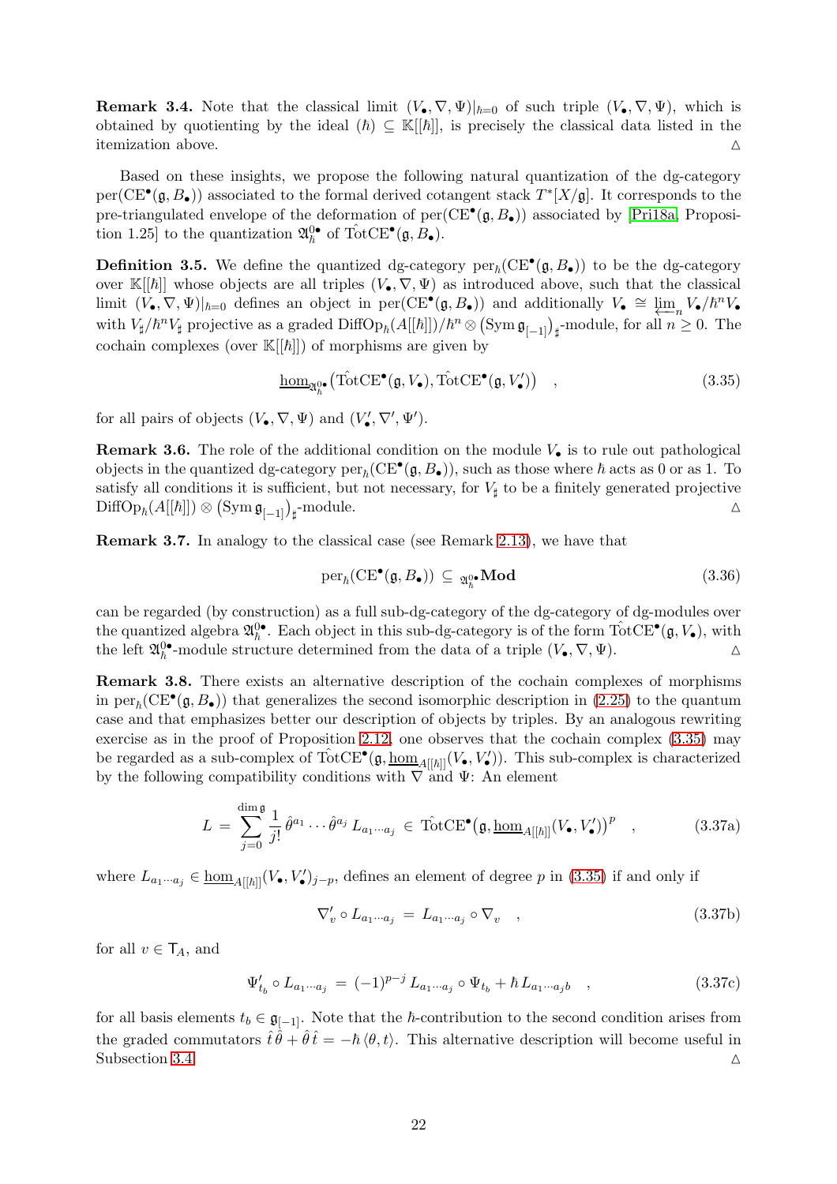**Remark 3.4.** Note that the classical limit $(V_\bullet, \nabla, \Psi)|_{\hbar=0}$ of such triple $(V_\bullet, \nabla, \Psi)$, which is obtained by quotienting by the ideal $(\hbar) \subseteq \mathbb{K}[[\hbar]]$, is precisely the classical data listed in the itemization above. △

Based on these insights, we propose the following natural quantization of the dg-category $\mathrm{per}(\mathrm{CE}^\bullet(\mathfrak{g}, B_\bullet))$ associated to the formal derived cotangent stack $T^*[X/\mathfrak{g}]$. It corresponds to the pre-triangulated envelope of the deformation of $\mathrm{per}(\mathrm{CE}^\bullet(\mathfrak{g}, B_\bullet))$ associated by [Pri18a, Proposition 1.25] to the quantization $\mathfrak{A}_\hbar^{0\bullet}$ of $\hat{\mathrm{Tot}}\mathrm{CE}^\bullet(\mathfrak{g}, B_\bullet)$.

**Definition 3.5.** We define the quantized dg-category $\mathrm{per}_\hbar(\mathrm{CE}^\bullet(\mathfrak{g}, B_\bullet))$ to be the dg-category over $\mathbb{K}[[\hbar]]$ whose objects are all triples $(V_\bullet, \nabla, \Psi)$ as introduced above, such that the classical limit $(V_\bullet, \nabla, \Psi)|_{\hbar=0}$ defines an object in $\mathrm{per}(\mathrm{CE}^\bullet(\mathfrak{g}, B_\bullet))$ and additionally $V_\bullet \cong \varprojlim_n V_\bullet/\hbar^n V_\bullet$ with $V_\sharp/\hbar^n V_\sharp$ projective as a graded $\mathrm{DiffOp}_\hbar(A[[\hbar]])/\hbar^n \otimes \big(\mathrm{Sym}\,\mathfrak{g}_{[-1]}\big)_\sharp$-module, for all $n \geq 0$. The cochain complexes (over $\mathbb{K}[[\hbar]]$) of morphisms are given by

$$\underline{\mathrm{hom}}_{\mathfrak{A}_\hbar^{0\bullet}}\big(\hat{\mathrm{Tot}}\mathrm{CE}^\bullet(\mathfrak{g}, V_\bullet), \hat{\mathrm{Tot}}\mathrm{CE}^\bullet(\mathfrak{g}, V'_\bullet)\big) \quad , \tag{3.35}$$

for all pairs of objects $(V_\bullet, \nabla, \Psi)$ and $(V'_\bullet, \nabla', \Psi')$.

**Remark 3.6.** The role of the additional condition on the module $V_\bullet$ is to rule out pathological objects in the quantized dg-category $\mathrm{per}_\hbar(\mathrm{CE}^\bullet(\mathfrak{g}, B_\bullet))$, such as those where $\hbar$ acts as 0 or as 1. To satisfy all conditions it is sufficient, but not necessary, for $V_\sharp$ to be a finitely generated projective $\mathrm{DiffOp}_\hbar(A[[\hbar]]) \otimes \big(\mathrm{Sym}\,\mathfrak{g}_{[-1]}\big)_\sharp$-module. △

**Remark 3.7.** In analogy to the classical case (see Remark 2.13), we have that

$$\mathrm{per}_\hbar(\mathrm{CE}^\bullet(\mathfrak{g}, B_\bullet)) \subseteq {}_{\mathfrak{A}_\hbar^{0\bullet}}\mathbf{Mod} \tag{3.36}$$

can be regarded (by construction) as a full sub-dg-category of the dg-category of dg-modules over the quantized algebra $\mathfrak{A}_\hbar^{0\bullet}$. Each object in this sub-dg-category is of the form $\hat{\mathrm{Tot}}\mathrm{CE}^\bullet(\mathfrak{g}, V_\bullet)$, with the left $\mathfrak{A}_\hbar^{0\bullet}$-module structure determined from the data of a triple $(V_\bullet, \nabla, \Psi)$. △

**Remark 3.8.** There exists an alternative description of the cochain complexes of morphisms in $\mathrm{per}_\hbar(\mathrm{CE}^\bullet(\mathfrak{g}, B_\bullet))$ that generalizes the second isomorphic description in (2.25) to the quantum case and that emphasizes better our description of objects by triples. By an analogous rewriting exercise as in the proof of Proposition 2.12, one observes that the cochain complex (3.35) may be regarded as a sub-complex of $\hat{\mathrm{Tot}}\mathrm{CE}^\bullet(\mathfrak{g}, \underline{\mathrm{hom}}_{A[[\hbar]]}(V_\bullet, V'_\bullet))$. This sub-complex is characterized by the following compatibility conditions with $\nabla$ and $\Psi$: An element

$$L = \sum_{j=0}^{\dim \mathfrak{g}} \frac{1}{j!}\, \hat{\theta}^{a_1} \cdots \hat{\theta}^{a_j}\, L_{a_1 \cdots a_j} \in \hat{\mathrm{Tot}}\mathrm{CE}^\bullet\big(\mathfrak{g}, \underline{\mathrm{hom}}_{A[[\hbar]]}(V_\bullet, V'_\bullet)\big)^p \quad , \tag{3.37a}$$

where $L_{a_1 \cdots a_j} \in \underline{\mathrm{hom}}_{A[[\hbar]]}(V_\bullet, V'_\bullet)_{j-p}$, defines an element of degree $p$ in (3.35) if and only if

$$\nabla'_v \circ L_{a_1 \cdots a_j} = L_{a_1 \cdots a_j} \circ \nabla_v \quad , \tag{3.37b}$$

for all $v \in \mathsf{T}_A$, and

$$\Psi'_{t_b} \circ L_{a_1 \cdots a_j} = (-1)^{p-j}\, L_{a_1 \cdots a_j} \circ \Psi_{t_b} + \hbar\, L_{a_1 \cdots a_j b} \quad , \tag{3.37c}$$

for all basis elements $t_b \in \mathfrak{g}_{[-1]}$. Note that the $\hbar$-contribution to the second condition arises from the graded commutators $\hat{t}\,\hat{\theta} + \hat{\theta}\,\hat{t} = -\hbar\,\langle \theta, t\rangle$. This alternative description will become useful in Subsection 3.4. △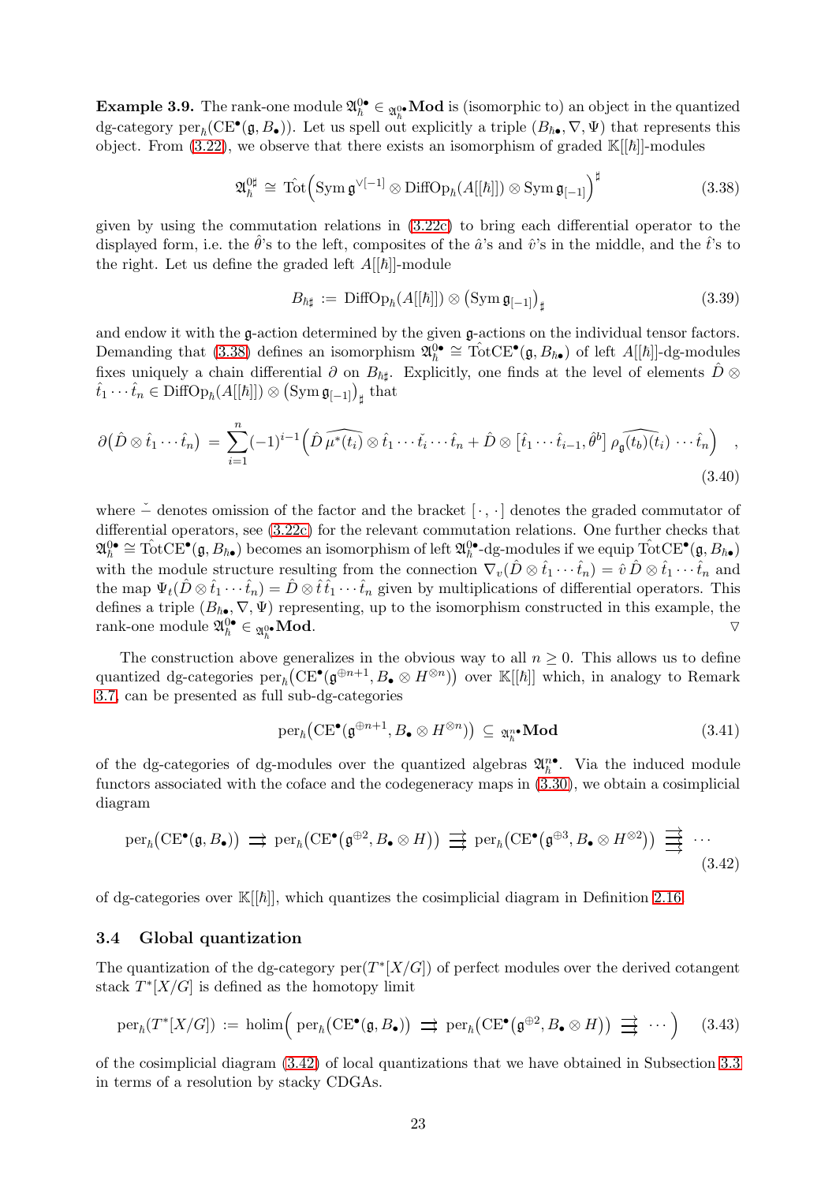**Example 3.9.** The rank-one module $\mathfrak{A}^{0\bullet}_\hbar \in {}_{\mathfrak{A}^{0\bullet}_\hbar}\mathbf{Mod}$ is (isomorphic to) an object in the quantized dg-category $\mathrm{per}_\hbar(\mathrm{CE}^\bullet(\mathfrak{g}, B_\bullet))$. Let us spell out explicitly a triple $(B_{\hbar\bullet}, \nabla, \Psi)$ that represents this object. From (3.22), we observe that there exists an isomorphism of graded $\mathbb{K}[[\hbar]]$-modules

$$
\mathfrak{A}^{0\sharp}_\hbar \cong \hat{\mathrm{Tot}}\Big(\mathrm{Sym}\,\mathfrak{g}^{\vee[-1]} \otimes \mathrm{DiffOp}_\hbar(A[[\hbar]]) \otimes \mathrm{Sym}\,\mathfrak{g}_{[-1]}\Big)^\sharp \tag{3.38}
$$

given by using the commutation relations in (3.22c) to bring each differential operator to the displayed form, i.e. the $\hat{\theta}$'s to the left, composites of the $\hat{a}$'s and $\hat{v}$'s in the middle, and the $\hat{t}$'s to the right. Let us define the graded left $A[[\hbar]]$-module

$$
B_{\hbar\sharp} := \mathrm{DiffOp}_\hbar(A[[\hbar]]) \otimes \big(\mathrm{Sym}\,\mathfrak{g}_{[-1]}\big)_\sharp \tag{3.39}
$$

and endow it with the $\mathfrak{g}$-action determined by the given $\mathfrak{g}$-actions on the individual tensor factors. Demanding that (3.38) defines an isomorphism $\mathfrak{A}^{0\bullet}_\hbar \cong \hat{\mathrm{Tot}}\mathrm{CE}^\bullet(\mathfrak{g}, B_{\hbar\bullet})$ of left $A[[\hbar]]$-dg-modules fixes uniquely a chain differential $\partial$ on $B_{\hbar\sharp}$. Explicitly, one finds at the level of elements $\hat{D} \otimes \hat{t}_1 \cdots \hat{t}_n \in \mathrm{DiffOp}_\hbar(A[[\hbar]]) \otimes \big(\mathrm{Sym}\,\mathfrak{g}_{[-1]}\big)_\sharp$ that

$$
\partial\big(\hat{D} \otimes \hat{t}_1 \cdots \hat{t}_n\big) = \sum_{i=1}^n (-1)^{i-1} \Big(\hat{D}\,\widehat{\mu^*(t_i)} \otimes \hat{t}_1 \cdots \check{t}_i \cdots \hat{t}_n + \hat{D} \otimes \big[\hat{t}_1 \cdots \hat{t}_{i-1}, \hat{\theta}^b\big]\,\widehat{\rho_{\mathfrak{g}}(t_b)(t_i)} \cdots \hat{t}_n\Big) \quad , \tag{3.40}
$$

where $\check{-}$ denotes omission of the factor and the bracket $[\,\cdot\,,\,\cdot\,]$ denotes the graded commutator of differential operators, see (3.22c) for the relevant commutation relations. One further checks that $\mathfrak{A}^{0\bullet}_\hbar \cong \hat{\mathrm{Tot}}\mathrm{CE}^\bullet(\mathfrak{g}, B_{\hbar\bullet})$ becomes an isomorphism of left $\mathfrak{A}^{0\bullet}_\hbar$-dg-modules if we equip $\hat{\mathrm{Tot}}\mathrm{CE}^\bullet(\mathfrak{g}, B_{\hbar\bullet})$ with the module structure resulting from the connection $\nabla_v(\hat{D} \otimes \hat{t}_1 \cdots \hat{t}_n) = \hat{v}\,\hat{D} \otimes \hat{t}_1 \cdots \hat{t}_n$ and the map $\Psi_t(\hat{D} \otimes \hat{t}_1 \cdots \hat{t}_n) = \hat{D} \otimes \hat{t}\,\hat{t}_1 \cdots \hat{t}_n$ given by multiplications of differential operators. This defines a triple $(B_{\hbar\bullet}, \nabla, \Psi)$ representing, up to the isomorphism constructed in this example, the rank-one module $\mathfrak{A}^{0\bullet}_\hbar \in {}_{\mathfrak{A}^{0\bullet}_\hbar}\mathbf{Mod}$. ▽

The construction above generalizes in the obvious way to all $n \geq 0$. This allows us to define quantized dg-categories $\mathrm{per}_\hbar\big(\mathrm{CE}^\bullet(\mathfrak{g}^{\oplus n+1}, B_\bullet \otimes H^{\otimes n})\big)$ over $\mathbb{K}[[\hbar]]$ which, in analogy to Remark 3.7, can be presented as full sub-dg-categories

$$
\mathrm{per}_\hbar\big(\mathrm{CE}^\bullet(\mathfrak{g}^{\oplus n+1}, B_\bullet \otimes H^{\otimes n})\big) \subseteq {}_{\mathfrak{A}^{n\bullet}_\hbar}\mathbf{Mod} \tag{3.41}
$$

of the dg-categories of dg-modules over the quantized algebras $\mathfrak{A}^{n\bullet}_\hbar$. Via the induced module functors associated with the coface and the codegeneracy maps in (3.30), we obtain a cosimplicial diagram

$$
\mathrm{per}_\hbar\big(\mathrm{CE}^\bullet(\mathfrak{g}, B_\bullet)\big) \rightrightarrows \mathrm{per}_\hbar\big(\mathrm{CE}^\bullet(\mathfrak{g}^{\oplus 2}, B_\bullet \otimes H)\big) \mathrel{\substack{\rightarrow\\[-0.6ex]\rightarrow\\[-0.6ex]\rightarrow}} \mathrm{per}_\hbar\big(\mathrm{CE}^\bullet(\mathfrak{g}^{\oplus 3}, B_\bullet \otimes H^{\otimes 2})\big) \mathrel{\substack{\rightarrow\\[-0.6ex]\rightarrow\\[-0.6ex]\rightarrow\\[-0.6ex]\rightarrow}} \cdots \tag{3.42}
$$

of dg-categories over $\mathbb{K}[[\hbar]]$, which quantizes the cosimplicial diagram in Definition 2.16.

### 3.4 Global quantization

The quantization of the dg-category $\mathrm{per}(T^*[X/G])$ of perfect modules over the derived cotangent stack $T^*[X/G]$ is defined as the homotopy limit

$$
\mathrm{per}_\hbar(T^*[X/G]) := \mathrm{holim}\Big(\mathrm{per}_\hbar\big(\mathrm{CE}^\bullet(\mathfrak{g}, B_\bullet)\big) \rightrightarrows \mathrm{per}_\hbar\big(\mathrm{CE}^\bullet(\mathfrak{g}^{\oplus 2}, B_\bullet \otimes H)\big) \mathrel{\substack{\rightarrow\\[-0.6ex]\rightarrow\\[-0.6ex]\rightarrow}} \cdots\Big) \tag{3.43}
$$

of the cosimplicial diagram (3.42) of local quantizations that we have obtained in Subsection 3.3 in terms of a resolution by stacky CDGAs.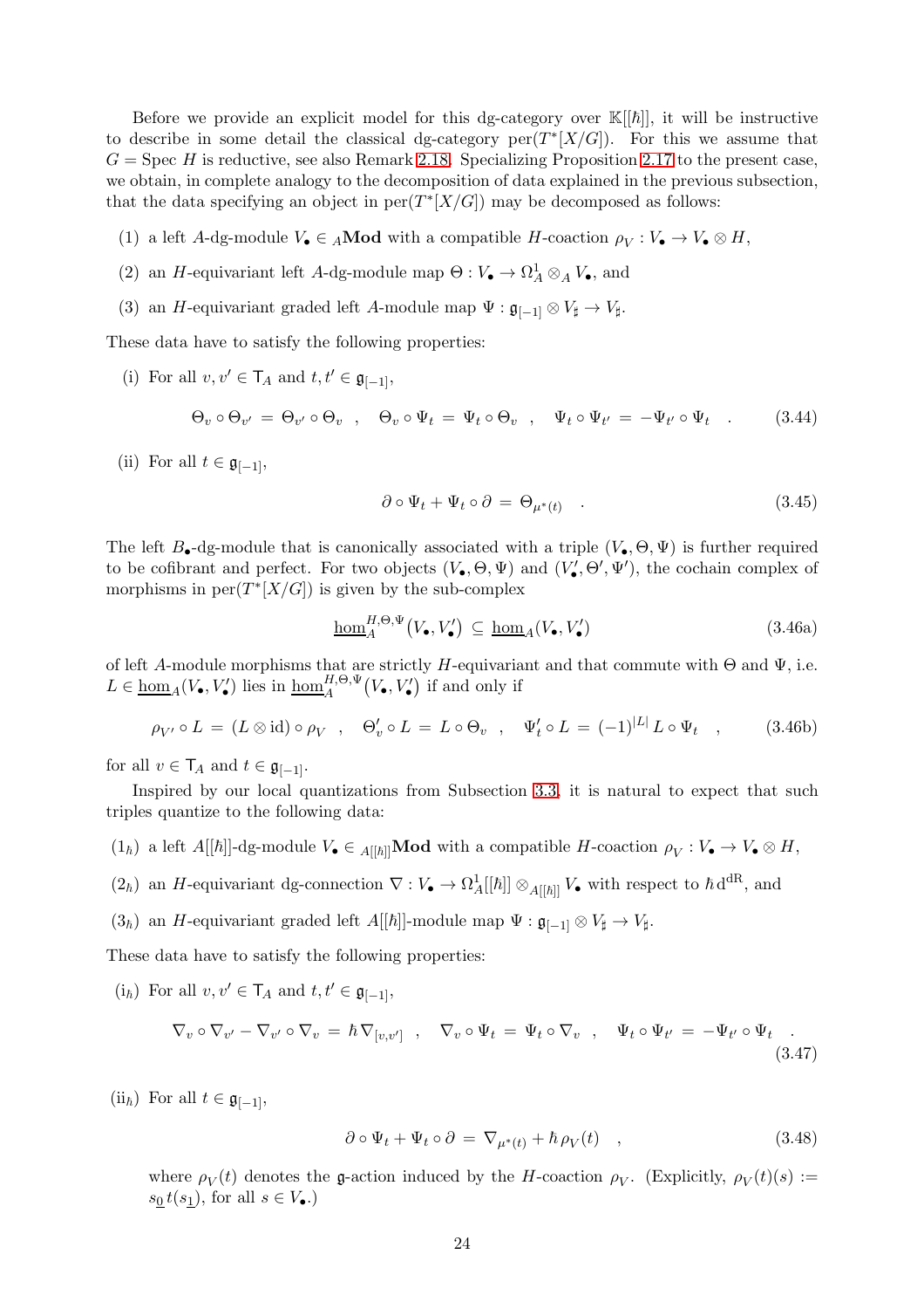Before we provide an explicit model for this dg-category over $\mathbb{K}[[\hbar]]$, it will be instructive to describe in some detail the classical dg-category $\mathrm{per}(T^*[X/G])$. For this we assume that $G = \mathrm{Spec}\, H$ is reductive, see also Remark 2.18. Specializing Proposition 2.17 to the present case, we obtain, in complete analogy to the decomposition of data explained in the previous subsection, that the data specifying an object in $\mathrm{per}(T^*[X/G])$ may be decomposed as follows:

(1) a left $A$-dg-module $V_\bullet \in {}_A\mathbf{Mod}$ with a compatible $H$-coaction $\rho_V : V_\bullet \to V_\bullet \otimes H$,

(2) an $H$-equivariant left $A$-dg-module map $\Theta : V_\bullet \to \Omega^1_A \otimes_A V_\bullet$, and

(3) an $H$-equivariant graded left $A$-module map $\Psi : \mathfrak{g}_{[-1]} \otimes V_\sharp \to V_\sharp$.

These data have to satisfy the following properties:

(i) For all $v, v' \in \mathsf{T}_A$ and $t, t' \in \mathfrak{g}_{[-1]}$,

$$\Theta_v \circ \Theta_{v'} \,=\, \Theta_{v'} \circ \Theta_v \quad , \quad \Theta_v \circ \Psi_t \,=\, \Psi_t \circ \Theta_v \quad , \quad \Psi_t \circ \Psi_{t'} \,=\, -\Psi_{t'} \circ \Psi_t \quad . \tag{3.44}$$

(ii) For all $t \in \mathfrak{g}_{[-1]}$,

$$\partial \circ \Psi_t + \Psi_t \circ \partial \,=\, \Theta_{\mu^*(t)} \quad . \tag{3.45}$$

The left $B_\bullet$-dg-module that is canonically associated with a triple $(V_\bullet, \Theta, \Psi)$ is further required to be cofibrant and perfect. For two objects $(V_\bullet, \Theta, \Psi)$ and $(V'_\bullet, \Theta', \Psi')$, the cochain complex of morphisms in $\mathrm{per}(T^*[X/G])$ is given by the sub-complex

$$\underline{\mathrm{hom}}_A^{H,\Theta,\Psi}\big(V_\bullet, V'_\bullet\big) \,\subseteq\, \underline{\mathrm{hom}}_A(V_\bullet, V'_\bullet) \tag{3.46a}$$

of left $A$-module morphisms that are strictly $H$-equivariant and that commute with $\Theta$ and $\Psi$, i.e. $L \in \underline{\mathrm{hom}}_A(V_\bullet, V'_\bullet)$ lies in $\underline{\mathrm{hom}}_A^{H,\Theta,\Psi}\big(V_\bullet, V'_\bullet\big)$ if and only if

$$\rho_{V'} \circ L \,=\, (L \otimes \mathrm{id}) \circ \rho_V \quad , \quad \Theta'_v \circ L \,=\, L \circ \Theta_v \quad , \quad \Psi'_t \circ L \,=\, (-1)^{|L|}\, L \circ \Psi_t \quad , \tag{3.46b}$$

for all $v \in \mathsf{T}_A$ and $t \in \mathfrak{g}_{[-1]}$.

Inspired by our local quantizations from Subsection 3.3, it is natural to expect that such triples quantize to the following data:

($1_\hbar$) a left $A[[\hbar]]$-dg-module $V_\bullet \in {}_{A[[\hbar]]}\mathbf{Mod}$ with a compatible $H$-coaction $\rho_V : V_\bullet \to V_\bullet \otimes H$,

($2_\hbar$) an $H$-equivariant dg-connection $\nabla : V_\bullet \to \Omega^1_A[[\hbar]] \otimes_{A[[\hbar]]} V_\bullet$ with respect to $\hbar\, \mathrm{d}^{\mathrm{dR}}$, and

($3_\hbar$) an $H$-equivariant graded left $A[[\hbar]]$-module map $\Psi : \mathfrak{g}_{[-1]} \otimes V_\sharp \to V_\sharp$.

These data have to satisfy the following properties:

($\mathrm{i}_\hbar$) For all $v, v' \in \mathsf{T}_A$ and $t, t' \in \mathfrak{g}_{[-1]}$,

$$\nabla_v \circ \nabla_{v'} - \nabla_{v'} \circ \nabla_v \,=\, \hbar\, \nabla_{[v,v']} \quad , \quad \nabla_v \circ \Psi_t \,=\, \Psi_t \circ \nabla_v \quad , \quad \Psi_t \circ \Psi_{t'} \,=\, -\Psi_{t'} \circ \Psi_t \quad . \tag{3.47}$$

($\mathrm{ii}_\hbar$) For all $t \in \mathfrak{g}_{[-1]}$,

$$\partial \circ \Psi_t + \Psi_t \circ \partial \,=\, \nabla_{\mu^*(t)} + \hbar\, \rho_V(t) \quad , \tag{3.48}$$

where $\rho_V(t)$ denotes the $\mathfrak{g}$-action induced by the $H$-coaction $\rho_V$. (Explicitly, $\rho_V(t)(s) := s_{\underline{0}}\, t(s_{\underline{1}})$, for all $s \in V_\bullet$.)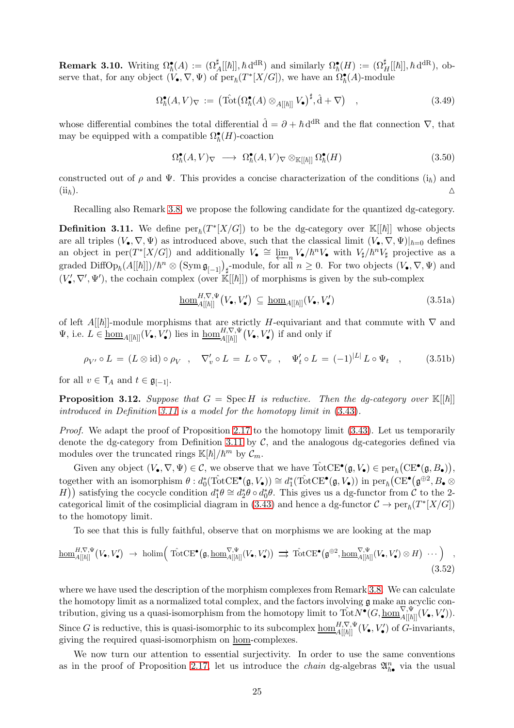**Remark 3.10.** Writing $\Omega^\bullet_\hbar(A) := (\Omega^\sharp_A[[\hbar]], \hbar\,\mathrm{d}^{\mathrm{dR}})$ and similarly $\Omega^\bullet_\hbar(H) := (\Omega^\sharp_H[[\hbar]], \hbar\,\mathrm{d}^{\mathrm{dR}})$, observe that, for any object $(V_\bullet, \nabla, \Psi)$ of $\mathrm{per}_\hbar(T^*[X/G])$, we have an $\Omega^\bullet_\hbar(A)$-module

$$\Omega^\bullet_\hbar(A, V)_\nabla \,:=\, \big(\hat{\mathrm{Tot}}\big(\Omega^\bullet_\hbar(A) \otimes_{A[[\hbar]]} V_\bullet\big)^\sharp, \hat{\mathrm{d}} + \nabla\big) \quad , \tag{3.49}$$

whose differential combines the total differential $\hat{\mathrm{d}} = \partial + \hbar\,\mathrm{d}^{\mathrm{dR}}$ and the flat connection $\nabla$, that may be equipped with a compatible $\Omega^\bullet_\hbar(H)$-coaction

$$\Omega^\bullet_\hbar(A, V)_\nabla \;\longrightarrow\; \Omega^\bullet_\hbar(A, V)_\nabla \otimes_{\mathbb{K}[[\hbar]]} \Omega^\bullet_\hbar(H) \tag{3.50}$$

constructed out of $\rho$ and $\Psi$. This provides a concise characterization of the conditions ($\mathrm{i}_\hbar$) and ($\mathrm{ii}_\hbar$). $\triangle$

Recalling also Remark 3.8, we propose the following candidate for the quantized dg-category.

**Definition 3.11.** We define $\mathrm{per}_\hbar(T^*[X/G])$ to be the dg-category over $\mathbb{K}[[\hbar]]$ whose objects are all triples $(V_\bullet, \nabla, \Psi)$ as introduced above, such that the classical limit $(V_\bullet, \nabla, \Psi)|_{\hbar=0}$ defines an object in $\mathrm{per}(T^*[X/G])$ and additionally $V_\bullet \cong \varprojlim_n V_\bullet/\hbar^n V_\bullet$ with $V_\sharp/\hbar^n V_\sharp$ projective as a graded $\mathrm{DiffOp}_\hbar(A[[\hbar]])/\hbar^n \otimes \big(\mathrm{Sym}\,\mathfrak{g}_{[-1]}\big)_\sharp$-module, for all $n \geq 0$. For two objects $(V_\bullet, \nabla, \Psi)$ and $(V'_\bullet, \nabla', \Psi')$, the cochain complex (over $\mathbb{K}[[\hbar]]$) of morphisms is given by the sub-complex

$$\underline{\mathrm{hom}}^{H,\nabla,\Psi}_{A[[\hbar]]}\big(V_\bullet, V'_\bullet\big) \,\subseteq\, \underline{\mathrm{hom}}_{A[[\hbar]]}(V_\bullet, V'_\bullet) \tag{3.51a}$$

of left $A[[\hbar]]$-module morphisms that are strictly $H$-equivariant and that commute with $\nabla$ and $\Psi$, i.e. $L \in \underline{\mathrm{hom}}_{A[[\hbar]]}(V_\bullet, V'_\bullet)$ lies in $\underline{\mathrm{hom}}^{H,\nabla,\Psi}_{A[[\hbar]]}\big(V_\bullet, V'_\bullet\big)$ if and only if

$$\rho_{V'} \circ L \,=\, (L \otimes \mathrm{id}) \circ \rho_V \quad , \quad \nabla'_v \circ L \,=\, L \circ \nabla_v \quad , \quad \Psi'_t \circ L \,=\, (-1)^{|L|}\, L \circ \Psi_t \quad , \tag{3.51b}$$

for all $v \in \mathsf{T}_A$ and $t \in \mathfrak{g}_{[-1]}$.

**Proposition 3.12.** *Suppose that $G = \mathrm{Spec}\, H$ is reductive. Then the dg-category over $\mathbb{K}[[\hbar]]$ introduced in Definition 3.11 is a model for the homotopy limit in (3.43).*

*Proof.* We adapt the proof of Proposition 2.17 to the homotopy limit (3.43). Let us temporarily denote the dg-category from Definition 3.11 by $\mathcal{C}$, and the analogous dg-categories defined via modules over the truncated rings $\mathbb{K}[\hbar]/\hbar^m$ by $\mathcal{C}_m$.

Given any object $(V_\bullet, \nabla, \Psi) \in \mathcal{C}$, we observe that we have $\hat{\mathrm{Tot}}\mathrm{CE}^\bullet(\mathfrak{g}, V_\bullet) \in \mathrm{per}_\hbar\big(\mathrm{CE}^\bullet(\mathfrak{g}, B_\bullet)\big)$, together with an isomorphism $\theta : d_0^*(\hat{\mathrm{Tot}}\mathrm{CE}^\bullet(\mathfrak{g}, V_\bullet)) \cong d_1^*(\hat{\mathrm{Tot}}\mathrm{CE}^\bullet(\mathfrak{g}, V_\bullet))$ in $\mathrm{per}_\hbar\big(\mathrm{CE}^\bullet(\mathfrak{g}^{\oplus 2}, B_\bullet \otimes H)\big)$ satisfying the cocycle condition $d_1^*\theta \cong d_2^*\theta \circ d_0^*\theta$. This gives us a dg-functor from $\mathcal{C}$ to the 2-categorical limit of the cosimplicial diagram in (3.43) and hence a dg-functor $\mathcal{C} \to \mathrm{per}_\hbar(T^*[X/G])$ to the homotopy limit.

To see that this is fully faithful, observe that on morphisms we are looking at the map

$$\underline{\mathrm{hom}}^{H,\nabla,\Psi}_{A[[\hbar]]}\big(V_\bullet, V'_\bullet\big) \;\to\; \mathrm{holim}\Big(\; \hat{\mathrm{Tot}}\mathrm{CE}^\bullet\big(\mathfrak{g}, \underline{\mathrm{hom}}^{\nabla,\Psi}_{A[[\hbar]]}(V_\bullet, V'_\bullet)\big) \;\rightrightarrows\; \hat{\mathrm{Tot}}\mathrm{CE}^\bullet\big(\mathfrak{g}^{\oplus 2}, \underline{\mathrm{hom}}^{\nabla,\Psi}_{A[[\hbar]]}(V_\bullet, V'_\bullet) \otimes H\big) \;\cdots\Big) \quad , \tag{3.52}$$

where we have used the description of the morphism complexes from Remark 3.8. We can calculate the homotopy limit as a normalized total complex, and the factors involving $\mathfrak{g}$ make an acyclic contribution, giving us a quasi-isomorphism from the homotopy limit to $\hat{\mathrm{Tot}}N^\bullet(G, \underline{\mathrm{hom}}^{\nabla,\Psi}_{A[[\hbar]]}(V_\bullet, V'_\bullet))$. Since $G$ is reductive, this is quasi-isomorphic to its subcomplex $\underline{\mathrm{hom}}^{H,\nabla,\Psi}_{A[[\hbar]]}(V_\bullet, V'_\bullet)$ of $G$-invariants, giving the required quasi-isomorphism on $\underline{\mathrm{hom}}$-complexes.

We now turn our attention to essential surjectivity. In order to use the same conventions as in the proof of Proposition 2.17, let us introduce the *chain* dg-algebras $\mathfrak{A}^n_{\hbar\bullet}$ via the usual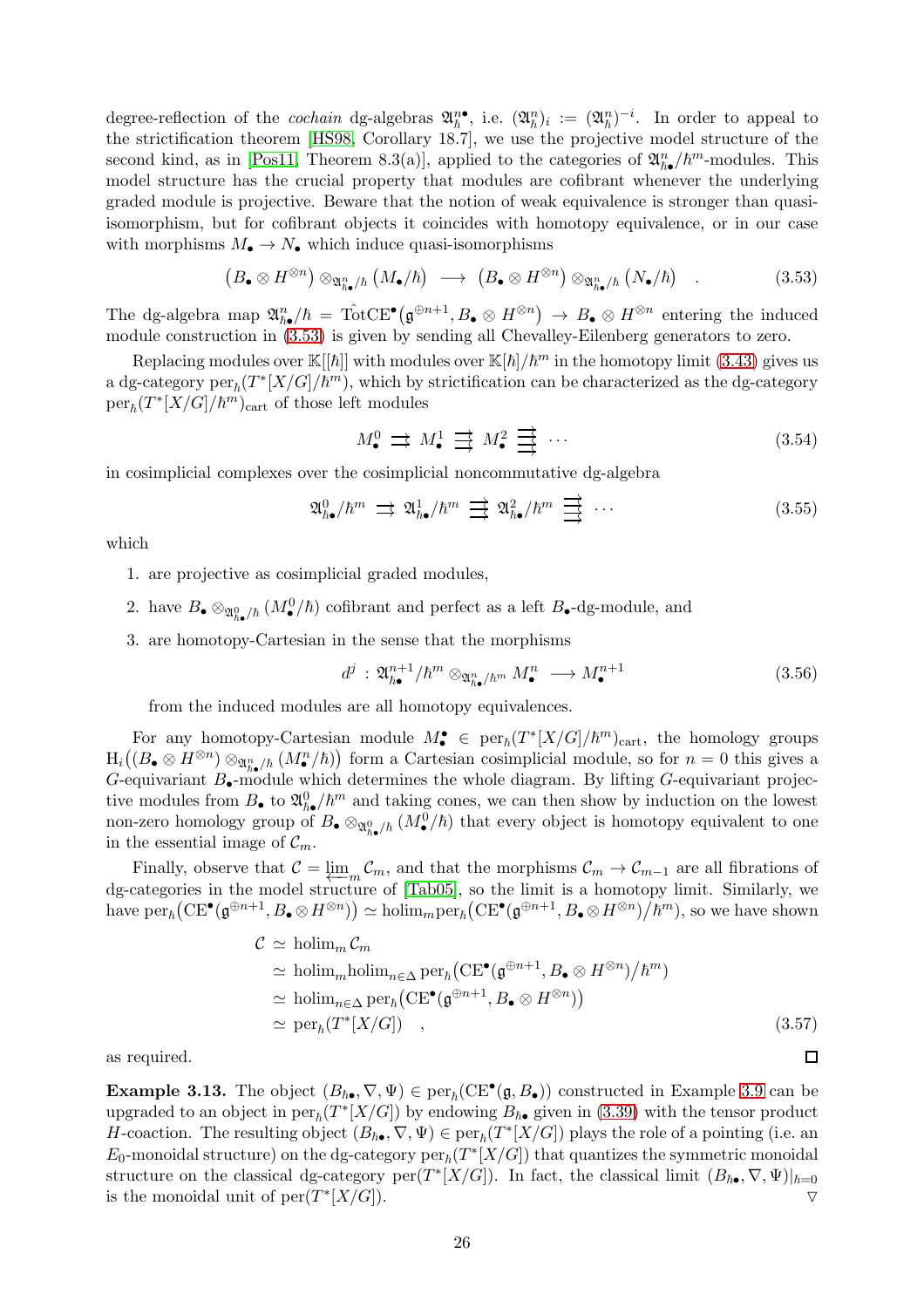degree-reflection of the *cochain* dg-algebras $\mathfrak{A}_{\hbar}^{n\bullet}$, i.e. $(\mathfrak{A}_{\hbar}^{n})_i := (\mathfrak{A}_{\hbar}^{n})^{-i}$. In order to appeal to the strictification theorem [HS98, Corollary 18.7], we use the projective model structure of the second kind, as in [Pos11, Theorem 8.3(a)], applied to the categories of $\mathfrak{A}_{\hbar\bullet}^{n}/\hbar^m$-modules. This model structure has the crucial property that modules are cofibrant whenever the underlying graded module is projective. Beware that the notion of weak equivalence is stronger than quasi-isomorphism, but for cofibrant objects it coincides with homotopy equivalence, or in our case with morphisms $M_\bullet \to N_\bullet$ which induce quasi-isomorphisms

$$\big(B_\bullet \otimes H^{\otimes n}\big) \otimes_{\mathfrak{A}_{\hbar\bullet}^{n}/\hbar} \big(M_\bullet/\hbar\big) \;\longrightarrow\; \big(B_\bullet \otimes H^{\otimes n}\big) \otimes_{\mathfrak{A}_{\hbar\bullet}^{n}/\hbar} \big(N_\bullet/\hbar\big) \quad . \tag{3.53}$$

The dg-algebra map $\mathfrak{A}_{\hbar\bullet}^{n}/\hbar = \hat{\mathrm{Tot}}\mathrm{CE}^\bullet\big(\mathfrak{g}^{\oplus n+1}, B_\bullet \otimes H^{\otimes n}\big) \to B_\bullet \otimes H^{\otimes n}$ entering the induced module construction in (3.53) is given by sending all Chevalley-Eilenberg generators to zero.

Replacing modules over $\mathbb{K}[[\hbar]]$ with modules over $\mathbb{K}[\hbar]/\hbar^m$ in the homotopy limit (3.43) gives us a dg-category $\mathrm{per}_\hbar(T^*[X/G]/\hbar^m)$, which by strictification can be characterized as the dg-category $\mathrm{per}_\hbar(T^*[X/G]/\hbar^m)_{\mathrm{cart}}$ of those left modules

$$M_\bullet^0 \rightrightarrows M_\bullet^1 \;\substack{\rightarrow\\[-1ex]\rightarrow\\[-1ex]\rightarrow}\; M_\bullet^2 \;\substack{\rightarrow\\[-1ex]\rightarrow\\[-1ex]\rightarrow\\[-1ex]\rightarrow}\; \cdots \tag{3.54}$$

in cosimplicial complexes over the cosimplicial noncommutative dg-algebra

$$\mathfrak{A}_{\hbar\bullet}^{0}/\hbar^m \rightrightarrows \mathfrak{A}_{\hbar\bullet}^{1}/\hbar^m \;\substack{\rightarrow\\[-1ex]\rightarrow\\[-1ex]\rightarrow}\; \mathfrak{A}_{\hbar\bullet}^{2}/\hbar^m \;\substack{\rightarrow\\[-1ex]\rightarrow\\[-1ex]\rightarrow\\[-1ex]\rightarrow}\; \cdots \tag{3.55}$$

which

1. are projective as cosimplicial graded modules,
2. have $B_\bullet \otimes_{\mathfrak{A}_{\hbar\bullet}^{0}/\hbar} (M_\bullet^0/\hbar)$ cofibrant and perfect as a left $B_\bullet$-dg-module, and
3. are homotopy-Cartesian in the sense that the morphisms

$$d^j \,:\, \mathfrak{A}_{\hbar\bullet}^{n+1}/\hbar^m \otimes_{\mathfrak{A}_{\hbar\bullet}^{n}/\hbar^m} M_\bullet^n \longrightarrow M_\bullet^{n+1} \tag{3.56}$$

from the induced modules are all homotopy equivalences.

For any homotopy-Cartesian module $M_\bullet^\bullet \in \mathrm{per}_\hbar(T^*[X/G]/\hbar^m)_{\mathrm{cart}}$, the homology groups $\mathrm{H}_i\big((B_\bullet \otimes H^{\otimes n}) \otimes_{\mathfrak{A}_{\hbar\bullet}^{n}/\hbar} (M_\bullet^n/\hbar)\big)$ form a Cartesian cosimplicial module, so for $n=0$ this gives a $G$-equivariant $B_\bullet$-module which determines the whole diagram. By lifting $G$-equivariant projective modules from $B_\bullet$ to $\mathfrak{A}_{\hbar\bullet}^{0}/\hbar^m$ and taking cones, we can then show by induction on the lowest non-zero homology group of $B_\bullet \otimes_{\mathfrak{A}_{\hbar\bullet}^{0}/\hbar} (M_\bullet^0/\hbar)$ that every object is homotopy equivalent to one in the essential image of $\mathcal{C}_m$.

Finally, observe that $\mathcal{C} = \varprojlim_m \mathcal{C}_m$, and that the morphisms $\mathcal{C}_m \to \mathcal{C}_{m-1}$ are all fibrations of dg-categories in the model structure of [Tab05], so the limit is a homotopy limit. Similarly, we have $\mathrm{per}_\hbar\big(\mathrm{CE}^\bullet(\mathfrak{g}^{\oplus n+1}, B_\bullet \otimes H^{\otimes n})\big) \simeq \mathrm{holim}_m \mathrm{per}_\hbar\big(\mathrm{CE}^\bullet(\mathfrak{g}^{\oplus n+1}, B_\bullet \otimes H^{\otimes n})/\hbar^m\big)$, so we have shown

$$\begin{aligned}
\mathcal{C} &\simeq \mathrm{holim}_m\, \mathcal{C}_m \\
&\simeq \mathrm{holim}_m \mathrm{holim}_{n\in\Delta}\, \mathrm{per}_\hbar\big(\mathrm{CE}^\bullet(\mathfrak{g}^{\oplus n+1}, B_\bullet \otimes H^{\otimes n})/\hbar^m\big) \\
&\simeq \mathrm{holim}_{n\in\Delta}\, \mathrm{per}_\hbar\big(\mathrm{CE}^\bullet(\mathfrak{g}^{\oplus n+1}, B_\bullet \otimes H^{\otimes n})\big) \\
&\simeq \mathrm{per}_\hbar(T^*[X/G]) \quad ,
\end{aligned} \tag{3.57}$$

as required. $\square$

**Example 3.13.** The object $(B_{\hbar\bullet}, \nabla, \Psi) \in \mathrm{per}_\hbar(\mathrm{CE}^\bullet(\mathfrak{g}, B_\bullet))$ constructed in Example 3.9 can be upgraded to an object in $\mathrm{per}_\hbar(T^*[X/G])$ by endowing $B_{\hbar\bullet}$ given in (3.39) with the tensor product $H$-coaction. The resulting object $(B_{\hbar\bullet}, \nabla, \Psi) \in \mathrm{per}_\hbar(T^*[X/G])$ plays the role of a pointing (i.e. an $E_0$-monoidal structure) on the dg-category $\mathrm{per}_\hbar(T^*[X/G])$ that quantizes the symmetric monoidal structure on the classical dg-category $\mathrm{per}(T^*[X/G])$. In fact, the classical limit $(B_{\hbar\bullet}, \nabla, \Psi)|_{\hbar=0}$ is the monoidal unit of $\mathrm{per}(T^*[X/G])$. $\triangledown$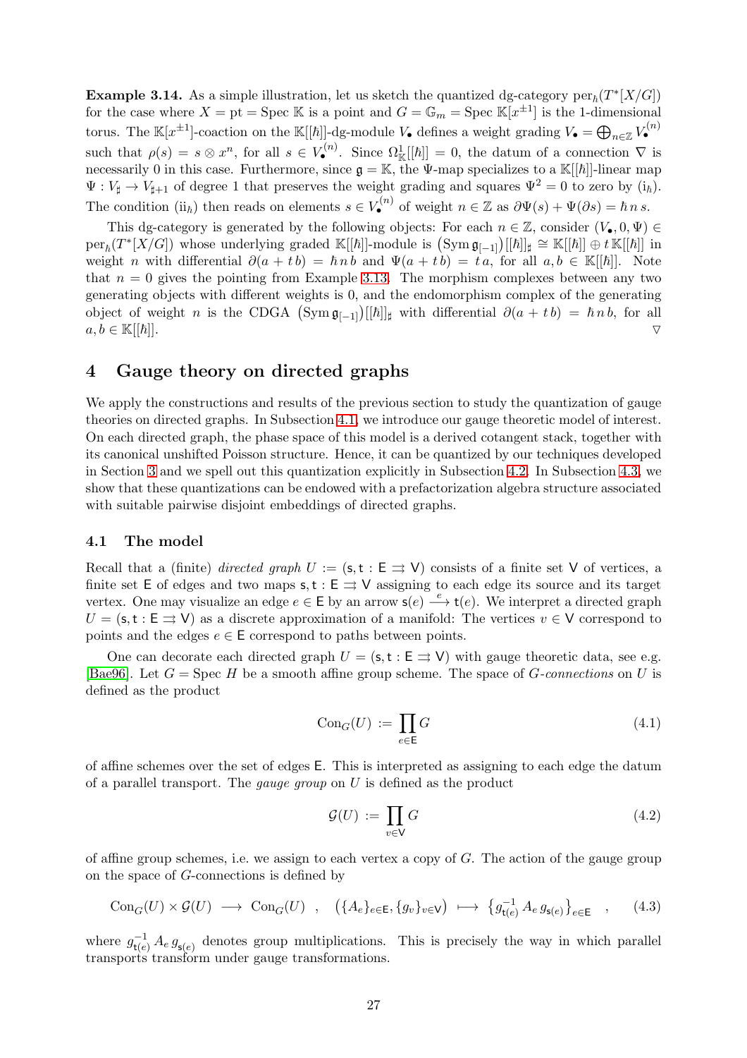**Example 3.14.** As a simple illustration, let us sketch the quantized dg-category $\mathrm{per}_\hbar(T^*[X/G])$ for the case where $X = \mathrm{pt} = \mathrm{Spec}\,\mathbb{K}$ is a point and $G = \mathbb{G}_m = \mathrm{Spec}\,\mathbb{K}[x^{\pm 1}]$ is the 1-dimensional torus. The $\mathbb{K}[x^{\pm 1}]$-coaction on the $\mathbb{K}[[\hbar]]$-dg-module $V_\bullet$ defines a weight grading $V_\bullet = \bigoplus_{n\in\mathbb{Z}} V_\bullet^{(n)}$ such that $\rho(s) = s\otimes x^n$, for all $s \in V_\bullet^{(n)}$. Since $\Omega^1_{\mathbb{K}}[[\hbar]] = 0$, the datum of a connection $\nabla$ is necessarily 0 in this case. Furthermore, since $\mathfrak{g} = \mathbb{K}$, the $\Psi$-map specializes to a $\mathbb{K}[[\hbar]]$-linear map $\Psi : V_\sharp \to V_{\sharp+1}$ of degree 1 that preserves the weight grading and squares $\Psi^2 = 0$ to zero by (i$_\hbar$). The condition (ii$_\hbar$) then reads on elements $s \in V_\bullet^{(n)}$ of weight $n\in\mathbb{Z}$ as $\partial\Psi(s) + \Psi(\partial s) = \hbar\, n\, s$.

This dg-category is generated by the following objects: For each $n \in \mathbb{Z}$, consider $(V_\bullet, 0, \Psi) \in \mathrm{per}_\hbar(T^*[X/G])$ whose underlying graded $\mathbb{K}[[\hbar]]$-module is $\big(\mathrm{Sym}\,\mathfrak{g}_{[-1]}\big)[[\hbar]]_\sharp \cong \mathbb{K}[[\hbar]] \oplus t\,\mathbb{K}[[\hbar]]$ in weight $n$ with differential $\partial(a + t\,b) = \hbar\, n\, b$ and $\Psi(a + t\,b) = t\,a$, for all $a, b \in \mathbb{K}[[\hbar]]$. Note that $n = 0$ gives the pointing from Example 3.13. The morphism complexes between any two generating objects with different weights is 0, and the endomorphism complex of the generating object of weight $n$ is the CDGA $\big(\mathrm{Sym}\,\mathfrak{g}_{[-1]}\big)[[\hbar]]_\sharp$ with differential $\partial(a + t\,b) = \hbar\, n\, b$, for all $a, b \in \mathbb{K}[[\hbar]]$. ▽

# 4 Gauge theory on directed graphs

We apply the constructions and results of the previous section to study the quantization of gauge theories on directed graphs. In Subsection 4.1, we introduce our gauge theoretic model of interest. On each directed graph, the phase space of this model is a derived cotangent stack, together with its canonical unshifted Poisson structure. Hence, it can be quantized by our techniques developed in Section 3 and we spell out this quantization explicitly in Subsection 4.2. In Subsection 4.3, we show that these quantizations can be endowed with a prefactorization algebra structure associated with suitable pairwise disjoint embeddings of directed graphs.

## 4.1 The model

Recall that a (finite) *directed graph* $U := (\mathsf{s}, \mathsf{t} : \mathsf{E} \rightrightarrows \mathsf{V})$ consists of a finite set $\mathsf{V}$ of vertices, a finite set $\mathsf{E}$ of edges and two maps $\mathsf{s}, \mathsf{t} : \mathsf{E} \rightrightarrows \mathsf{V}$ assigning to each edge its source and its target vertex. One may visualize an edge $e \in \mathsf{E}$ by an arrow $\mathsf{s}(e) \xrightarrow{e} \mathsf{t}(e)$. We interpret a directed graph $U = (\mathsf{s}, \mathsf{t} : \mathsf{E} \rightrightarrows \mathsf{V})$ as a discrete approximation of a manifold: The vertices $v \in \mathsf{V}$ correspond to points and the edges $e \in \mathsf{E}$ correspond to paths between points.

One can decorate each directed graph $U = (\mathsf{s}, \mathsf{t} : \mathsf{E} \rightrightarrows \mathsf{V})$ with gauge theoretic data, see e.g. [Bae96]. Let $G = \mathrm{Spec}\,H$ be a smooth affine group scheme. The space of *$G$-connections* on $U$ is defined as the product

$$\mathrm{Con}_G(U) := \prod_{e\in\mathsf{E}} G \tag{4.1}$$

of affine schemes over the set of edges $\mathsf{E}$. This is interpreted as assigning to each edge the datum of a parallel transport. The *gauge group* on $U$ is defined as the product

$$\mathcal{G}(U) := \prod_{v\in\mathsf{V}} G \tag{4.2}$$

of affine group schemes, i.e. we assign to each vertex a copy of $G$. The action of the gauge group on the space of $G$-connections is defined by

$$\mathrm{Con}_G(U) \times \mathcal{G}(U) \longrightarrow \mathrm{Con}_G(U) \quad , \quad \big(\{A_e\}_{e\in\mathsf{E}}, \{g_v\}_{v\in\mathsf{V}}\big) \longmapsto \big\{g_{\mathsf{t}(e)}^{-1}\, A_e\, g_{\mathsf{s}(e)}\big\}_{e\in\mathsf{E}} \quad , \tag{4.3}$$

where $g_{\mathsf{t}(e)}^{-1}\, A_e\, g_{\mathsf{s}(e)}$ denotes group multiplications. This is precisely the way in which parallel transports transform under gauge transformations.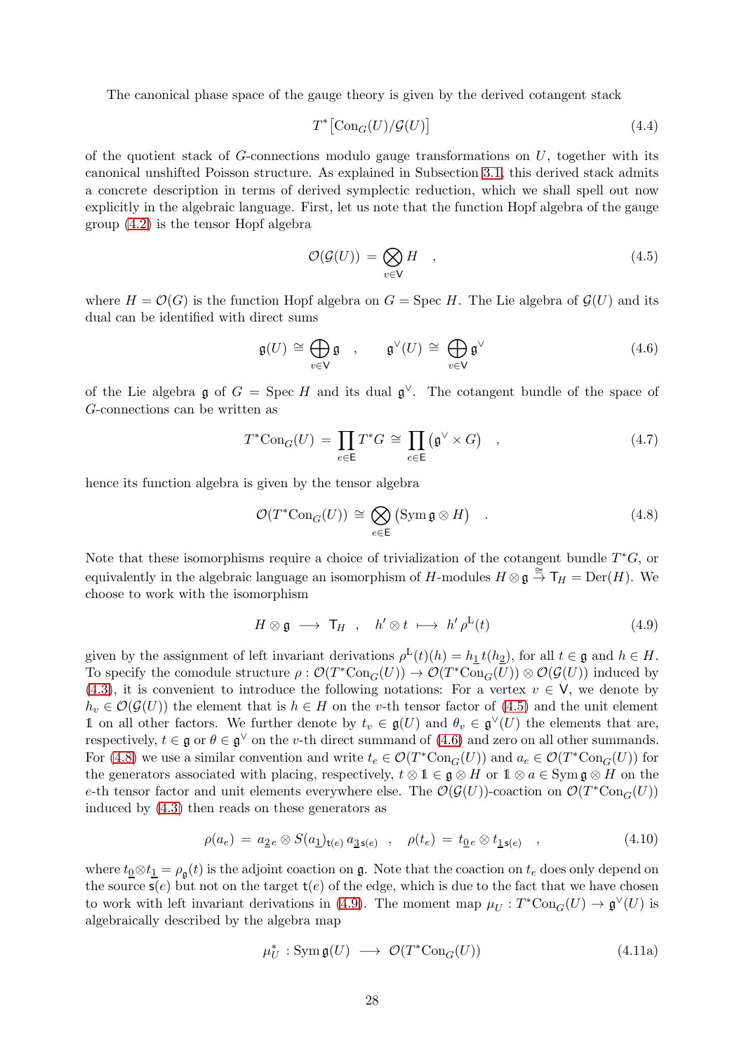The canonical phase space of the gauge theory is given by the derived cotangent stack

$$T^*\big[\mathrm{Con}_G(U)/\mathcal{G}(U)\big] \tag{4.4}$$

of the quotient stack of $G$-connections modulo gauge transformations on $U$, together with its canonical unshifted Poisson structure. As explained in Subsection 3.1, this derived stack admits a concrete description in terms of derived symplectic reduction, which we shall spell out now explicitly in the algebraic language. First, let us note that the function Hopf algebra of the gauge group (4.2) is the tensor Hopf algebra

$$\mathcal{O}(\mathcal{G}(U)) \,=\, \bigotimes_{v\in\mathsf{V}} H \quad , \tag{4.5}$$

where $H = \mathcal{O}(G)$ is the function Hopf algebra on $G = \operatorname{Spec} H$. The Lie algebra of $\mathcal{G}(U)$ and its dual can be identified with direct sums

$$\mathfrak{g}(U) \,\cong\, \bigoplus_{v\in\mathsf{V}} \mathfrak{g} \quad , \qquad \mathfrak{g}^\vee(U) \,\cong\, \bigoplus_{v\in\mathsf{V}} \mathfrak{g}^\vee \tag{4.6}$$

of the Lie algebra $\mathfrak{g}$ of $G = \operatorname{Spec} H$ and its dual $\mathfrak{g}^\vee$. The cotangent bundle of the space of $G$-connections can be written as

$$T^*\mathrm{Con}_G(U) \,=\, \prod_{e\in\mathsf{E}} T^*G \,\cong\, \prod_{e\in\mathsf{E}} \big(\mathfrak{g}^\vee \times G\big) \quad , \tag{4.7}$$

hence its function algebra is given by the tensor algebra

$$\mathcal{O}(T^*\mathrm{Con}_G(U)) \,\cong\, \bigotimes_{e\in\mathsf{E}} \big(\mathrm{Sym}\,\mathfrak{g}\otimes H\big) \quad . \tag{4.8}$$

Note that these isomorphisms require a choice of trivialization of the cotangent bundle $T^*G$, or equivalently in the algebraic language an isomorphism of $H$-modules $H\otimes\mathfrak{g} \stackrel{\cong}{\to} \mathsf{T}_H = \mathrm{Der}(H)$. We choose to work with the isomorphism

$$H\otimes\mathfrak{g} \,\longrightarrow\, \mathsf{T}_H \quad , \quad h'\otimes t \,\longmapsto\, h'\,\rho^{\mathrm{L}}(t) \tag{4.9}$$

given by the assignment of left invariant derivations $\rho^{\mathrm{L}}(t)(h) = h_{\underline{1}}\, t(h_{\underline{2}})$, for all $t\in\mathfrak{g}$ and $h\in H$. To specify the comodule structure $\rho : \mathcal{O}(T^*\mathrm{Con}_G(U)) \to \mathcal{O}(T^*\mathrm{Con}_G(U))\otimes\mathcal{O}(\mathcal{G}(U))$ induced by (4.3), it is convenient to introduce the following notations: For a vertex $v\in\mathsf{V}$, we denote by $h_v\in\mathcal{O}(\mathcal{G}(U))$ the element that is $h\in H$ on the $v$-th tensor factor of (4.5) and the unit element $\mathbb{1}$ on all other factors. We further denote by $t_v\in\mathfrak{g}(U)$ and $\theta_v\in\mathfrak{g}^\vee(U)$ the elements that are, respectively, $t\in\mathfrak{g}$ or $\theta\in\mathfrak{g}^\vee$ on the $v$-th direct summand of (4.6) and zero on all other summands. For (4.8) we use a similar convention and write $t_e\in\mathcal{O}(T^*\mathrm{Con}_G(U))$ and $a_e\in\mathcal{O}(T^*\mathrm{Con}_G(U))$ for the generators associated with placing, respectively, $t\otimes\mathbb{1}\in\mathfrak{g}\otimes H$ or $\mathbb{1}\otimes a\in\mathrm{Sym}\,\mathfrak{g}\otimes H$ on the $e$-th tensor factor and unit elements everywhere else. The $\mathcal{O}(\mathcal{G}(U))$-coaction on $\mathcal{O}(T^*\mathrm{Con}_G(U))$ induced by (4.3) then reads on these generators as

$$\rho(a_e) \,=\, a_{\underline{2}\,e}\otimes S(a_{\underline{1}})_{\mathsf{t}(e)}\, a_{\underline{3}\,\mathsf{s}(e)} \quad , \quad \rho(t_e) \,=\, t_{\underline{0}\,e}\otimes t_{\underline{1}\,\mathsf{s}(e)} \quad , \tag{4.10}$$

where $t_{\underline{0}}\otimes t_{\underline{1}} = \rho_{\mathfrak{g}}(t)$ is the adjoint coaction on $\mathfrak{g}$. Note that the coaction on $t_e$ does only depend on the source $\mathsf{s}(e)$ but not on the target $\mathsf{t}(e)$ of the edge, which is due to the fact that we have chosen to work with left invariant derivations in (4.9). The moment map $\mu_U : T^*\mathrm{Con}_G(U)\to\mathfrak{g}^\vee(U)$ is algebraically described by the algebra map

$$\mu_U^* \,:\, \mathrm{Sym}\,\mathfrak{g}(U) \,\longrightarrow\, \mathcal{O}(T^*\mathrm{Con}_G(U)) \tag{4.11a}$$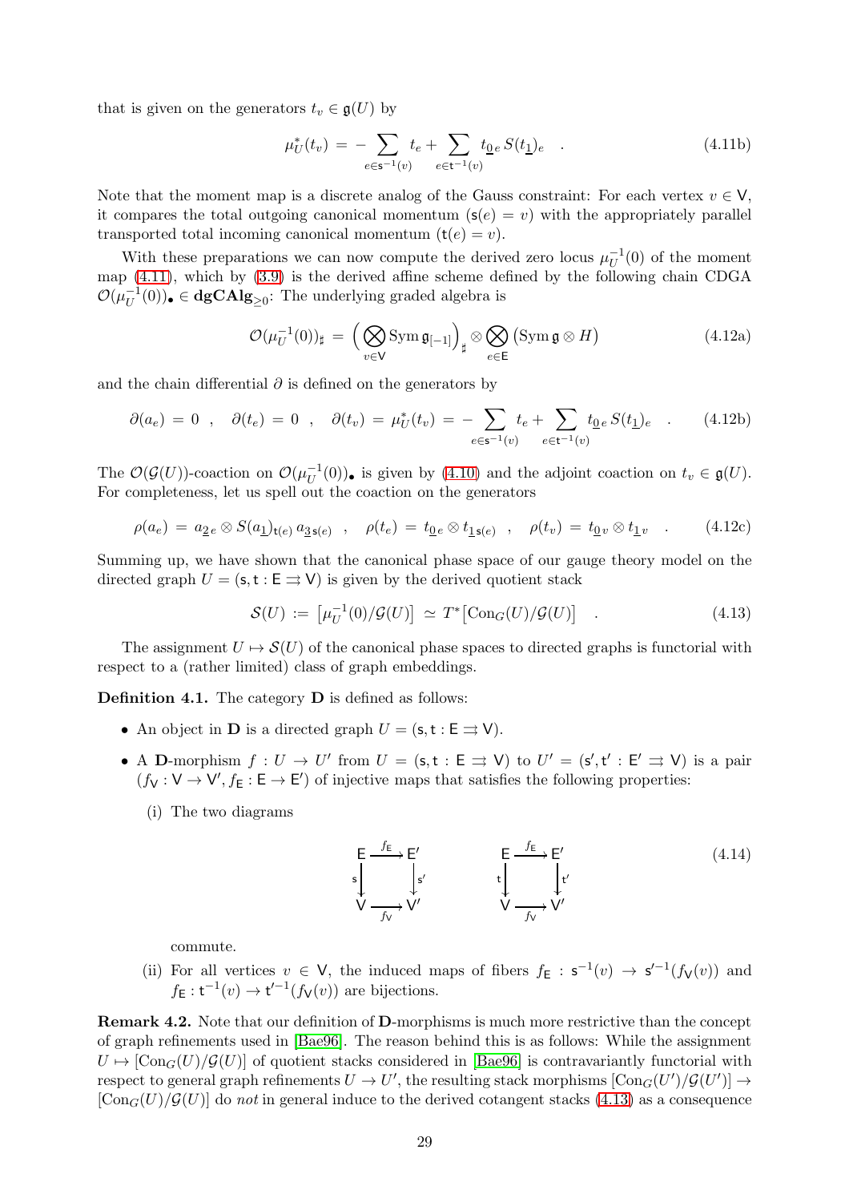that is given on the generators $t_v \in \mathfrak{g}(U)$ by

$$\mu_U^*(t_v) \,=\, -\sum_{e\in \mathsf{s}^{-1}(v)} t_e + \sum_{e\in \mathsf{t}^{-1}(v)} t_{\underline{0}\,e}\, S(t_{\underline{1}})_e \quad . \tag{4.11b}$$

Note that the moment map is a discrete analog of the Gauss constraint: For each vertex $v \in \mathsf{V}$, it compares the total outgoing canonical momentum ($\mathsf{s}(e) = v$) with the appropriately parallel transported total incoming canonical momentum ($\mathsf{t}(e) = v$).

With these preparations we can now compute the derived zero locus $\mu_U^{-1}(0)$ of the moment map (4.11), which by (3.9) is the derived affine scheme defined by the following chain CDGA $\mathcal{O}(\mu_U^{-1}(0))_\bullet \in \mathbf{dgCAlg}_{\geq 0}$: The underlying graded algebra is

$$\mathcal{O}(\mu_U^{-1}(0))_\sharp \,=\, \Big(\bigotimes_{v\in\mathsf{V}} \mathrm{Sym}\,\mathfrak{g}_{[-1]}\Big)_\sharp \otimes \bigotimes_{e\in\mathsf{E}} \big(\mathrm{Sym}\,\mathfrak{g}\otimes H\big) \tag{4.12a}$$

and the chain differential $\partial$ is defined on the generators by

$$\partial(a_e) \,=\, 0 \quad,\quad \partial(t_e) \,=\, 0 \quad,\quad \partial(t_v) \,=\, \mu_U^*(t_v) \,=\, -\sum_{e\in \mathsf{s}^{-1}(v)} t_e + \sum_{e\in \mathsf{t}^{-1}(v)} t_{\underline{0}\,e}\, S(t_{\underline{1}})_e \quad . \tag{4.12b}$$

The $\mathcal{O}(\mathcal{G}(U))$-coaction on $\mathcal{O}(\mu_U^{-1}(0))_\bullet$ is given by (4.10) and the adjoint coaction on $t_v \in \mathfrak{g}(U)$. For completeness, let us spell out the coaction on the generators

$$\rho(a_e) \,=\, a_{\underline{2}\,e} \otimes S(a_{\underline{1}})_{\mathsf{t}(e)}\, a_{\underline{3}\,\mathsf{s}(e)} \quad,\quad \rho(t_e) \,=\, t_{\underline{0}\,e} \otimes t_{\underline{1}\,\mathsf{s}(e)} \quad,\quad \rho(t_v) \,=\, t_{\underline{0}\,v} \otimes t_{\underline{1}\,v} \quad . \tag{4.12c}$$

Summing up, we have shown that the canonical phase space of our gauge theory model on the directed graph $U = (\mathsf{s},\mathsf{t} : \mathsf{E} \rightrightarrows \mathsf{V})$ is given by the derived quotient stack

$$\mathcal{S}(U) \,:=\, \big[\mu_U^{-1}(0)/\mathcal{G}(U)\big] \,\simeq\, T^*\big[\mathrm{Con}_G(U)/\mathcal{G}(U)\big] \quad . \tag{4.13}$$

The assignment $U \mapsto \mathcal{S}(U)$ of the canonical phase spaces to directed graphs is functorial with respect to a (rather limited) class of graph embeddings.

**Definition 4.1.** The category $\mathbf{D}$ is defined as follows:

- An object in $\mathbf{D}$ is a directed graph $U = (\mathsf{s},\mathsf{t} : \mathsf{E} \rightrightarrows \mathsf{V})$.
- A $\mathbf{D}$-morphism $f : U \to U'$ from $U = (\mathsf{s},\mathsf{t} : \mathsf{E} \rightrightarrows \mathsf{V})$ to $U' = (\mathsf{s}',\mathsf{t}' : \mathsf{E}' \rightrightarrows \mathsf{V})$ is a pair $(f_\mathsf{V} : \mathsf{V} \to \mathsf{V}', f_\mathsf{E} : \mathsf{E} \to \mathsf{E}')$ of injective maps that satisfies the following properties:
  - (i) The two diagrams

$$\begin{array}{ccc} \mathsf{E} & \xrightarrow{f_\mathsf{E}} & \mathsf{E}' \\ {\scriptstyle \mathsf{s}}\downarrow & & \downarrow{\scriptstyle \mathsf{s}'} \\ \mathsf{V} & \xrightarrow[f_\mathsf{V}]{} & \mathsf{V}' \end{array} \qquad\qquad \begin{array}{ccc} \mathsf{E} & \xrightarrow{f_\mathsf{E}} & \mathsf{E}' \\ {\scriptstyle \mathsf{t}}\downarrow & & \downarrow{\scriptstyle \mathsf{t}'} \\ \mathsf{V} & \xrightarrow[f_\mathsf{V}]{} & \mathsf{V}' \end{array} \tag{4.14}$$

    commute.
  - (ii) For all vertices $v \in \mathsf{V}$, the induced maps of fibers $f_\mathsf{E} : \mathsf{s}^{-1}(v) \to \mathsf{s}'^{-1}(f_\mathsf{V}(v))$ and $f_\mathsf{E} : \mathsf{t}^{-1}(v) \to \mathsf{t}'^{-1}(f_\mathsf{V}(v))$ are bijections.

**Remark 4.2.** Note that our definition of $\mathbf{D}$-morphisms is much more restrictive than the concept of graph refinements used in [Bae96]. The reason behind this is as follows: While the assignment $U \mapsto [\mathrm{Con}_G(U)/\mathcal{G}(U)]$ of quotient stacks considered in [Bae96] is contravariantly functorial with respect to general graph refinements $U \to U'$, the resulting stack morphisms $[\mathrm{Con}_G(U')/\mathcal{G}(U')] \to [\mathrm{Con}_G(U)/\mathcal{G}(U)]$ do *not* in general induce to the derived cotangent stacks (4.13) as a consequence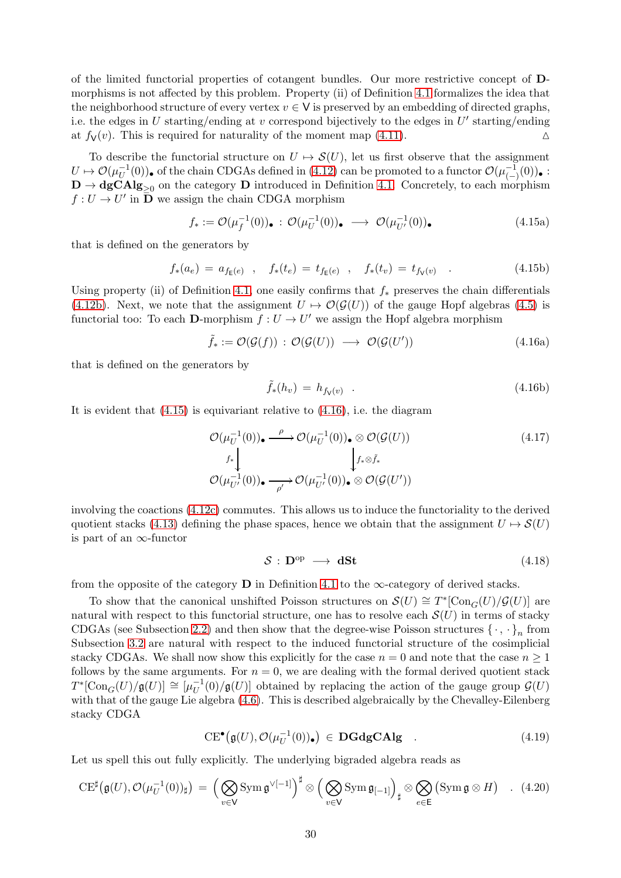of the limited functorial properties of cotangent bundles. Our more restrictive concept of **D**-morphisms is not affected by this problem. Property (ii) of Definition 4.1 formalizes the idea that the neighborhood structure of every vertex $v \in \mathsf{V}$ is preserved by an embedding of directed graphs, i.e. the edges in $U$ starting/ending at $v$ correspond bijectively to the edges in $U'$ starting/ending at $f_{\mathsf{V}}(v)$. This is required for naturality of the moment map (4.11). △

To describe the functorial structure on $U \mapsto \mathcal{S}(U)$, let us first observe that the assignment $U \mapsto \mathcal{O}(\mu_U^{-1}(0))_\bullet$ of the chain CDGAs defined in (4.12) can be promoted to a functor $\mathcal{O}(\mu_{(-)}^{-1}(0))_\bullet : \mathbf{D} \to \mathbf{dgCAlg}_{\geq 0}$ on the category $\mathbf{D}$ introduced in Definition 4.1. Concretely, to each morphism $f : U \to U'$ in $\mathbf{D}$ we assign the chain CDGA morphism

$$f_* := \mathcal{O}(\mu_f^{-1}(0))_\bullet \,:\, \mathcal{O}(\mu_U^{-1}(0))_\bullet \longrightarrow \mathcal{O}(\mu_{U'}^{-1}(0))_\bullet \tag{4.15a}$$

that is defined on the generators by

$$f_*(a_e) \,=\, a_{f_{\mathsf{E}}(e)} \quad,\quad f_*(t_e) \,=\, t_{f_{\mathsf{E}}(e)} \quad,\quad f_*(t_v) \,=\, t_{f_{\mathsf{V}}(v)} \quad. \tag{4.15b}$$

Using property (ii) of Definition 4.1, one easily confirms that $f_*$ preserves the chain differentials (4.12b). Next, we note that the assignment $U \mapsto \mathcal{O}(\mathcal{G}(U))$ of the gauge Hopf algebras (4.5) is functorial too: To each **D**-morphism $f : U \to U'$ we assign the Hopf algebra morphism

$$\tilde{f}_* := \mathcal{O}(\mathcal{G}(f)) \,:\, \mathcal{O}(\mathcal{G}(U)) \longrightarrow \mathcal{O}(\mathcal{G}(U')) \tag{4.16a}$$

that is defined on the generators by

$$\tilde{f}_*(h_v) \,=\, h_{f_{\mathsf{V}}(v)} \quad. \tag{4.16b}$$

It is evident that (4.15) is equivariant relative to (4.16), i.e. the diagram

$$\begin{array}{ccc}
\mathcal{O}(\mu_U^{-1}(0))_\bullet & \xrightarrow{\;\rho\;} & \mathcal{O}(\mu_U^{-1}(0))_\bullet \otimes \mathcal{O}(\mathcal{G}(U)) \\
{\scriptstyle f_*}\big\downarrow & & \big\downarrow{\scriptstyle f_* \otimes \tilde{f}_*} \\
\mathcal{O}(\mu_{U'}^{-1}(0))_\bullet & \xrightarrow[\;\rho'\;]{} & \mathcal{O}(\mu_{U'}^{-1}(0))_\bullet \otimes \mathcal{O}(\mathcal{G}(U'))
\end{array} \tag{4.17}$$

involving the coactions (4.12c) commutes. This allows us to induce the functoriality to the derived quotient stacks (4.13) defining the phase spaces, hence we obtain that the assignment $U \mapsto \mathcal{S}(U)$ is part of an $\infty$-functor

$$\mathcal{S} \,:\, \mathbf{D}^{\mathrm{op}} \longrightarrow \mathbf{dSt} \tag{4.18}$$

from the opposite of the category $\mathbf{D}$ in Definition 4.1 to the $\infty$-category of derived stacks.

To show that the canonical unshifted Poisson structures on $\mathcal{S}(U) \cong T^*[\mathrm{Con}_G(U)/\mathcal{G}(U)]$ are natural with respect to this functorial structure, one has to resolve each $\mathcal{S}(U)$ in terms of stacky CDGAs (see Subsection 2.2) and then show that the degree-wise Poisson structures $\{\,\cdot\,,\,\cdot\,\}_n$ from Subsection 3.2 are natural with respect to the induced functorial structure of the cosimplicial stacky CDGAs. We shall now show this explicitly for the case $n = 0$ and note that the case $n \geq 1$ follows by the same arguments. For $n = 0$, we are dealing with the formal derived quotient stack $T^*[\mathrm{Con}_G(U)/\mathfrak{g}(U)] \cong [\mu_U^{-1}(0)/\mathfrak{g}(U)]$ obtained by replacing the action of the gauge group $\mathcal{G}(U)$ with that of the gauge Lie algebra (4.6). This is described algebraically by the Chevalley-Eilenberg stacky CDGA

$$\mathrm{CE}^\bullet\big(\mathfrak{g}(U), \mathcal{O}(\mu_U^{-1}(0))_\bullet\big) \,\in\, \mathbf{DGdgCAlg} \quad. \tag{4.19}$$

Let us spell this out fully explicitly. The underlying bigraded algebra reads as

$$\mathrm{CE}^\sharp\big(\mathfrak{g}(U), \mathcal{O}(\mu_U^{-1}(0))_\sharp\big) \,=\, \Big(\bigotimes_{v\in\mathsf{V}} \mathrm{Sym}\,\mathfrak{g}^{\vee[-1]}\Big)^\sharp \otimes \Big(\bigotimes_{v\in\mathsf{V}} \mathrm{Sym}\,\mathfrak{g}_{[-1]}\Big)_\sharp \otimes \bigotimes_{e\in\mathsf{E}} \big(\mathrm{Sym}\,\mathfrak{g} \otimes H\big) \quad. \tag{4.20}$$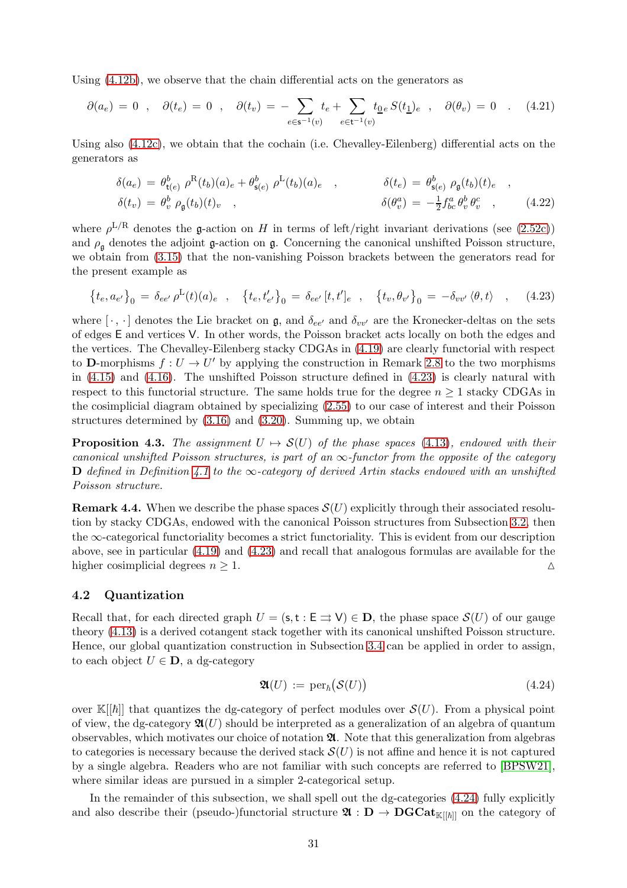Using (4.12b), we observe that the chain differential acts on the generators as

$$\partial(a_e) \,=\, 0 \quad , \quad \partial(t_e) \,=\, 0 \quad , \quad \partial(t_v) \,=\, -\sum_{e\in \mathsf{s}^{-1}(v)} t_e + \sum_{e\in \mathsf{t}^{-1}(v)} t_{\underline{0}\,e}\, S(t_{\underline{1}})_e \quad , \quad \partial(\theta_v) \,=\, 0 \quad . \tag{4.21}$$

Using also (4.12c), we obtain that the cochain (i.e. Chevalley-Eilenberg) differential acts on the generators as

$$\begin{aligned}
\delta(a_e) \,&=\, \theta^b_{\mathsf{t}(e)}\; \rho^{\mathrm{R}}(t_b)(a)_e + \theta^b_{\mathsf{s}(e)}\; \rho^{\mathrm{L}}(t_b)(a)_e \quad , \qquad & \delta(t_e) \,&=\, \theta^b_{\mathsf{s}(e)}\; \rho_{\mathfrak{g}}(t_b)(t)_e \quad , \\
\delta(t_v) \,&=\, \theta^b_v\; \rho_{\mathfrak{g}}(t_b)(t)_v \quad , & \delta(\theta^a_v) \,&=\, -\tfrac{1}{2} f^a_{bc}\, \theta^b_v\, \theta^c_v \quad ,
\end{aligned} \tag{4.22}$$

where $\rho^{\mathrm{L/R}}$ denotes the $\mathfrak{g}$-action on $H$ in terms of left/right invariant derivations (see (2.52c)) and $\rho_{\mathfrak{g}}$ denotes the adjoint $\mathfrak{g}$-action on $\mathfrak{g}$. Concerning the canonical unshifted Poisson structure, we obtain from (3.15) that the non-vanishing Poisson brackets between the generators read for the present example as

$$\big\{t_e, a_{e'}\big\}_0 \,=\, \delta_{ee'}\; \rho^{\mathrm{L}}(t)(a)_e \quad , \quad \big\{t_e, t'_{e'}\big\}_0 \,=\, \delta_{ee'}\, [t,t']_e \quad , \quad \big\{t_v, \theta_{v'}\big\}_0 \,=\, -\delta_{vv'}\, \langle \theta, t\rangle \quad , \tag{4.23}$$

where $[\,\cdot\,,\,\cdot\,]$ denotes the Lie bracket on $\mathfrak{g}$, and $\delta_{ee'}$ and $\delta_{vv'}$ are the Kronecker-deltas on the sets of edges $\mathsf{E}$ and vertices $\mathsf{V}$. In other words, the Poisson bracket acts locally on both the edges and the vertices. The Chevalley-Eilenberg stacky CDGAs in (4.19) are clearly functorial with respect to $\mathbf{D}$-morphisms $f : U \to U'$ by applying the construction in Remark 2.8 to the two morphisms in (4.15) and (4.16). The unshifted Poisson structure defined in (4.23) is clearly natural with respect to this functorial structure. The same holds true for the degree $n \geq 1$ stacky CDGAs in the cosimplicial diagram obtained by specializing (2.55) to our case of interest and their Poisson structures determined by (3.16) and (3.20). Summing up, we obtain

**Proposition 4.3.** *The assignment $U \mapsto \mathcal{S}(U)$ of the phase spaces (4.13), endowed with their canonical unshifted Poisson structures, is part of an $\infty$-functor from the opposite of the category $\mathbf{D}$ defined in Definition 4.1 to the $\infty$-category of derived Artin stacks endowed with an unshifted Poisson structure.*

**Remark 4.4.** When we describe the phase spaces $\mathcal{S}(U)$ explicitly through their associated resolution by stacky CDGAs, endowed with the canonical Poisson structures from Subsection 3.2, then the $\infty$-categorical functoriality becomes a strict functoriality. This is evident from our description above, see in particular (4.19) and (4.23) and recall that analogous formulas are available for the higher cosimplicial degrees $n \geq 1$. △

## 4.2 Quantization

Recall that, for each directed graph $U = (\mathsf{s},\mathsf{t} : \mathsf{E} \rightrightarrows \mathsf{V}) \in \mathbf{D}$, the phase space $\mathcal{S}(U)$ of our gauge theory (4.13) is a derived cotangent stack together with its canonical unshifted Poisson structure. Hence, our global quantization construction in Subsection 3.4 can be applied in order to assign, to each object $U \in \mathbf{D}$, a dg-category

$$\mathfrak{A}(U) \,:=\, \mathrm{per}_\hbar\big(\mathcal{S}(U)\big) \tag{4.24}$$

over $\mathbb{K}[[\hbar]]$ that quantizes the dg-category of perfect modules over $\mathcal{S}(U)$. From a physical point of view, the dg-category $\mathfrak{A}(U)$ should be interpreted as a generalization of an algebra of quantum observables, which motivates our choice of notation $\mathfrak{A}$. Note that this generalization from algebras to categories is necessary because the derived stack $\mathcal{S}(U)$ is not affine and hence it is not captured by a single algebra. Readers who are not familiar with such concepts are referred to [BPSW21], where similar ideas are pursued in a simpler 2-categorical setup.

In the remainder of this subsection, we shall spell out the dg-categories (4.24) fully explicitly and also describe their (pseudo-)functorial structure $\mathfrak{A} : \mathbf{D} \to \mathbf{DGCat}_{\mathbb{K}[[\hbar]]}$ on the category of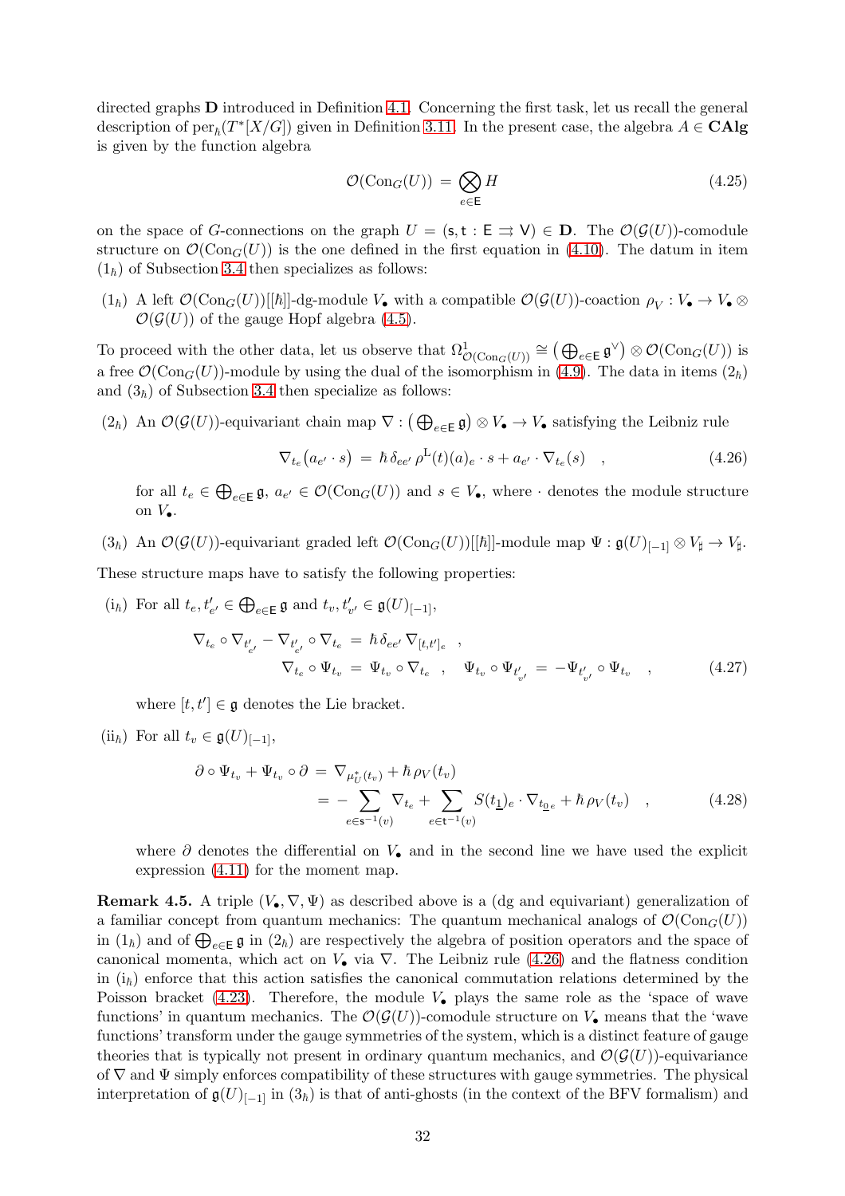directed graphs $\mathbf{D}$ introduced in Definition 4.1. Concerning the first task, let us recall the general description of $\mathrm{per}_\hbar(T^*[X/G])$ given in Definition 3.11. In the present case, the algebra $A \in \mathbf{CAlg}$ is given by the function algebra

$$\mathcal{O}(\mathrm{Con}_G(U)) \,=\, \bigotimes_{e\in\mathsf{E}} H \tag{4.25}$$

on the space of $G$-connections on the graph $U = (\mathsf{s},\mathsf{t} : \mathsf{E} \rightrightarrows \mathsf{V}) \in \mathbf{D}$. The $\mathcal{O}(\mathcal{G}(U))$-comodule structure on $\mathcal{O}(\mathrm{Con}_G(U))$ is the one defined in the first equation in (4.10). The datum in item $(1_\hbar)$ of Subsection 3.4 then specializes as follows:

$(1_\hbar)$ A left $\mathcal{O}(\mathrm{Con}_G(U))[[\hbar]]$-dg-module $V_\bullet$ with a compatible $\mathcal{O}(\mathcal{G}(U))$-coaction $\rho_V : V_\bullet \to V_\bullet \otimes \mathcal{O}(\mathcal{G}(U))$ of the gauge Hopf algebra (4.5).

To proceed with the other data, let us observe that $\Omega^1_{\mathcal{O}(\mathrm{Con}_G(U))} \cong \big(\bigoplus_{e\in\mathsf{E}}\mathfrak{g}^\vee\big)\otimes\mathcal{O}(\mathrm{Con}_G(U))$ is a free $\mathcal{O}(\mathrm{Con}_G(U))$-module by using the dual of the isomorphism in (4.9). The data in items $(2_\hbar)$ and $(3_\hbar)$ of Subsection 3.4 then specialize as follows:

$(2_\hbar)$ An $\mathcal{O}(\mathcal{G}(U))$-equivariant chain map $\nabla : \big(\bigoplus_{e\in\mathsf{E}}\mathfrak{g}\big)\otimes V_\bullet \to V_\bullet$ satisfying the Leibniz rule

$$\nabla_{t_e}\big(a_{e'}\cdot s\big) \,=\, \hbar\,\delta_{ee'}\,\rho^{\mathrm{L}}(t)(a)_e\cdot s + a_{e'}\cdot\nabla_{t_e}(s) \quad , \tag{4.26}$$

for all $t_e \in \bigoplus_{e\in\mathsf{E}}\mathfrak{g}$, $a_{e'}\in\mathcal{O}(\mathrm{Con}_G(U))$ and $s\in V_\bullet$, where $\cdot$ denotes the module structure on $V_\bullet$.

$(3_\hbar)$ An $\mathcal{O}(\mathcal{G}(U))$-equivariant graded left $\mathcal{O}(\mathrm{Con}_G(U))[[\hbar]]$-module map $\Psi : \mathfrak{g}(U)_{[-1]}\otimes V_\sharp \to V_\sharp$.

These structure maps have to satisfy the following properties:

$(\mathrm{i}_\hbar)$ For all $t_e, t'_{e'} \in \bigoplus_{e\in\mathsf{E}}\mathfrak{g}$ and $t_v, t'_{v'}\in\mathfrak{g}(U)_{[-1]}$,

$$\begin{aligned}\nabla_{t_e}\circ\nabla_{t'_{e'}} - \nabla_{t'_{e'}}\circ\nabla_{t_e} \,&=\, \hbar\,\delta_{ee'}\,\nabla_{[t,t']_e} \quad ,\\ \nabla_{t_e}\circ\Psi_{t_v} \,=\, \Psi_{t_v}\circ\nabla_{t_e} \quad &, \quad \Psi_{t_v}\circ\Psi_{t'_{v'}} \,=\, -\Psi_{t'_{v'}}\circ\Psi_{t_v} \quad ,\end{aligned} \tag{4.27}$$

where $[t,t']\in\mathfrak{g}$ denotes the Lie bracket.

$(\mathrm{ii}_\hbar)$ For all $t_v \in \mathfrak{g}(U)_{[-1]}$,

$$\begin{aligned}\partial\circ\Psi_{t_v} + \Psi_{t_v}\circ\partial \,&=\, \nabla_{\mu^*_U(t_v)} + \hbar\,\rho_V(t_v)\\ &=\, -\sum_{e\in\mathsf{s}^{-1}(v)}\nabla_{t_e} + \sum_{e\in\mathsf{t}^{-1}(v)} S(t_{\underline{1}})_e\cdot\nabla_{t_{\underline{0}}\,e} + \hbar\,\rho_V(t_v) \quad ,\end{aligned} \tag{4.28}$$

where $\partial$ denotes the differential on $V_\bullet$ and in the second line we have used the explicit expression (4.11) for the moment map.

**Remark 4.5.** A triple $(V_\bullet,\nabla,\Psi)$ as described above is a (dg and equivariant) generalization of a familiar concept from quantum mechanics: The quantum mechanical analogs of $\mathcal{O}(\mathrm{Con}_G(U))$ in $(1_\hbar)$ and of $\bigoplus_{e\in\mathsf{E}}\mathfrak{g}$ in $(2_\hbar)$ are respectively the algebra of position operators and the space of canonical momenta, which act on $V_\bullet$ via $\nabla$. The Leibniz rule (4.26) and the flatness condition in $(\mathrm{i}_\hbar)$ enforce that this action satisfies the canonical commutation relations determined by the Poisson bracket (4.23). Therefore, the module $V_\bullet$ plays the same role as the 'space of wave functions' in quantum mechanics. The $\mathcal{O}(\mathcal{G}(U))$-comodule structure on $V_\bullet$ means that the 'wave functions' transform under the gauge symmetries of the system, which is a distinct feature of gauge theories that is typically not present in ordinary quantum mechanics, and $\mathcal{O}(\mathcal{G}(U))$-equivariance of $\nabla$ and $\Psi$ simply enforces compatibility of these structures with gauge symmetries. The physical interpretation of $\mathfrak{g}(U)_{[-1]}$ in $(3_\hbar)$ is that of anti-ghosts (in the context of the BFV formalism) and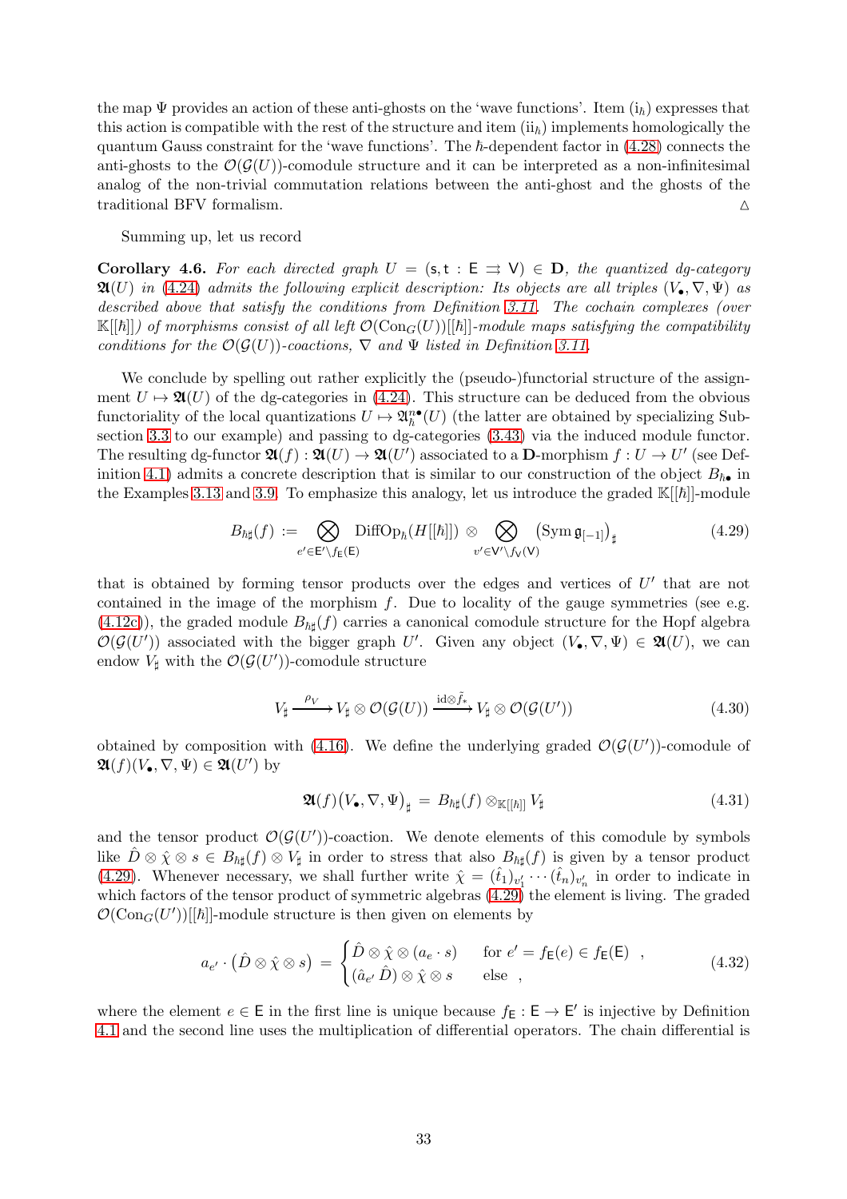the map $\Psi$ provides an action of these anti-ghosts on the 'wave functions'. Item (i$_\hbar$) expresses that this action is compatible with the rest of the structure and item (ii$_\hbar$) implements homologically the quantum Gauss constraint for the 'wave functions'. The $\hbar$-dependent factor in (4.28) connects the anti-ghosts to the $\mathcal{O}(\mathcal{G}(U))$-comodule structure and it can be interpreted as a non-infinitesimal analog of the non-trivial commutation relations between the anti-ghost and the ghosts of the traditional BFV formalism. △

Summing up, let us record

**Corollary 4.6.** *For each directed graph $U = (\mathsf{s},\mathsf{t} : \mathsf{E} \rightrightarrows \mathsf{V}) \in \mathbf{D}$, the quantized dg-category $\mathfrak{A}(U)$ in (4.24) admits the following explicit description: Its objects are all triples $(V_\bullet, \nabla, \Psi)$ as described above that satisfy the conditions from Definition 3.11. The cochain complexes (over $\mathbb{K}[[\hbar]]$) of morphisms consist of all left $\mathcal{O}(\mathrm{Con}_G(U))[[\hbar]]$-module maps satisfying the compatibility conditions for the $\mathcal{O}(\mathcal{G}(U))$-coactions, $\nabla$ and $\Psi$ listed in Definition 3.11.*

We conclude by spelling out rather explicitly the (pseudo-)functorial structure of the assignment $U \mapsto \mathfrak{A}(U)$ of the dg-categories in (4.24). This structure can be deduced from the obvious functoriality of the local quantizations $U \mapsto \mathfrak{A}_\hbar^{n\bullet}(U)$ (the latter are obtained by specializing Subsection 3.3 to our example) and passing to dg-categories (3.43) via the induced module functor. The resulting dg-functor $\mathfrak{A}(f) : \mathfrak{A}(U) \to \mathfrak{A}(U')$ associated to a $\mathbf{D}$-morphism $f : U \to U'$ (see Definition 4.1) admits a concrete description that is similar to our construction of the object $B_{\hbar\bullet}$ in the Examples 3.13 and 3.9. To emphasize this analogy, let us introduce the graded $\mathbb{K}[[\hbar]]$-module

$$B_{\hbar\sharp}(f) := \bigotimes_{e' \in \mathsf{E}' \setminus f_{\mathsf{E}}(\mathsf{E})} \mathrm{DiffOp}_\hbar(H[[\hbar]]) \otimes \bigotimes_{v' \in \mathsf{V}' \setminus f_{\mathsf{V}}(\mathsf{V})} \big(\mathrm{Sym}\,\mathfrak{g}_{[-1]}\big)_\sharp \tag{4.29}$$

that is obtained by forming tensor products over the edges and vertices of $U'$ that are not contained in the image of the morphism $f$. Due to locality of the gauge symmetries (see e.g. (4.12c)), the graded module $B_{\hbar\sharp}(f)$ carries a canonical comodule structure for the Hopf algebra $\mathcal{O}(\mathcal{G}(U'))$ associated with the bigger graph $U'$. Given any object $(V_\bullet, \nabla, \Psi) \in \mathfrak{A}(U)$, we can endow $V_\sharp$ with the $\mathcal{O}(\mathcal{G}(U'))$-comodule structure

$$V_\sharp \xrightarrow{\;\rho_V\;} V_\sharp \otimes \mathcal{O}(\mathcal{G}(U)) \xrightarrow{\;\mathrm{id}\otimes \tilde{f}_*\;} V_\sharp \otimes \mathcal{O}(\mathcal{G}(U')) \tag{4.30}$$

obtained by composition with (4.16). We define the underlying graded $\mathcal{O}(\mathcal{G}(U'))$-comodule of $\mathfrak{A}(f)(V_\bullet, \nabla, \Psi) \in \mathfrak{A}(U')$ by

$$\mathfrak{A}(f)\big(V_\bullet, \nabla, \Psi\big)_\sharp \,=\, B_{\hbar\sharp}(f) \otimes_{\mathbb{K}[[\hbar]]} V_\sharp \tag{4.31}$$

and the tensor product $\mathcal{O}(\mathcal{G}(U'))$-coaction. We denote elements of this comodule by symbols like $\hat{D} \otimes \hat{\chi} \otimes s \in B_{\hbar\sharp}(f) \otimes V_\sharp$ in order to stress that also $B_{\hbar\sharp}(f)$ is given by a tensor product (4.29). Whenever necessary, we shall further write $\hat{\chi} = (\hat{t}_1)_{v_1'} \cdots (\hat{t}_n)_{v_n'}$ in order to indicate in which factors of the tensor product of symmetric algebras (4.29) the element is living. The graded $\mathcal{O}(\mathrm{Con}_G(U'))[[\hbar]]$-module structure is then given on elements by

$$a_{e'} \cdot \big(\hat{D} \otimes \hat{\chi} \otimes s\big) \,=\, \begin{cases} \hat{D} \otimes \hat{\chi} \otimes (a_e \cdot s) & \text{for } e' = f_{\mathsf{E}}(e) \in f_{\mathsf{E}}(\mathsf{E}) \quad , \\ (\hat{a}_{e'}\,\hat{D}) \otimes \hat{\chi} \otimes s & \text{else} \quad , \end{cases} \tag{4.32}$$

where the element $e \in \mathsf{E}$ in the first line is unique because $f_{\mathsf{E}} : \mathsf{E} \to \mathsf{E}'$ is injective by Definition 4.1 and the second line uses the multiplication of differential operators. The chain differential is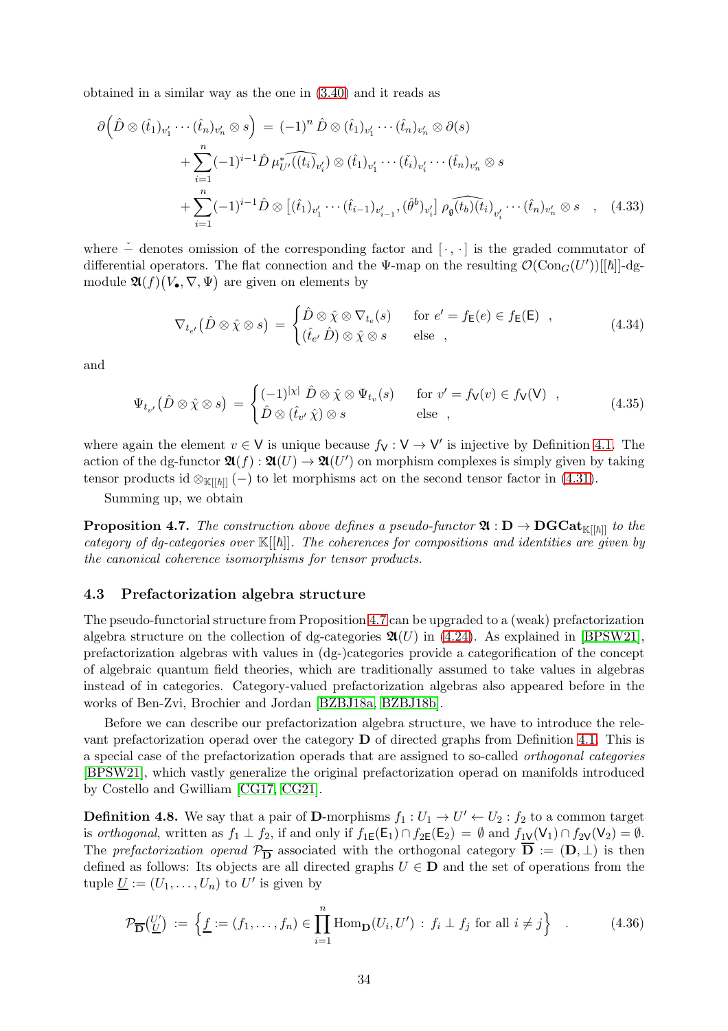obtained in a similar way as the one in (3.40) and it reads as

$$
\begin{aligned}
\partial\Big(\hat{D}\otimes(\hat{t}_1)_{v_1'}\cdots(\hat{t}_n)_{v_n'}\otimes s\Big) \,=\, &(-1)^n\,\hat{D}\otimes(\hat{t}_1)_{v_1'}\cdots(\hat{t}_n)_{v_n'}\otimes\partial(s)\\
&+\sum_{i=1}^{n}(-1)^{i-1}\hat{D}\,\mu_{U'}^{*}\widehat{((t_i)_{v_i'})}\otimes(\hat{t}_1)_{v_1'}\cdots(\check{t}_i)_{v_i'}\cdots(\hat{t}_n)_{v_n'}\otimes s\\
&+\sum_{i=1}^{n}(-1)^{i-1}\hat{D}\otimes\big[(\hat{t}_1)_{v_1'}\cdots(\hat{t}_{i-1})_{v_{i-1}'},(\hat{\theta}^b)_{v_i'}\big]\,\widehat{\rho_{\mathfrak{g}}(t_b)(t_i)}_{v_i'}\cdots(\hat{t}_n)_{v_n'}\otimes s \quad , \quad (4.33)
\end{aligned}
$$

where $\check{-}$ denotes omission of the corresponding factor and $[\,\cdot\,,\,\cdot\,]$ is the graded commutator of differential operators. The flat connection and the $\Psi$-map on the resulting $\mathcal{O}(\mathrm{Con}_G(U'))[[\hbar]]$-dg-module $\mathfrak{A}(f)\big(V_\bullet,\nabla,\Psi\big)$ are given on elements by

$$
\nabla_{t_{e'}}\big(\hat{D}\otimes\hat{\chi}\otimes s\big) \,=\, \begin{cases}\hat{D}\otimes\hat{\chi}\otimes\nabla_{t_e}(s) & \text{for } e'=f_{\mathsf{E}}(e)\in f_{\mathsf{E}}(\mathsf{E}) \quad ,\\ (\hat{t}_{e'}\,\hat{D})\otimes\hat{\chi}\otimes s & \text{else} \quad ,\end{cases} \qquad (4.34)
$$

and

$$
\Psi_{t_{v'}}\big(\hat{D}\otimes\hat{\chi}\otimes s\big) \,=\, \begin{cases}(-1)^{|\chi|}\;\hat{D}\otimes\hat{\chi}\otimes\Psi_{t_v}(s) & \text{for } v'=f_{\mathsf{V}}(v)\in f_{\mathsf{V}}(\mathsf{V}) \quad ,\\ \hat{D}\otimes(\hat{t}_{v'}\,\hat{\chi})\otimes s & \text{else} \quad ,\end{cases} \qquad (4.35)
$$

where again the element $v\in\mathsf{V}$ is unique because $f_{\mathsf{V}}:\mathsf{V}\to\mathsf{V}'$ is injective by Definition 4.1. The action of the dg-functor $\mathfrak{A}(f):\mathfrak{A}(U)\to\mathfrak{A}(U')$ on morphism complexes is simply given by taking tensor products $\mathrm{id}\otimes_{\mathbb{K}[[\hbar]]}(-)$ to let morphisms act on the second tensor factor in (4.31).

Summing up, we obtain

**Proposition 4.7.** *The construction above defines a pseudo-functor $\mathfrak{A}:\mathbf{D}\to\mathbf{DGCat}_{\mathbb{K}[[\hbar]]}$ to the category of dg-categories over $\mathbb{K}[[\hbar]]$. The coherences for compositions and identities are given by the canonical coherence isomorphisms for tensor products.*

### 4.3 Prefactorization algebra structure

The pseudo-functorial structure from Proposition 4.7 can be upgraded to a (weak) prefactorization algebra structure on the collection of dg-categories $\mathfrak{A}(U)$ in (4.24). As explained in [BPSW21], prefactorization algebras with values in (dg-)categories provide a categorification of the concept of algebraic quantum field theories, which are traditionally assumed to take values in algebras instead of in categories. Category-valued prefactorization algebras also appeared before in the works of Ben-Zvi, Brochier and Jordan [BZBJ18a, BZBJ18b].

Before we can describe our prefactorization algebra structure, we have to introduce the relevant prefactorization operad over the category $\mathbf{D}$ of directed graphs from Definition 4.1. This is a special case of the prefactorization operads that are assigned to so-called *orthogonal categories* [BPSW21], which vastly generalize the original prefactorization operad on manifolds introduced by Costello and Gwilliam [CG17, CG21].

**Definition 4.8.** We say that a pair of $\mathbf{D}$-morphisms $f_1:U_1\to U'\leftarrow U_2:f_2$ to a common target is *orthogonal*, written as $f_1\perp f_2$, if and only if $f_{1\mathsf{E}}(\mathsf{E}_1)\cap f_{2\mathsf{E}}(\mathsf{E}_2)=\emptyset$ and $f_{1\mathsf{V}}(\mathsf{V}_1)\cap f_{2\mathsf{V}}(\mathsf{V}_2)=\emptyset$. The *prefactorization operad* $\mathcal{P}_{\overline{\mathbf{D}}}$ associated with the orthogonal category $\overline{\mathbf{D}}:=(\mathbf{D},\perp)$ is then defined as follows: Its objects are all directed graphs $U\in\mathbf{D}$ and the set of operations from the tuple $\underline{U}:=(U_1,\dots,U_n)$ to $U'$ is given by

$$
\mathcal{P}_{\overline{\mathbf{D}}}\big(\begin{smallmatrix}U'\\ \underline{U}\end{smallmatrix}\big) \,:=\, \Big\{\underline{f}:=(f_1,\dots,f_n)\in\prod_{i=1}^{n}\mathrm{Hom}_{\mathbf{D}}(U_i,U')\,:\, f_i\perp f_j \text{ for all } i\neq j\Big\} \quad . \qquad (4.36)
$$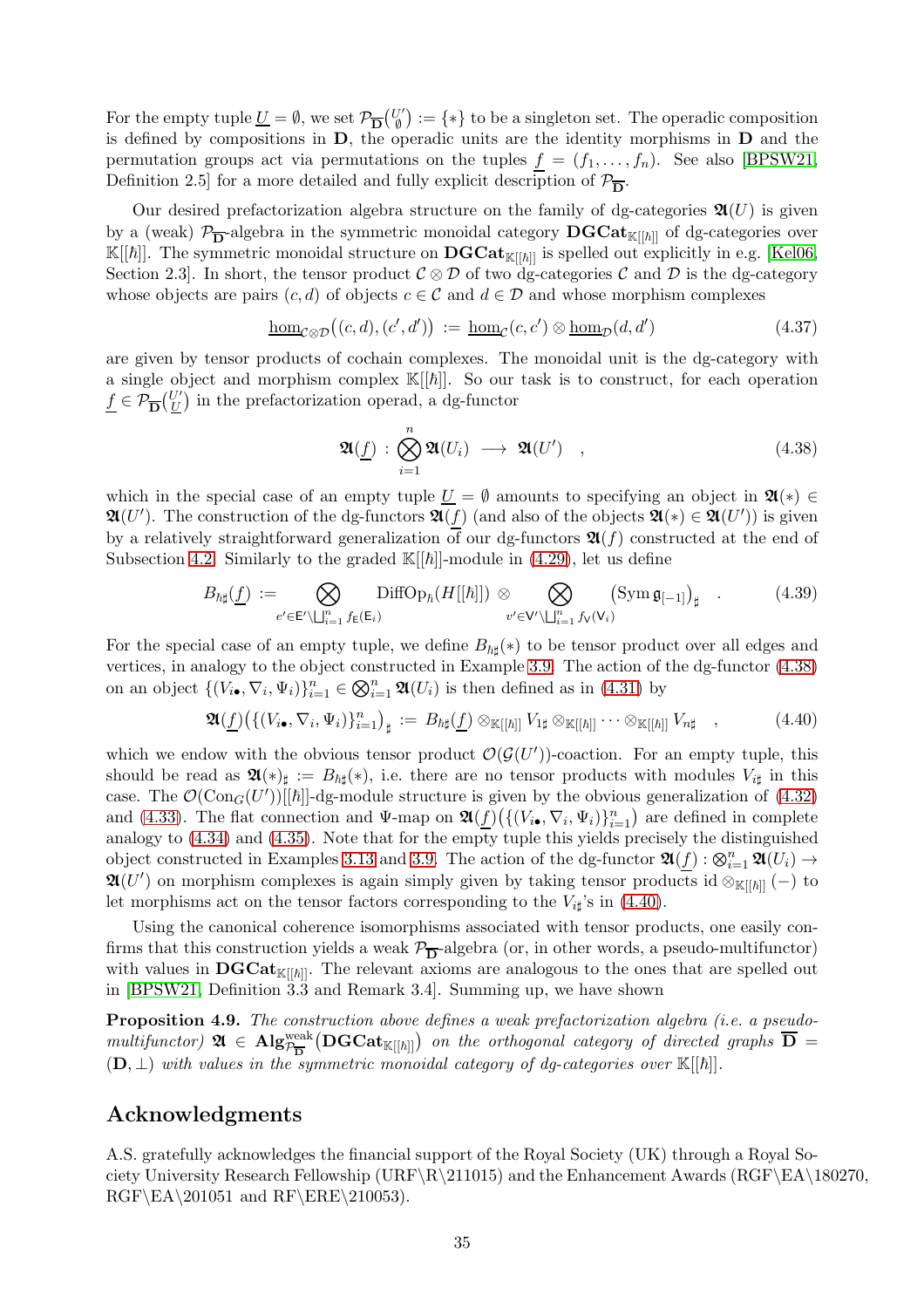For the empty tuple $\underline{U} = \emptyset$, we set $\mathcal{P}_{\overline{\mathbf{D}}}\binom{U'}{\emptyset} := \{*\}$ to be a singleton set. The operadic composition is defined by compositions in $\mathbf{D}$, the operadic units are the identity morphisms in $\mathbf{D}$ and the permutation groups act via permutations on the tuples $\underline{f} = (f_1, \dots, f_n)$. See also [BPSW21, Definition 2.5] for a more detailed and fully explicit description of $\mathcal{P}_{\overline{\mathbf{D}}}$.

Our desired prefactorization algebra structure on the family of dg-categories $\mathfrak{A}(U)$ is given by a (weak) $\mathcal{P}_{\overline{\mathbf{D}}}$-algebra in the symmetric monoidal category $\mathbf{DGCat}_{\mathbb{K}[[\hbar]]}$ of dg-categories over $\mathbb{K}[[\hbar]]$. The symmetric monoidal structure on $\mathbf{DGCat}_{\mathbb{K}[[\hbar]]}$ is spelled out explicitly in e.g. [Kel06, Section 2.3]. In short, the tensor product $\mathcal{C} \otimes \mathcal{D}$ of two dg-categories $\mathcal{C}$ and $\mathcal{D}$ is the dg-category whose objects are pairs $(c,d)$ of objects $c \in \mathcal{C}$ and $d \in \mathcal{D}$ and whose morphism complexes

$$\underline{\mathrm{hom}}_{\mathcal{C}\otimes\mathcal{D}}\big((c,d),(c',d')\big) := \underline{\mathrm{hom}}_{\mathcal{C}}(c,c') \otimes \underline{\mathrm{hom}}_{\mathcal{D}}(d,d') \tag{4.37}$$

are given by tensor products of cochain complexes. The monoidal unit is the dg-category with a single object and morphism complex $\mathbb{K}[[\hbar]]$. So our task is to construct, for each operation $\underline{f} \in \mathcal{P}_{\overline{\mathbf{D}}}\binom{U'}{\underline{U}}$ in the prefactorization operad, a dg-functor

$$\mathfrak{A}(\underline{f}) \,:\, \bigotimes_{i=1}^{n} \mathfrak{A}(U_i) \,\longrightarrow\, \mathfrak{A}(U') \quad , \tag{4.38}$$

which in the special case of an empty tuple $\underline{U} = \emptyset$ amounts to specifying an object in $\mathfrak{A}(*) \in \mathfrak{A}(U')$. The construction of the dg-functors $\mathfrak{A}(\underline{f})$ (and also of the objects $\mathfrak{A}(*) \in \mathfrak{A}(U')$) is given by a relatively straightforward generalization of our dg-functors $\mathfrak{A}(f)$ constructed at the end of Subsection 4.2. Similarly to the graded $\mathbb{K}[[\hbar]]$-module in (4.29), let us define

$$B_{\hbar\sharp}(\underline{f}) := \bigotimes_{e' \in \mathsf{E}' \setminus \bigsqcup_{i=1}^{n} f_{\mathsf{E}}(\mathsf{E}_i)} \mathrm{DiffOp}_{\hbar}(H[[\hbar]]) \,\otimes \bigotimes_{v' \in \mathsf{V}' \setminus \bigsqcup_{i=1}^{n} f_{\mathsf{V}}(\mathsf{V}_i)} \big(\mathrm{Sym}\,\mathfrak{g}_{[-1]}\big)_{\sharp} \quad . \tag{4.39}$$

For the special case of an empty tuple, we define $B_{\hbar\sharp}(*)$ to be tensor product over all edges and vertices, in analogy to the object constructed in Example 3.9. The action of the dg-functor (4.38) on an object $\{(V_{i\bullet}, \nabla_i, \Psi_i)\}_{i=1}^{n} \in \bigotimes_{i=1}^{n} \mathfrak{A}(U_i)$ is then defined as in (4.31) by

$$\mathfrak{A}(\underline{f})\big(\{(V_{i\bullet}, \nabla_i, \Psi_i)\}_{i=1}^{n}\big)_{\sharp} := B_{\hbar\sharp}(\underline{f}) \otimes_{\mathbb{K}[[\hbar]]} V_{1\sharp} \otimes_{\mathbb{K}[[\hbar]]} \cdots \otimes_{\mathbb{K}[[\hbar]]} V_{n\sharp} \quad , \tag{4.40}$$

which we endow with the obvious tensor product $\mathcal{O}(\mathcal{G}(U'))$-coaction. For an empty tuple, this should be read as $\mathfrak{A}(*)_{\sharp} := B_{\hbar\sharp}(*)$, i.e. there are no tensor products with modules $V_{i\sharp}$ in this case. The $\mathcal{O}(\mathrm{Con}_G(U'))[[\hbar]]$-dg-module structure is given by the obvious generalization of (4.32) and (4.33). The flat connection and $\Psi$-map on $\mathfrak{A}(\underline{f})\big(\{(V_{i\bullet}, \nabla_i, \Psi_i)\}_{i=1}^{n}\big)$ are defined in complete analogy to (4.34) and (4.35). Note that for the empty tuple this yields precisely the distinguished object constructed in Examples 3.13 and 3.9. The action of the dg-functor $\mathfrak{A}(\underline{f}) : \bigotimes_{i=1}^{n} \mathfrak{A}(U_i) \to \mathfrak{A}(U')$ on morphism complexes is again simply given by taking tensor products $\mathrm{id} \otimes_{\mathbb{K}[[\hbar]]} (-)$ to let morphisms act on the tensor factors corresponding to the $V_{i\sharp}$'s in (4.40).

Using the canonical coherence isomorphisms associated with tensor products, one easily confirms that this construction yields a weak $\mathcal{P}_{\overline{\mathbf{D}}}$-algebra (or, in other words, a pseudo-multifunctor) with values in $\mathbf{DGCat}_{\mathbb{K}[[\hbar]]}$. The relevant axioms are analogous to the ones that are spelled out in [BPSW21, Definition 3.3 and Remark 3.4]. Summing up, we have shown

**Proposition 4.9.** *The construction above defines a weak prefactorization algebra (i.e. a pseudo-multifunctor)* $\mathfrak{A} \in \mathbf{Alg}^{\mathrm{weak}}_{\mathcal{P}_{\overline{\mathbf{D}}}}\big(\mathbf{DGCat}_{\mathbb{K}[[\hbar]]}\big)$ *on the orthogonal category of directed graphs* $\overline{\mathbf{D}} = (\mathbf{D}, \perp)$ *with values in the symmetric monoidal category of dg-categories over* $\mathbb{K}[[\hbar]]$.

## Acknowledgments

A.S. gratefully acknowledges the financial support of the Royal Society (UK) through a Royal Society University Research Fellowship (URF\R\211015) and the Enhancement Awards (RGF\EA\180270, RGF\EA\201051 and RF\ERE\210053).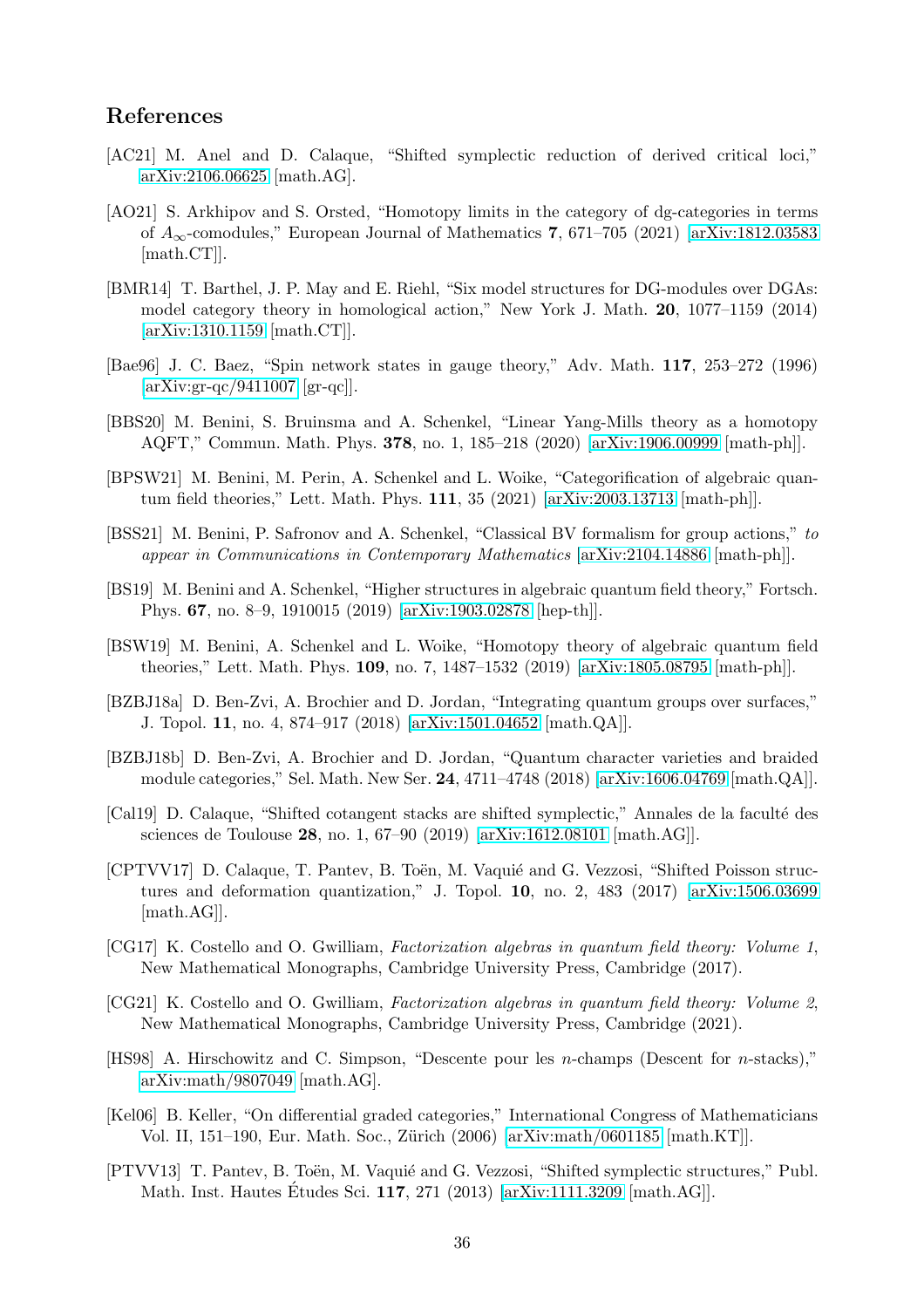## References

[AC21] M. Anel and D. Calaque, "Shifted symplectic reduction of derived critical loci," arXiv:2106.06625 [math.AG].

[AO21] S. Arkhipov and S. Orsted, "Homotopy limits in the category of dg-categories in terms of $A_\infty$-comodules," European Journal of Mathematics **7**, 671–705 (2021) [arXiv:1812.03583 [math.CT]].

[BMR14] T. Barthel, J. P. May and E. Riehl, "Six model structures for DG-modules over DGAs: model category theory in homological action," New York J. Math. **20**, 1077–1159 (2014) [arXiv:1310.1159 [math.CT]].

[Bae96] J. C. Baez, "Spin network states in gauge theory," Adv. Math. **117**, 253–272 (1996) [arXiv:gr-qc/9411007 [gr-qc]].

[BBS20] M. Benini, S. Bruinsma and A. Schenkel, "Linear Yang-Mills theory as a homotopy AQFT," Commun. Math. Phys. **378**, no. 1, 185–218 (2020) [arXiv:1906.00999 [math-ph]].

[BPSW21] M. Benini, M. Perin, A. Schenkel and L. Woike, "Categorification of algebraic quantum field theories," Lett. Math. Phys. **111**, 35 (2021) [arXiv:2003.13713 [math-ph]].

[BSS21] M. Benini, P. Safronov and A. Schenkel, "Classical BV formalism for group actions," *to appear in Communications in Contemporary Mathematics* [arXiv:2104.14886 [math-ph]].

[BS19] M. Benini and A. Schenkel, "Higher structures in algebraic quantum field theory," Fortsch. Phys. **67**, no. 8–9, 1910015 (2019) [arXiv:1903.02878 [hep-th]].

[BSW19] M. Benini, A. Schenkel and L. Woike, "Homotopy theory of algebraic quantum field theories," Lett. Math. Phys. **109**, no. 7, 1487–1532 (2019) [arXiv:1805.08795 [math-ph]].

[BZBJ18a] D. Ben-Zvi, A. Brochier and D. Jordan, "Integrating quantum groups over surfaces," J. Topol. **11**, no. 4, 874–917 (2018) [arXiv:1501.04652 [math.QA]].

[BZBJ18b] D. Ben-Zvi, A. Brochier and D. Jordan, "Quantum character varieties and braided module categories," Sel. Math. New Ser. **24**, 4711–4748 (2018) [arXiv:1606.04769 [math.QA]].

[Cal19] D. Calaque, "Shifted cotangent stacks are shifted symplectic," Annales de la faculté des sciences de Toulouse **28**, no. 1, 67–90 (2019) [arXiv:1612.08101 [math.AG]].

[CPTVV17] D. Calaque, T. Pantev, B. Toën, M. Vaquié and G. Vezzosi, "Shifted Poisson structures and deformation quantization," J. Topol. **10**, no. 2, 483 (2017) [arXiv:1506.03699 [math.AG]].

[CG17] K. Costello and O. Gwilliam, *Factorization algebras in quantum field theory: Volume 1*, New Mathematical Monographs, Cambridge University Press, Cambridge (2017).

[CG21] K. Costello and O. Gwilliam, *Factorization algebras in quantum field theory: Volume 2*, New Mathematical Monographs, Cambridge University Press, Cambridge (2021).

[HS98] A. Hirschowitz and C. Simpson, "Descente pour les $n$-champs (Descent for $n$-stacks)," arXiv:math/9807049 [math.AG].

[Kel06] B. Keller, "On differential graded categories," International Congress of Mathematicians Vol. II, 151–190, Eur. Math. Soc., Zürich (2006) [arXiv:math/0601185 [math.KT]].

[PTVV13] T. Pantev, B. Toën, M. Vaquié and G. Vezzosi, "Shifted symplectic structures," Publ. Math. Inst. Hautes Études Sci. **117**, 271 (2013) [arXiv:1111.3209 [math.AG]].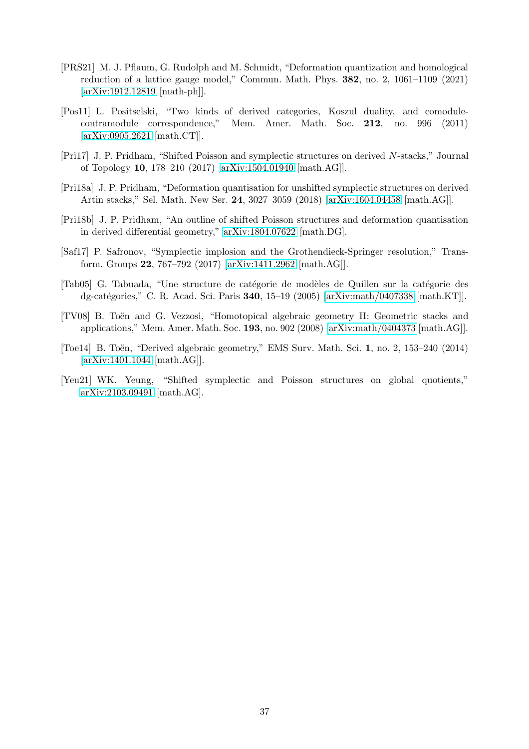[PRS21] M. J. Pflaum, G. Rudolph and M. Schmidt, “Deformation quantization and homological reduction of a lattice gauge model,” Commun. Math. Phys. **382**, no. 2, 1061–1109 (2021) [arXiv:1912.12819 [math-ph]].

[Pos11] L. Positselski, “Two kinds of derived categories, Koszul duality, and comodule-contramodule correspondence,” Mem. Amer. Math. Soc. **212**, no. 996 (2011) [arXiv:0905.2621 [math.CT]].

[Pri17] J. P. Pridham, “Shifted Poisson and symplectic structures on derived $N$-stacks,” Journal of Topology **10**, 178–210 (2017) [arXiv:1504.01940 [math.AG]].

[Pri18a] J. P. Pridham, “Deformation quantisation for unshifted symplectic structures on derived Artin stacks,” Sel. Math. New Ser. **24**, 3027–3059 (2018) [arXiv:1604.04458 [math.AG]].

[Pri18b] J. P. Pridham, “An outline of shifted Poisson structures and deformation quantisation in derived differential geometry,” arXiv:1804.07622 [math.DG].

[Saf17] P. Safronov, “Symplectic implosion and the Grothendieck-Springer resolution,” Transform. Groups **22**, 767–792 (2017) [arXiv:1411.2962 [math.AG]].

[Tab05] G. Tabuada, “Une structure de catégorie de modèles de Quillen sur la catégorie des dg-catégories,” C. R. Acad. Sci. Paris **340**, 15–19 (2005) [arXiv:math/0407338 [math.KT]].

[TV08] B. Toën and G. Vezzosi, “Homotopical algebraic geometry II: Geometric stacks and applications,” Mem. Amer. Math. Soc. **193**, no. 902 (2008) [arXiv:math/0404373 [math.AG]].

[Toe14] B. Toën, “Derived algebraic geometry,” EMS Surv. Math. Sci. **1**, no. 2, 153–240 (2014) [arXiv:1401.1044 [math.AG]].

[Yeu21] WK. Yeung, “Shifted symplectic and Poisson structures on global quotients,” arXiv:2103.09491 [math.AG].